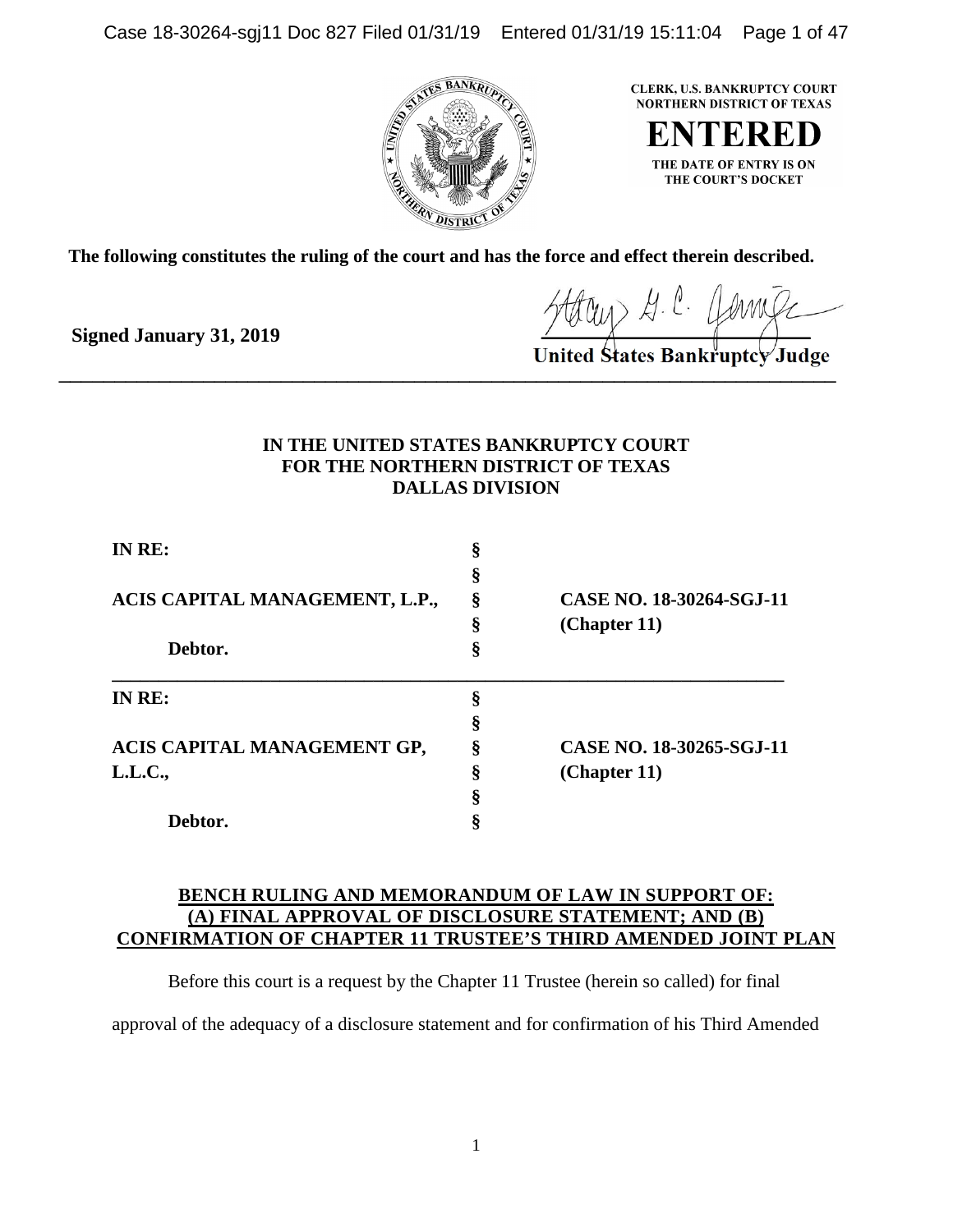CLERK, U.S. BANKRUPTCY COURT
NORTHERN DISTRICT OF TEXAS

**ENTERED**

THE DATE OF ENTRY IS ON
THE COURT'S DOCKET

**The following constitutes the ruling of the court and has the force and effect therein described.**

**Signed January 31, 2019**

**United States Bankruptcy Judge**

---

**IN THE UNITED STATES BANKRUPTCY COURT**
**FOR THE NORTHERN DISTRICT OF TEXAS**
**DALLAS DIVISION**

| | | |
|---|---|---|
| **IN RE:** | § | |
| | § | |
| **ACIS CAPITAL MANAGEMENT, L.P.,** | § | **CASE NO. 18-30264-SGJ-11** |
| | § | **(Chapter 11)** |
| **Debtor.** | § | |

| | | |
|---|---|---|
| **IN RE:** | § | |
| | § | |
| **ACIS CAPITAL MANAGEMENT GP,** | § | **CASE NO. 18-30265-SGJ-11** |
| **L.L.C.,** | § | **(Chapter 11)** |
| | § | |
| **Debtor.** | § | |

**BENCH RULING AND MEMORANDUM OF LAW IN SUPPORT OF: (A) FINAL APPROVAL OF DISCLOSURE STATEMENT; AND (B) CONFIRMATION OF CHAPTER 11 TRUSTEE'S THIRD AMENDED JOINT PLAN**

Before this court is a request by the Chapter 11 Trustee (herein so called) for final approval of the adequacy of a disclosure statement and for confirmation of his Third Amended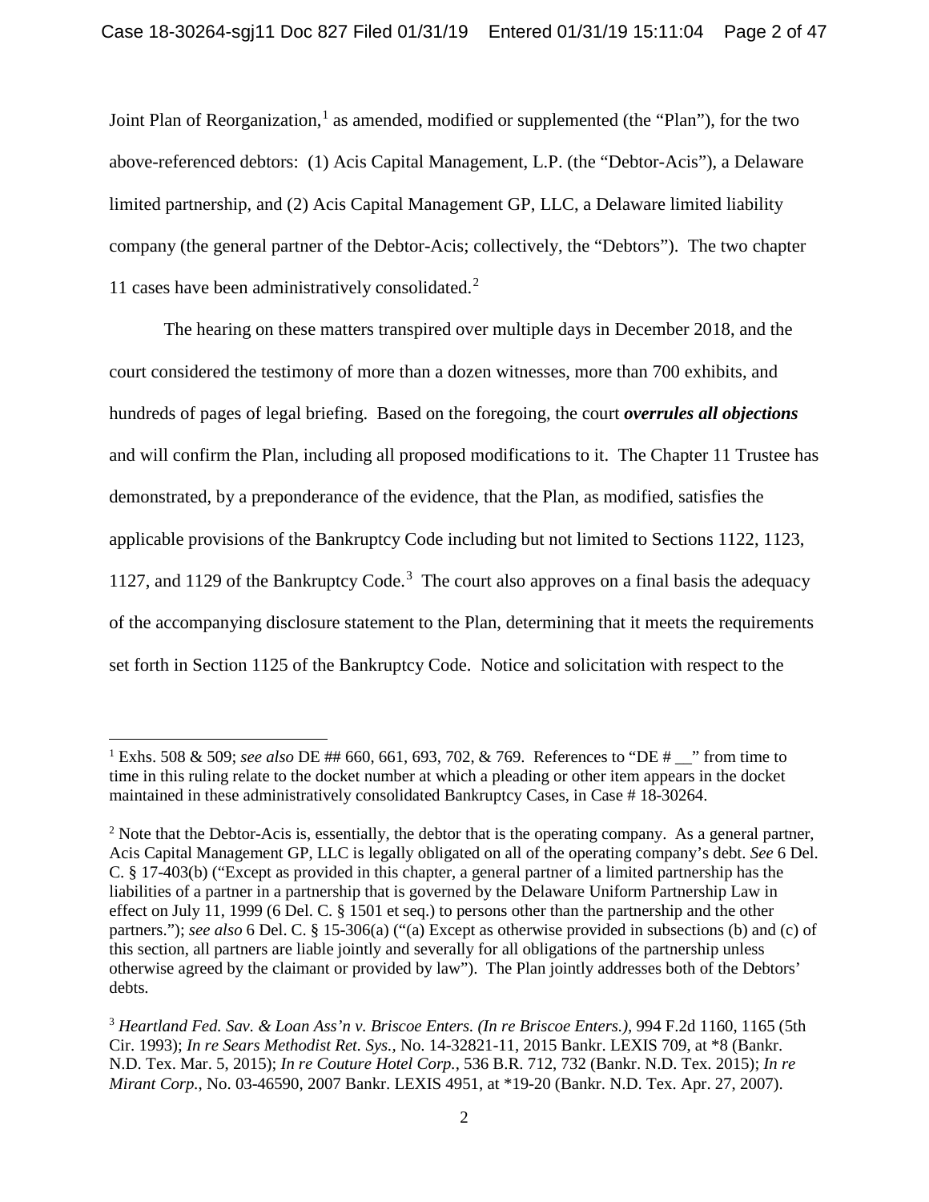Joint Plan of Reorganization,[1] as amended, modified or supplemented (the "Plan"), for the two above-referenced debtors: (1) Acis Capital Management, L.P. (the "Debtor-Acis"), a Delaware limited partnership, and (2) Acis Capital Management GP, LLC, a Delaware limited liability company (the general partner of the Debtor-Acis; collectively, the "Debtors"). The two chapter 11 cases have been administratively consolidated.[2]

The hearing on these matters transpired over multiple days in December 2018, and the court considered the testimony of more than a dozen witnesses, more than 700 exhibits, and hundreds of pages of legal briefing. Based on the foregoing, the court ***overrules all objections*** and will confirm the Plan, including all proposed modifications to it. The Chapter 11 Trustee has demonstrated, by a preponderance of the evidence, that the Plan, as modified, satisfies the applicable provisions of the Bankruptcy Code including but not limited to Sections 1122, 1123, 1127, and 1129 of the Bankruptcy Code.[3] The court also approves on a final basis the adequacy of the accompanying disclosure statement to the Plan, determining that it meets the requirements set forth in Section 1125 of the Bankruptcy Code. Notice and solicitation with respect to the

---

[1] Exhs. 508 & 509; *see also* DE ## 660, 661, 693, 702, & 769. References to "DE # __" from time to time in this ruling relate to the docket number at which a pleading or other item appears in the docket maintained in these administratively consolidated Bankruptcy Cases, in Case # 18-30264.

[2] Note that the Debtor-Acis is, essentially, the debtor that is the operating company. As a general partner, Acis Capital Management GP, LLC is legally obligated on all of the operating company's debt. *See* 6 Del. C. § 17-403(b) ("Except as provided in this chapter, a general partner of a limited partnership has the liabilities of a partner in a partnership that is governed by the Delaware Uniform Partnership Law in effect on July 11, 1999 (6 Del. C. § 1501 et seq.) to persons other than the partnership and the other partners."); *see also* 6 Del. C. § 15-306(a) ("(a) Except as otherwise provided in subsections (b) and (c) of this section, all partners are liable jointly and severally for all obligations of the partnership unless otherwise agreed by the claimant or provided by law"). The Plan jointly addresses both of the Debtors' debts.

[3] *Heartland Fed. Sav. & Loan Ass'n v. Briscoe Enters. (In re Briscoe Enters.)*, 994 F.2d 1160, 1165 (5th Cir. 1993); *In re Sears Methodist Ret. Sys.*, No. 14-32821-11, 2015 Bankr. LEXIS 709, at *8 (Bankr. N.D. Tex. Mar. 5, 2015); *In re Couture Hotel Corp.*, 536 B.R. 712, 732 (Bankr. N.D. Tex. 2015); *In re Mirant Corp.*, No. 03-46590, 2007 Bankr. LEXIS 4951, at *19-20 (Bankr. N.D. Tex. Apr. 27, 2007).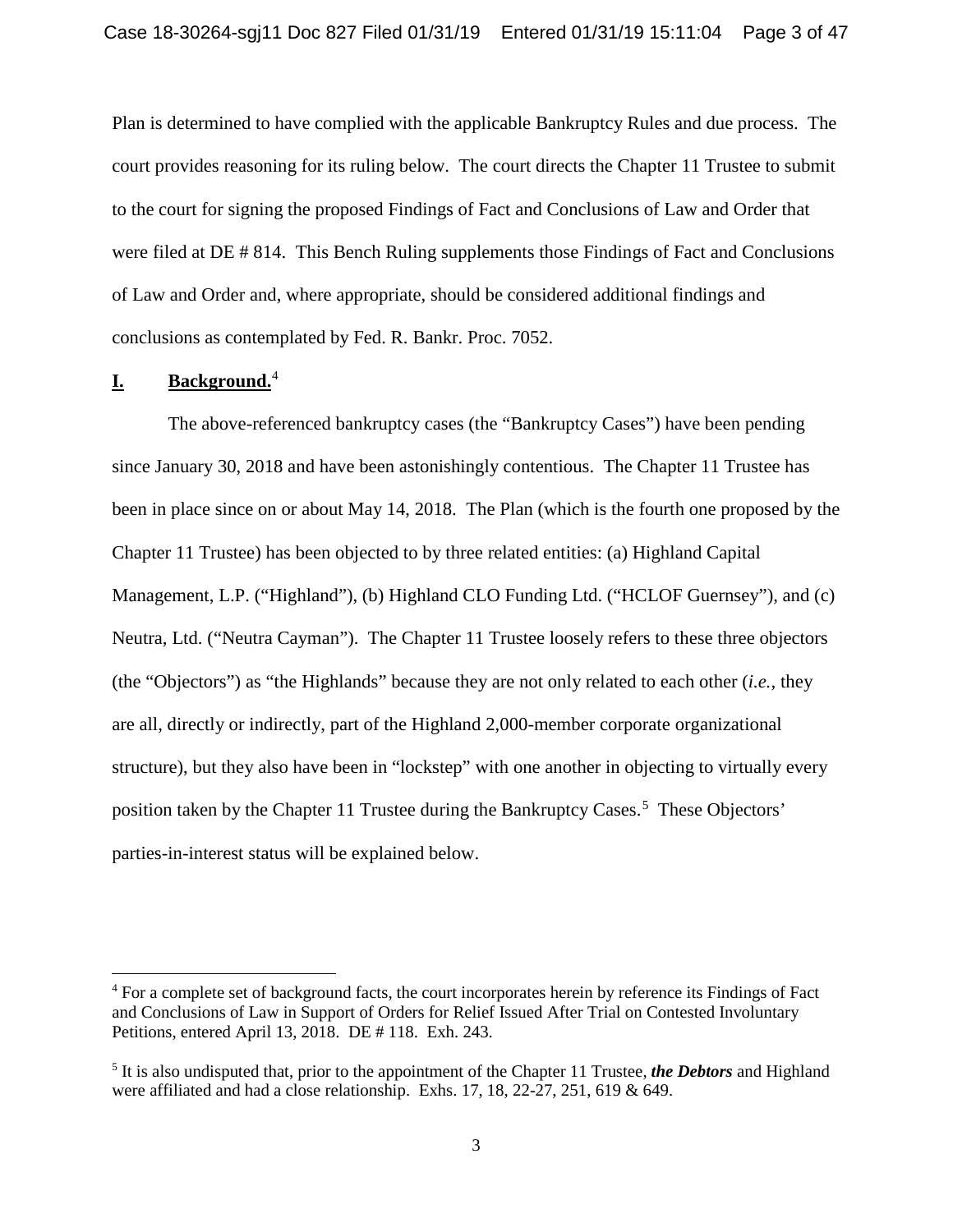Plan is determined to have complied with the applicable Bankruptcy Rules and due process. The court provides reasoning for its ruling below. The court directs the Chapter 11 Trustee to submit to the court for signing the proposed Findings of Fact and Conclusions of Law and Order that were filed at DE # 814. This Bench Ruling supplements those Findings of Fact and Conclusions of Law and Order and, where appropriate, should be considered additional findings and conclusions as contemplated by Fed. R. Bankr. Proc. 7052.

## I. Background.[4]

The above-referenced bankruptcy cases (the "Bankruptcy Cases") have been pending since January 30, 2018 and have been astonishingly contentious. The Chapter 11 Trustee has been in place since on or about May 14, 2018. The Plan (which is the fourth one proposed by the Chapter 11 Trustee) has been objected to by three related entities: (a) Highland Capital Management, L.P. ("Highland"), (b) Highland CLO Funding Ltd. ("HCLOF Guernsey"), and (c) Neutra, Ltd. ("Neutra Cayman"). The Chapter 11 Trustee loosely refers to these three objectors (the "Objectors") as "the Highlands" because they are not only related to each other (*i.e.*, they are all, directly or indirectly, part of the Highland 2,000-member corporate organizational structure), but they also have been in "lockstep" with one another in objecting to virtually every position taken by the Chapter 11 Trustee during the Bankruptcy Cases.[5] These Objectors' parties-in-interest status will be explained below.

---

[4] For a complete set of background facts, the court incorporates herein by reference its Findings of Fact and Conclusions of Law in Support of Orders for Relief Issued After Trial on Contested Involuntary Petitions, entered April 13, 2018. DE # 118. Exh. 243.

[5] It is also undisputed that, prior to the appointment of the Chapter 11 Trustee, ***the Debtors*** and Highland were affiliated and had a close relationship. Exhs. 17, 18, 22-27, 251, 619 & 649.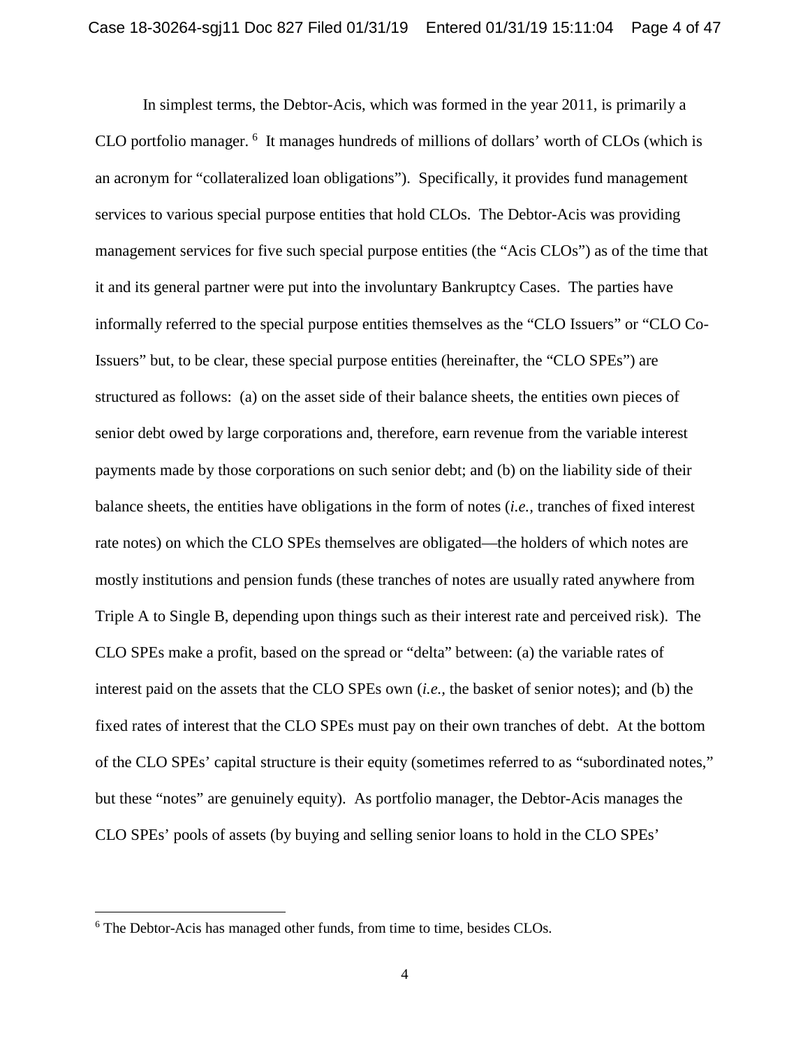In simplest terms, the Debtor-Acis, which was formed in the year 2011, is primarily a CLO portfolio manager. [6] It manages hundreds of millions of dollars' worth of CLOs (which is an acronym for "collateralized loan obligations"). Specifically, it provides fund management services to various special purpose entities that hold CLOs. The Debtor-Acis was providing management services for five such special purpose entities (the "Acis CLOs") as of the time that it and its general partner were put into the involuntary Bankruptcy Cases. The parties have informally referred to the special purpose entities themselves as the "CLO Issuers" or "CLO Co-Issuers" but, to be clear, these special purpose entities (hereinafter, the "CLO SPEs") are structured as follows: (a) on the asset side of their balance sheets, the entities own pieces of senior debt owed by large corporations and, therefore, earn revenue from the variable interest payments made by those corporations on such senior debt; and (b) on the liability side of their balance sheets, the entities have obligations in the form of notes (*i.e.*, tranches of fixed interest rate notes) on which the CLO SPEs themselves are obligated—the holders of which notes are mostly institutions and pension funds (these tranches of notes are usually rated anywhere from Triple A to Single B, depending upon things such as their interest rate and perceived risk). The CLO SPEs make a profit, based on the spread or "delta" between: (a) the variable rates of interest paid on the assets that the CLO SPEs own (*i.e.*, the basket of senior notes); and (b) the fixed rates of interest that the CLO SPEs must pay on their own tranches of debt. At the bottom of the CLO SPEs' capital structure is their equity (sometimes referred to as "subordinated notes," but these "notes" are genuinely equity). As portfolio manager, the Debtor-Acis manages the CLO SPEs' pools of assets (by buying and selling senior loans to hold in the CLO SPEs'

---

[6] The Debtor-Acis has managed other funds, from time to time, besides CLOs.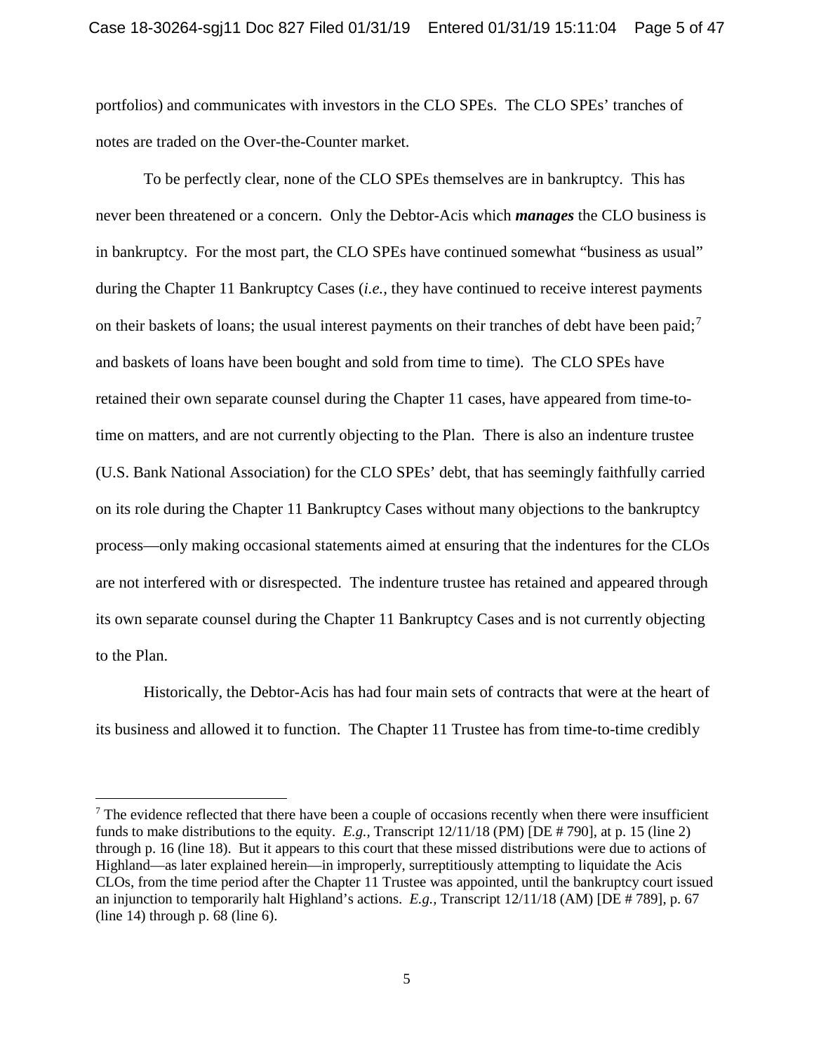portfolios) and communicates with investors in the CLO SPEs. The CLO SPEs' tranches of notes are traded on the Over-the-Counter market.

To be perfectly clear, none of the CLO SPEs themselves are in bankruptcy. This has never been threatened or a concern. Only the Debtor-Acis which ***manages*** the CLO business is in bankruptcy. For the most part, the CLO SPEs have continued somewhat "business as usual" during the Chapter 11 Bankruptcy Cases (*i.e.*, they have continued to receive interest payments on their baskets of loans; the usual interest payments on their tranches of debt have been paid;[7] and baskets of loans have been bought and sold from time to time). The CLO SPEs have retained their own separate counsel during the Chapter 11 cases, have appeared from time-to-time on matters, and are not currently objecting to the Plan. There is also an indenture trustee (U.S. Bank National Association) for the CLO SPEs' debt, that has seemingly faithfully carried on its role during the Chapter 11 Bankruptcy Cases without many objections to the bankruptcy process—only making occasional statements aimed at ensuring that the indentures for the CLOs are not interfered with or disrespected. The indenture trustee has retained and appeared through its own separate counsel during the Chapter 11 Bankruptcy Cases and is not currently objecting to the Plan.

Historically, the Debtor-Acis has had four main sets of contracts that were at the heart of its business and allowed it to function. The Chapter 11 Trustee has from time-to-time credibly

---

[7] The evidence reflected that there have been a couple of occasions recently when there were insufficient funds to make distributions to the equity. *E.g.,* Transcript 12/11/18 (PM) [DE # 790], at p. 15 (line 2) through p. 16 (line 18). But it appears to this court that these missed distributions were due to actions of Highland—as later explained herein—in improperly, surreptitiously attempting to liquidate the Acis CLOs, from the time period after the Chapter 11 Trustee was appointed, until the bankruptcy court issued an injunction to temporarily halt Highland's actions. *E.g.,* Transcript 12/11/18 (AM) [DE # 789], p. 67 (line 14) through p. 68 (line 6).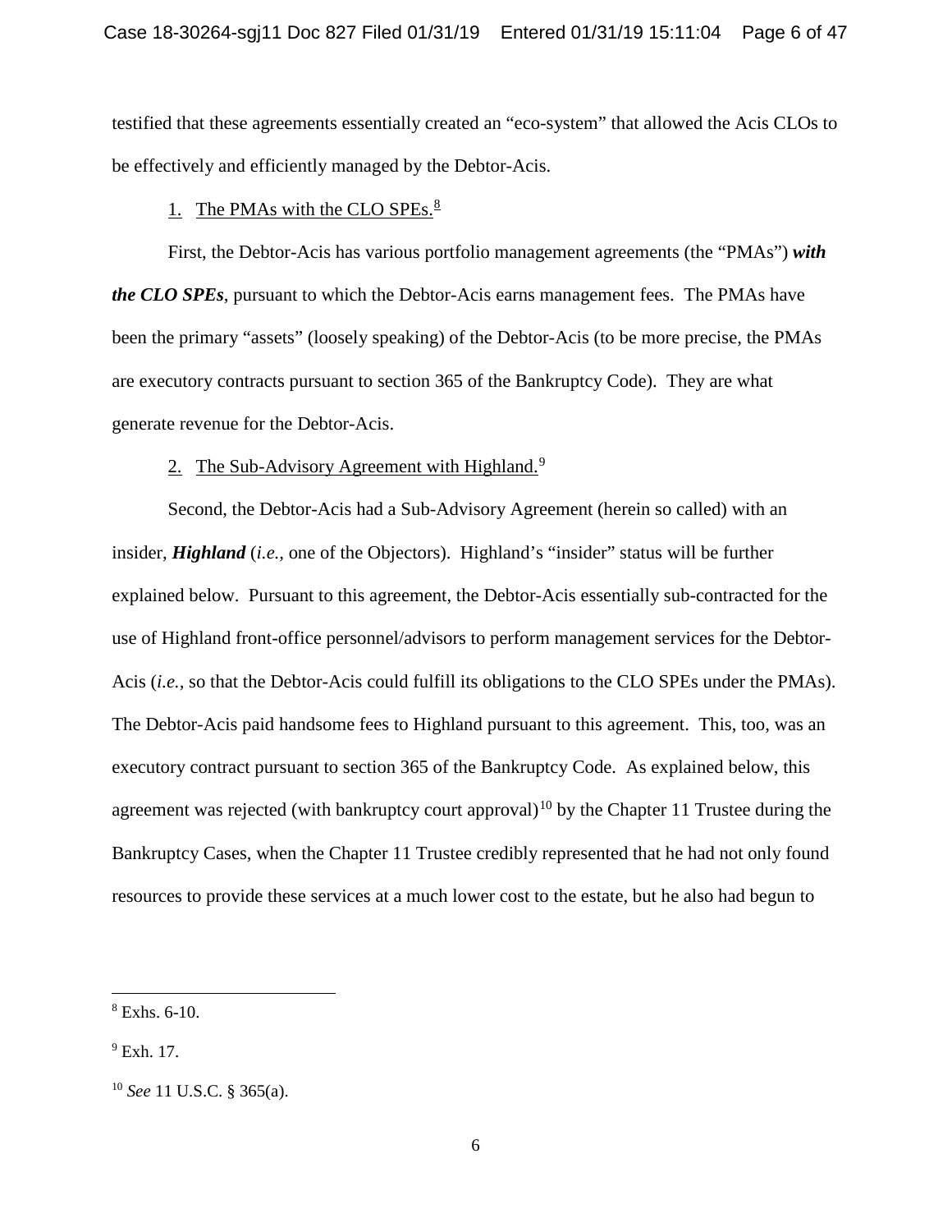testified that these agreements essentially created an "eco-system" that allowed the Acis CLOs to be effectively and efficiently managed by the Debtor-Acis.

1. <u>The PMAs with the CLO SPEs.</u>[8]

First, the Debtor-Acis has various portfolio management agreements (the "PMAs") ***with the CLO SPEs***, pursuant to which the Debtor-Acis earns management fees. The PMAs have been the primary "assets" (loosely speaking) of the Debtor-Acis (to be more precise, the PMAs are executory contracts pursuant to section 365 of the Bankruptcy Code). They are what generate revenue for the Debtor-Acis.

2. <u>The Sub-Advisory Agreement with Highland.</u>[9]

Second, the Debtor-Acis had a Sub-Advisory Agreement (herein so called) with an insider, ***Highland*** (*i.e.,* one of the Objectors). Highland's "insider" status will be further explained below. Pursuant to this agreement, the Debtor-Acis essentially sub-contracted for the use of Highland front-office personnel/advisors to perform management services for the Debtor-Acis (*i.e.,* so that the Debtor-Acis could fulfill its obligations to the CLO SPEs under the PMAs). The Debtor-Acis paid handsome fees to Highland pursuant to this agreement. This, too, was an executory contract pursuant to section 365 of the Bankruptcy Code. As explained below, this agreement was rejected (with bankruptcy court approval)[10] by the Chapter 11 Trustee during the Bankruptcy Cases, when the Chapter 11 Trustee credibly represented that he had not only found resources to provide these services at a much lower cost to the estate, but he also had begun to

---

[8] Exhs. 6-10.

[9] Exh. 17.

[10] *See* 11 U.S.C. § 365(a).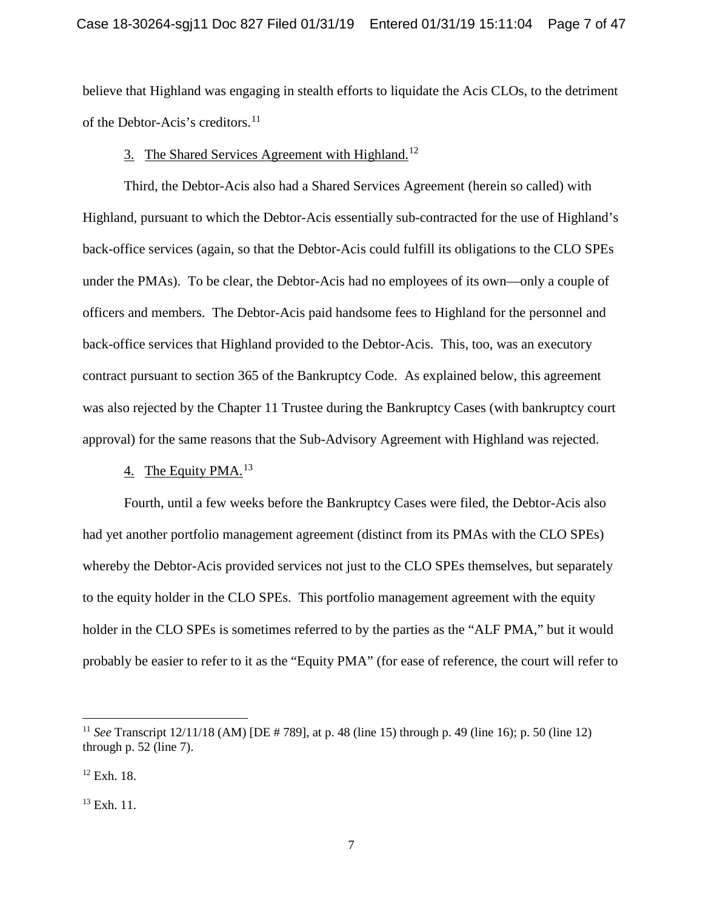believe that Highland was engaging in stealth efforts to liquidate the Acis CLOs, to the detriment of the Debtor-Acis's creditors.[11]

3. The Shared Services Agreement with Highland.[12]

Third, the Debtor-Acis also had a Shared Services Agreement (herein so called) with Highland, pursuant to which the Debtor-Acis essentially sub-contracted for the use of Highland's back-office services (again, so that the Debtor-Acis could fulfill its obligations to the CLO SPEs under the PMAs). To be clear, the Debtor-Acis had no employees of its own—only a couple of officers and members. The Debtor-Acis paid handsome fees to Highland for the personnel and back-office services that Highland provided to the Debtor-Acis. This, too, was an executory contract pursuant to section 365 of the Bankruptcy Code. As explained below, this agreement was also rejected by the Chapter 11 Trustee during the Bankruptcy Cases (with bankruptcy court approval) for the same reasons that the Sub-Advisory Agreement with Highland was rejected.

4. The Equity PMA.[13]

Fourth, until a few weeks before the Bankruptcy Cases were filed, the Debtor-Acis also had yet another portfolio management agreement (distinct from its PMAs with the CLO SPEs) whereby the Debtor-Acis provided services not just to the CLO SPEs themselves, but separately to the equity holder in the CLO SPEs. This portfolio management agreement with the equity holder in the CLO SPEs is sometimes referred to by the parties as the "ALF PMA," but it would probably be easier to refer to it as the "Equity PMA" (for ease of reference, the court will refer to

---

[11] *See* Transcript 12/11/18 (AM) [DE # 789], at p. 48 (line 15) through p. 49 (line 16); p. 50 (line 12) through p. 52 (line 7).

[12] Exh. 18.

[13] Exh. 11.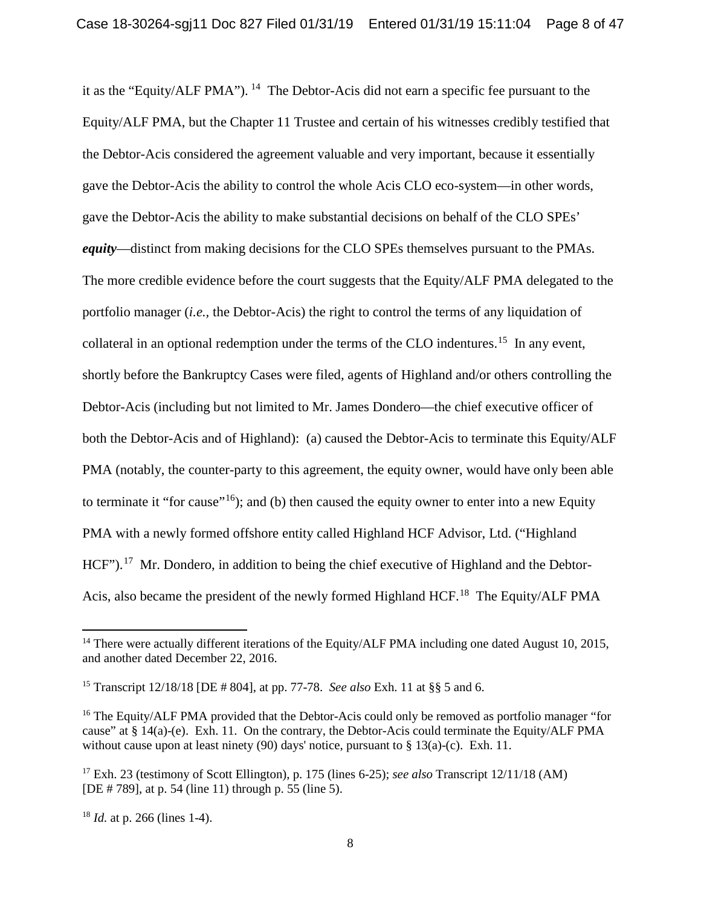it as the "Equity/ALF PMA").[14] The Debtor-Acis did not earn a specific fee pursuant to the Equity/ALF PMA, but the Chapter 11 Trustee and certain of his witnesses credibly testified that the Debtor-Acis considered the agreement valuable and very important, because it essentially gave the Debtor-Acis the ability to control the whole Acis CLO eco-system—in other words, gave the Debtor-Acis the ability to make substantial decisions on behalf of the CLO SPEs' ***equity***—distinct from making decisions for the CLO SPEs themselves pursuant to the PMAs. The more credible evidence before the court suggests that the Equity/ALF PMA delegated to the portfolio manager (*i.e.,* the Debtor-Acis) the right to control the terms of any liquidation of collateral in an optional redemption under the terms of the CLO indentures.[15] In any event, shortly before the Bankruptcy Cases were filed, agents of Highland and/or others controlling the Debtor-Acis (including but not limited to Mr. James Dondero—the chief executive officer of both the Debtor-Acis and of Highland): (a) caused the Debtor-Acis to terminate this Equity/ALF PMA (notably, the counter-party to this agreement, the equity owner, would have only been able to terminate it "for cause"[16]); and (b) then caused the equity owner to enter into a new Equity PMA with a newly formed offshore entity called Highland HCF Advisor, Ltd. ("Highland HCF").[17] Mr. Dondero, in addition to being the chief executive of Highland and the Debtor-Acis, also became the president of the newly formed Highland HCF.[18] The Equity/ALF PMA

---

[14] There were actually different iterations of the Equity/ALF PMA including one dated August 10, 2015, and another dated December 22, 2016.

[15] Transcript 12/18/18 [DE # 804], at pp. 77-78. *See also* Exh. 11 at §§ 5 and 6.

[16] The Equity/ALF PMA provided that the Debtor-Acis could only be removed as portfolio manager "for cause" at § 14(a)-(e). Exh. 11. On the contrary, the Debtor-Acis could terminate the Equity/ALF PMA without cause upon at least ninety (90) days' notice, pursuant to § 13(a)-(c). Exh. 11.

[17] Exh. 23 (testimony of Scott Ellington), p. 175 (lines 6-25); *see also* Transcript 12/11/18 (AM) [DE # 789], at p. 54 (line 11) through p. 55 (line 5).

[18] *Id.* at p. 266 (lines 1-4).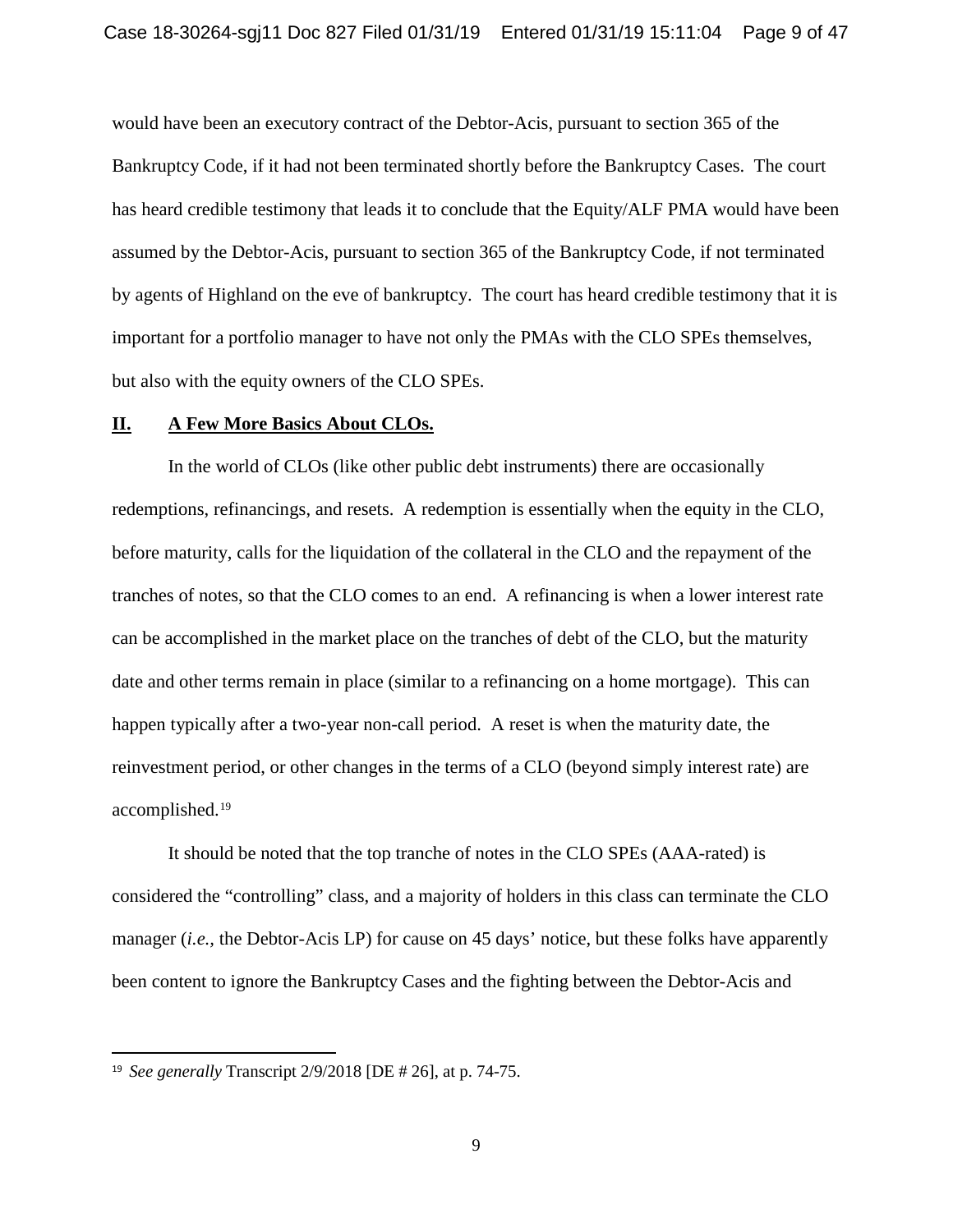would have been an executory contract of the Debtor-Acis, pursuant to section 365 of the Bankruptcy Code, if it had not been terminated shortly before the Bankruptcy Cases. The court has heard credible testimony that leads it to conclude that the Equity/ALF PMA would have been assumed by the Debtor-Acis, pursuant to section 365 of the Bankruptcy Code, if not terminated by agents of Highland on the eve of bankruptcy. The court has heard credible testimony that it is important for a portfolio manager to have not only the PMAs with the CLO SPEs themselves, but also with the equity owners of the CLO SPEs.

## II. A Few More Basics About CLOs.

In the world of CLOs (like other public debt instruments) there are occasionally redemptions, refinancings, and resets. A redemption is essentially when the equity in the CLO, before maturity, calls for the liquidation of the collateral in the CLO and the repayment of the tranches of notes, so that the CLO comes to an end. A refinancing is when a lower interest rate can be accomplished in the market place on the tranches of debt of the CLO, but the maturity date and other terms remain in place (similar to a refinancing on a home mortgage). This can happen typically after a two-year non-call period. A reset is when the maturity date, the reinvestment period, or other changes in the terms of a CLO (beyond simply interest rate) are accomplished.[19]

It should be noted that the top tranche of notes in the CLO SPEs (AAA-rated) is considered the "controlling" class, and a majority of holders in this class can terminate the CLO manager (*i.e.*, the Debtor-Acis LP) for cause on 45 days' notice, but these folks have apparently been content to ignore the Bankruptcy Cases and the fighting between the Debtor-Acis and

---

[19] *See generally* Transcript 2/9/2018 [DE # 26], at p. 74-75.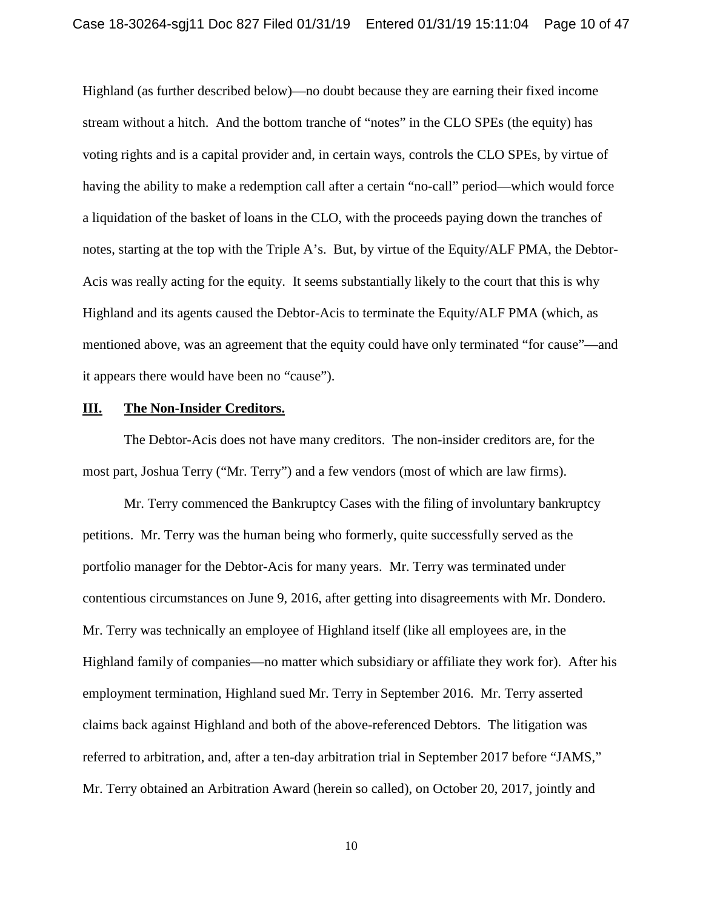Highland (as further described below)—no doubt because they are earning their fixed income stream without a hitch. And the bottom tranche of "notes" in the CLO SPEs (the equity) has voting rights and is a capital provider and, in certain ways, controls the CLO SPEs, by virtue of having the ability to make a redemption call after a certain "no-call" period—which would force a liquidation of the basket of loans in the CLO, with the proceeds paying down the tranches of notes, starting at the top with the Triple A's. But, by virtue of the Equity/ALF PMA, the Debtor-Acis was really acting for the equity. It seems substantially likely to the court that this is why Highland and its agents caused the Debtor-Acis to terminate the Equity/ALF PMA (which, as mentioned above, was an agreement that the equity could have only terminated "for cause"—and it appears there would have been no "cause").

## III. The Non-Insider Creditors.

The Debtor-Acis does not have many creditors. The non-insider creditors are, for the most part, Joshua Terry ("Mr. Terry") and a few vendors (most of which are law firms).

Mr. Terry commenced the Bankruptcy Cases with the filing of involuntary bankruptcy petitions. Mr. Terry was the human being who formerly, quite successfully served as the portfolio manager for the Debtor-Acis for many years. Mr. Terry was terminated under contentious circumstances on June 9, 2016, after getting into disagreements with Mr. Dondero. Mr. Terry was technically an employee of Highland itself (like all employees are, in the Highland family of companies—no matter which subsidiary or affiliate they work for). After his employment termination, Highland sued Mr. Terry in September 2016. Mr. Terry asserted claims back against Highland and both of the above-referenced Debtors. The litigation was referred to arbitration, and, after a ten-day arbitration trial in September 2017 before "JAMS," Mr. Terry obtained an Arbitration Award (herein so called), on October 20, 2017, jointly and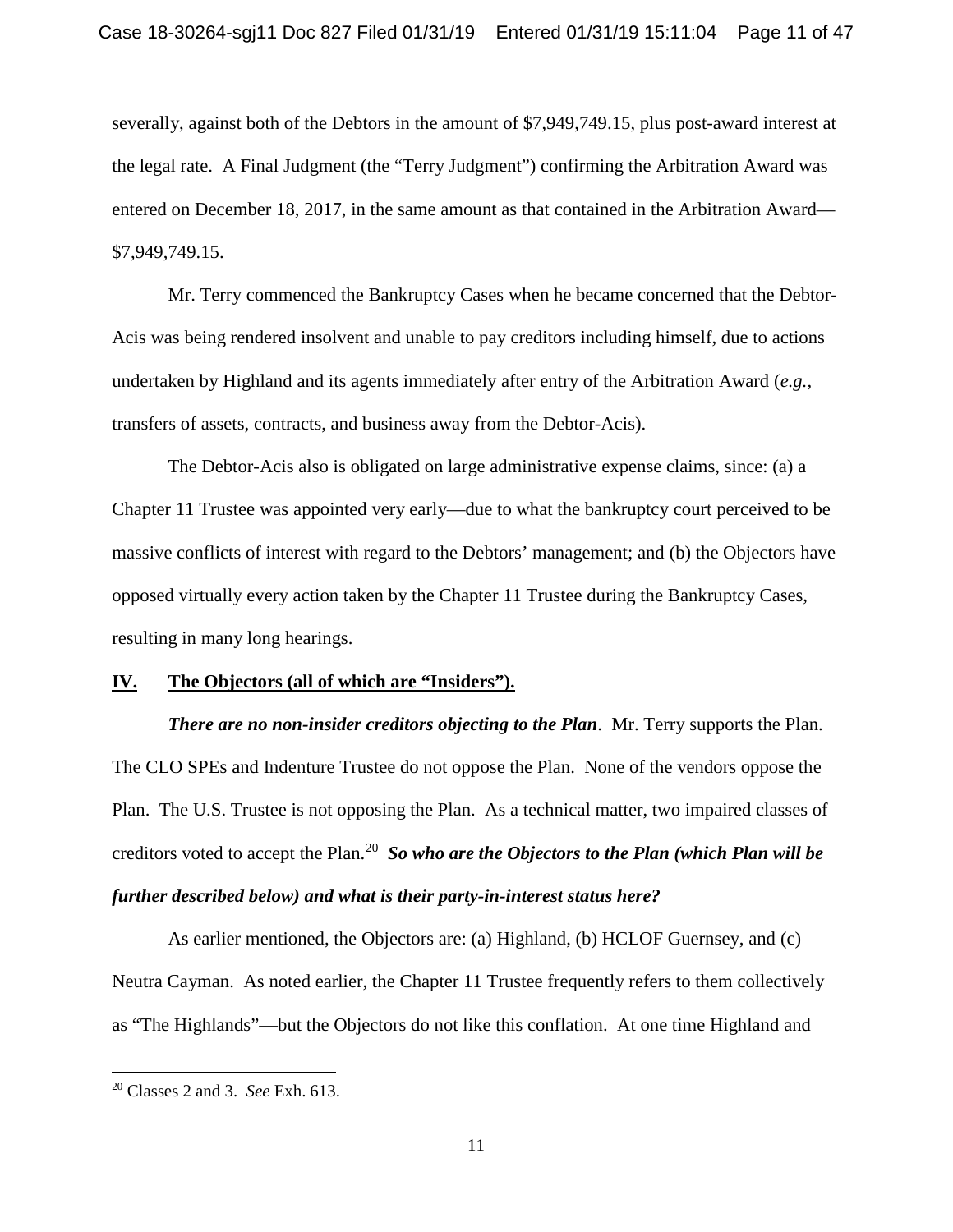severally, against both of the Debtors in the amount of $7,949,749.15, plus post-award interest at the legal rate. A Final Judgment (the "Terry Judgment") confirming the Arbitration Award was entered on December 18, 2017, in the same amount as that contained in the Arbitration Award—$7,949,749.15.

Mr. Terry commenced the Bankruptcy Cases when he became concerned that the Debtor-Acis was being rendered insolvent and unable to pay creditors including himself, due to actions undertaken by Highland and its agents immediately after entry of the Arbitration Award (*e.g.*, transfers of assets, contracts, and business away from the Debtor-Acis).

The Debtor-Acis also is obligated on large administrative expense claims, since: (a) a Chapter 11 Trustee was appointed very early—due to what the bankruptcy court perceived to be massive conflicts of interest with regard to the Debtors' management; and (b) the Objectors have opposed virtually every action taken by the Chapter 11 Trustee during the Bankruptcy Cases, resulting in many long hearings.

## **IV. The Objectors (all of which are "Insiders").**

***There are no non-insider creditors objecting to the Plan***. Mr. Terry supports the Plan. The CLO SPEs and Indenture Trustee do not oppose the Plan. None of the vendors oppose the Plan. The U.S. Trustee is not opposing the Plan. As a technical matter, two impaired classes of creditors voted to accept the Plan.[20] ***So who are the Objectors to the Plan (which Plan will be further described below) and what is their party-in-interest status here?***

As earlier mentioned, the Objectors are: (a) Highland, (b) HCLOF Guernsey, and (c) Neutra Cayman. As noted earlier, the Chapter 11 Trustee frequently refers to them collectively as "The Highlands"—but the Objectors do not like this conflation. At one time Highland and

---

[20] Classes 2 and 3. *See* Exh. 613.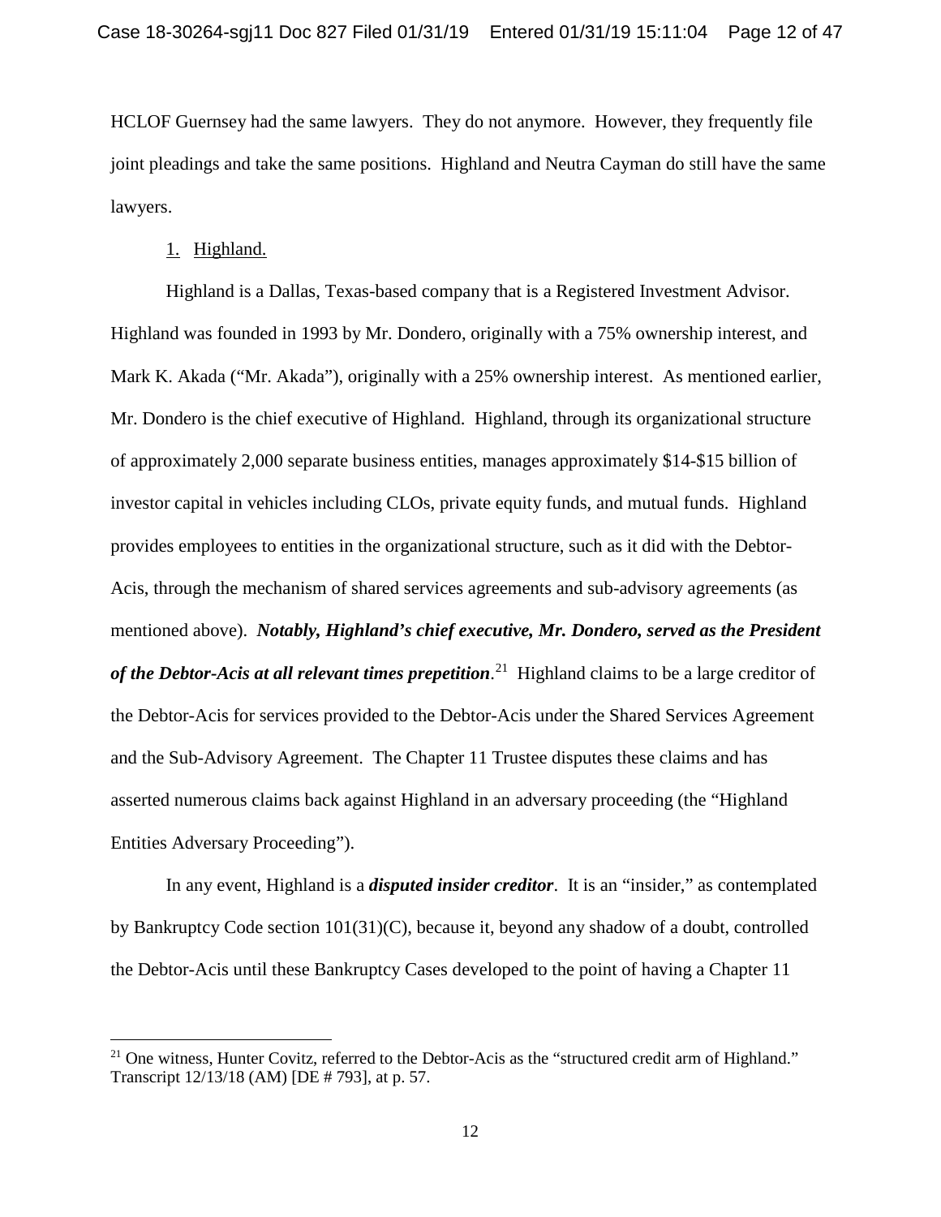HCLOF Guernsey had the same lawyers. They do not anymore. However, they frequently file joint pleadings and take the same positions. Highland and Neutra Cayman do still have the same lawyers.

1. Highland.

Highland is a Dallas, Texas-based company that is a Registered Investment Advisor. Highland was founded in 1993 by Mr. Dondero, originally with a 75% ownership interest, and Mark K. Akada ("Mr. Akada"), originally with a 25% ownership interest. As mentioned earlier, Mr. Dondero is the chief executive of Highland. Highland, through its organizational structure of approximately 2,000 separate business entities, manages approximately $14-$15 billion of investor capital in vehicles including CLOs, private equity funds, and mutual funds. Highland provides employees to entities in the organizational structure, such as it did with the Debtor-Acis, through the mechanism of shared services agreements and sub-advisory agreements (as mentioned above). ***Notably, Highland's chief executive, Mr. Dondero, served as the President of the Debtor-Acis at all relevant times prepetition***.[21] Highland claims to be a large creditor of the Debtor-Acis for services provided to the Debtor-Acis under the Shared Services Agreement and the Sub-Advisory Agreement. The Chapter 11 Trustee disputes these claims and has asserted numerous claims back against Highland in an adversary proceeding (the "Highland Entities Adversary Proceeding").

In any event, Highland is a ***disputed insider creditor***. It is an "insider," as contemplated by Bankruptcy Code section 101(31)(C), because it, beyond any shadow of a doubt, controlled the Debtor-Acis until these Bankruptcy Cases developed to the point of having a Chapter 11

---

[21] One witness, Hunter Covitz, referred to the Debtor-Acis as the "structured credit arm of Highland." Transcript 12/13/18 (AM) [DE # 793], at p. 57.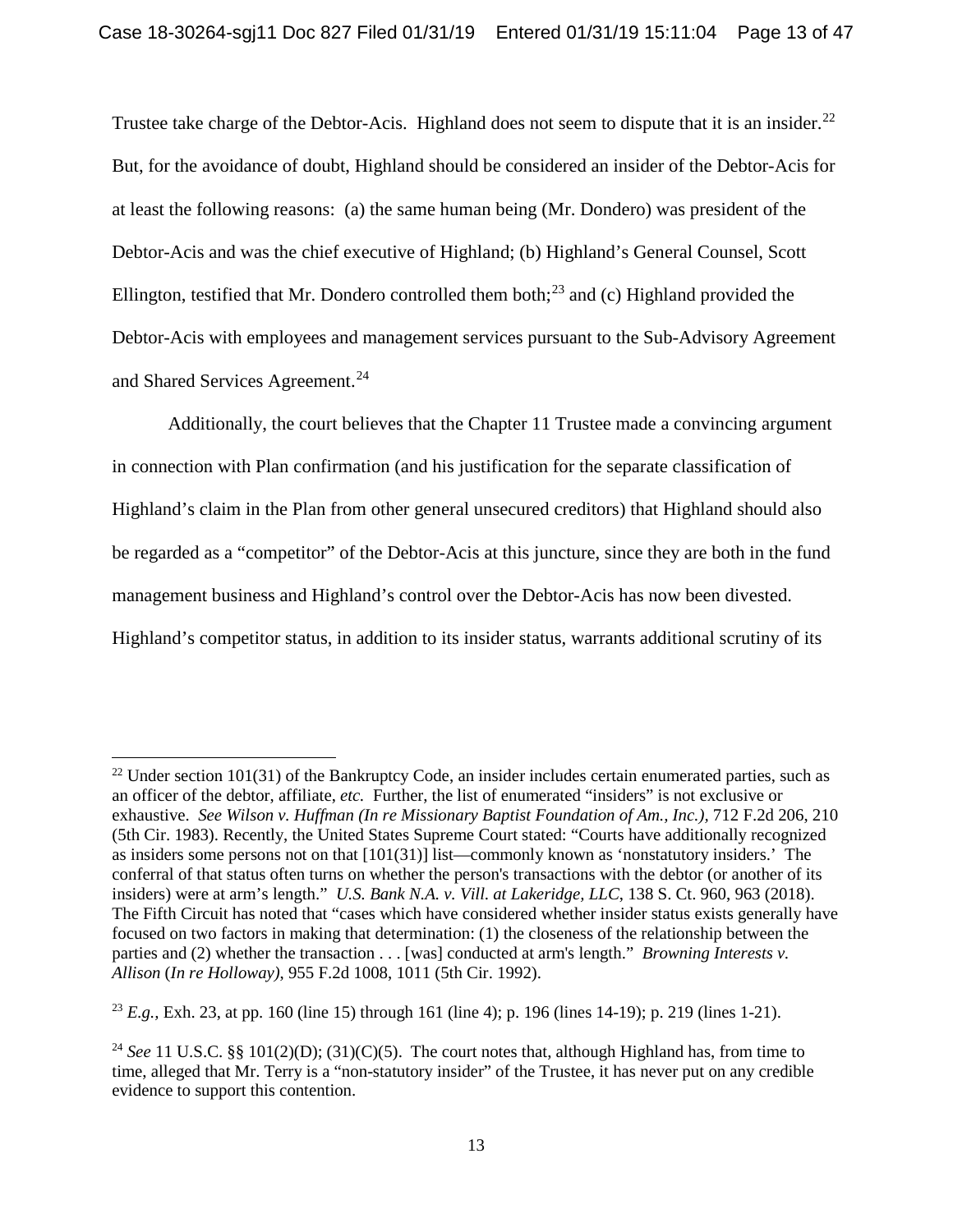Trustee take charge of the Debtor-Acis. Highland does not seem to dispute that it is an insider.[22] But, for the avoidance of doubt, Highland should be considered an insider of the Debtor-Acis for at least the following reasons: (a) the same human being (Mr. Dondero) was president of the Debtor-Acis and was the chief executive of Highland; (b) Highland's General Counsel, Scott Ellington, testified that Mr. Dondero controlled them both;[23] and (c) Highland provided the Debtor-Acis with employees and management services pursuant to the Sub-Advisory Agreement and Shared Services Agreement.[24]

Additionally, the court believes that the Chapter 11 Trustee made a convincing argument in connection with Plan confirmation (and his justification for the separate classification of Highland's claim in the Plan from other general unsecured creditors) that Highland should also be regarded as a "competitor" of the Debtor-Acis at this juncture, since they are both in the fund management business and Highland's control over the Debtor-Acis has now been divested. Highland's competitor status, in addition to its insider status, warrants additional scrutiny of its

---

[22] Under section 101(31) of the Bankruptcy Code, an insider includes certain enumerated parties, such as an officer of the debtor, affiliate, *etc.* Further, the list of enumerated "insiders" is not exclusive or exhaustive. *See Wilson v. Huffman (In re Missionary Baptist Foundation of Am., Inc.)*, 712 F.2d 206, 210 (5th Cir. 1983). Recently, the United States Supreme Court stated: "Courts have additionally recognized as insiders some persons not on that [101(31)] list—commonly known as 'nonstatutory insiders.' The conferral of that status often turns on whether the person's transactions with the debtor (or another of its insiders) were at arm's length." *U.S. Bank N.A. v. Vill. at Lakeridge, LLC*, 138 S. Ct. 960, 963 (2018). The Fifth Circuit has noted that "cases which have considered whether insider status exists generally have focused on two factors in making that determination: (1) the closeness of the relationship between the parties and (2) whether the transaction . . . [was] conducted at arm's length." *Browning Interests v. Allison* (*In re Holloway)*, 955 F.2d 1008, 1011 (5th Cir. 1992).

[23] *E.g.*, Exh. 23, at pp. 160 (line 15) through 161 (line 4); p. 196 (lines 14-19); p. 219 (lines 1-21).

[24] *See* 11 U.S.C. §§ 101(2)(D); (31)(C)(5). The court notes that, although Highland has, from time to time, alleged that Mr. Terry is a "non-statutory insider" of the Trustee, it has never put on any credible evidence to support this contention.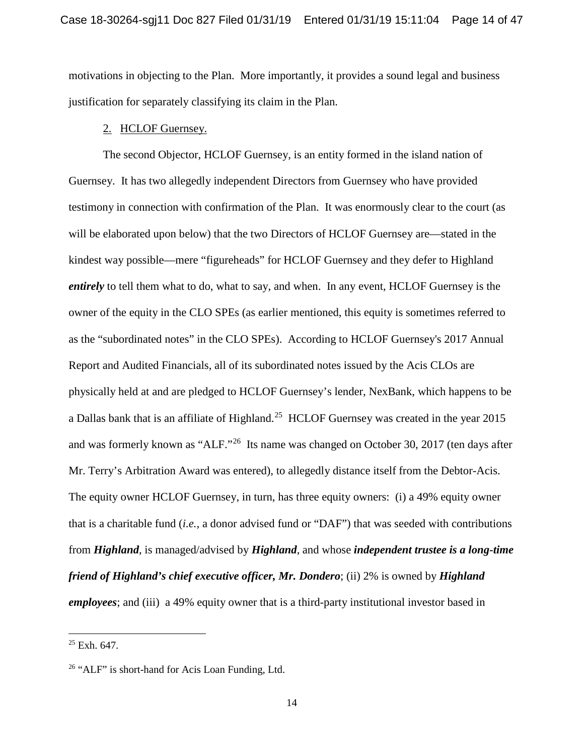motivations in objecting to the Plan. More importantly, it provides a sound legal and business justification for separately classifying its claim in the Plan.

2. <u>HCLOF Guernsey.</u>

The second Objector, HCLOF Guernsey, is an entity formed in the island nation of Guernsey. It has two allegedly independent Directors from Guernsey who have provided testimony in connection with confirmation of the Plan. It was enormously clear to the court (as will be elaborated upon below) that the two Directors of HCLOF Guernsey are—stated in the kindest way possible—mere "figureheads" for HCLOF Guernsey and they defer to Highland ***entirely*** to tell them what to do, what to say, and when. In any event, HCLOF Guernsey is the owner of the equity in the CLO SPEs (as earlier mentioned, this equity is sometimes referred to as the "subordinated notes" in the CLO SPEs). According to HCLOF Guernsey's 2017 Annual Report and Audited Financials, all of its subordinated notes issued by the Acis CLOs are physically held at and are pledged to HCLOF Guernsey's lender, NexBank, which happens to be a Dallas bank that is an affiliate of Highland.[25] HCLOF Guernsey was created in the year 2015 and was formerly known as "ALF."[26] Its name was changed on October 30, 2017 (ten days after Mr. Terry's Arbitration Award was entered), to allegedly distance itself from the Debtor-Acis. The equity owner HCLOF Guernsey, in turn, has three equity owners: (i) a 49% equity owner that is a charitable fund (*i.e.*, a donor advised fund or "DAF") that was seeded with contributions from ***Highland***, is managed/advised by ***Highland***, and whose ***independent trustee is a long-time friend of Highland's chief executive officer, Mr. Dondero***; (ii) 2% is owned by ***Highland employees***; and (iii) a 49% equity owner that is a third-party institutional investor based in

---

[25] Exh. 647.

[26] "ALF" is short-hand for Acis Loan Funding, Ltd.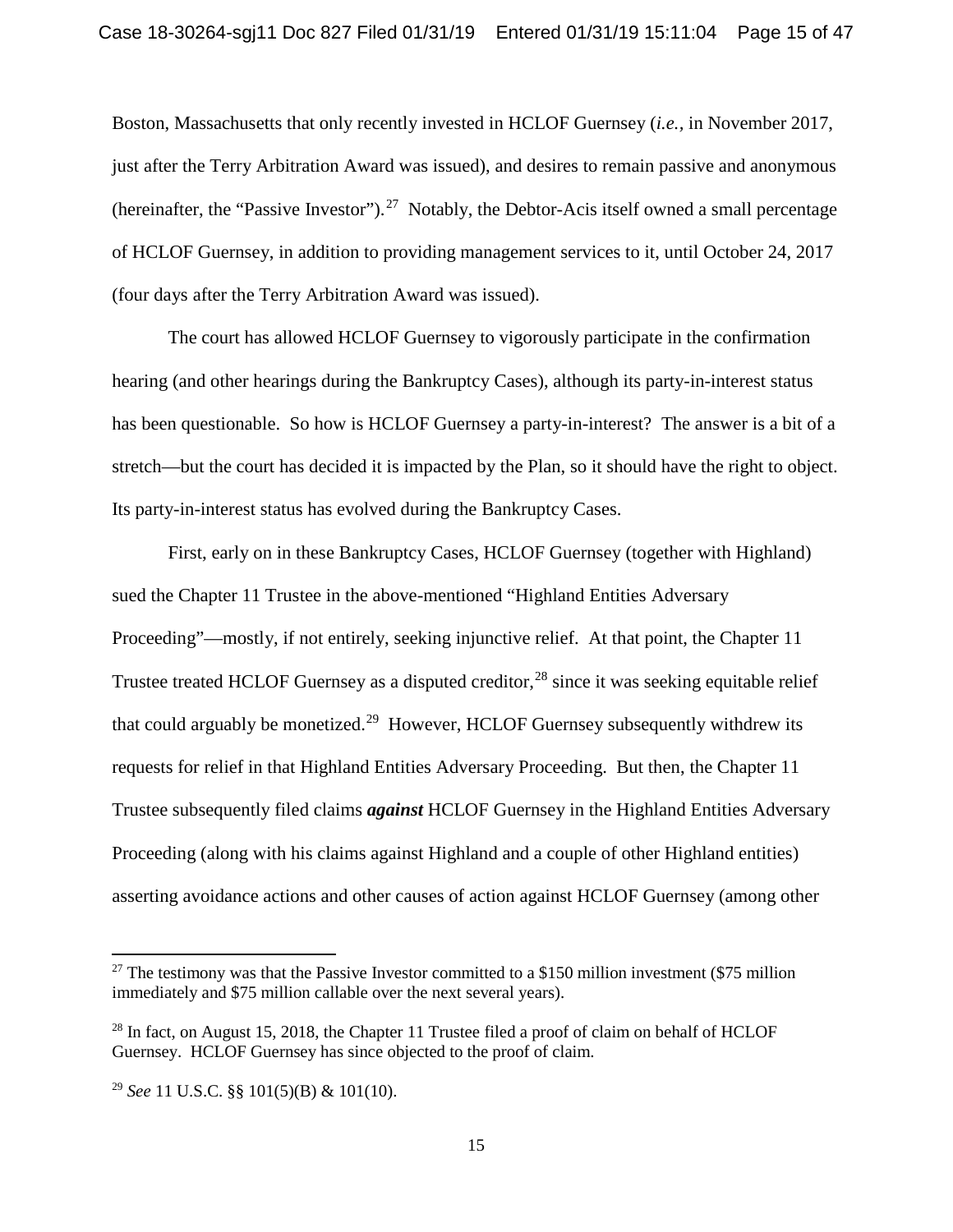Boston, Massachusetts that only recently invested in HCLOF Guernsey (*i.e.*, in November 2017, just after the Terry Arbitration Award was issued), and desires to remain passive and anonymous (hereinafter, the "Passive Investor").[27] Notably, the Debtor-Acis itself owned a small percentage of HCLOF Guernsey, in addition to providing management services to it, until October 24, 2017 (four days after the Terry Arbitration Award was issued).

The court has allowed HCLOF Guernsey to vigorously participate in the confirmation hearing (and other hearings during the Bankruptcy Cases), although its party-in-interest status has been questionable. So how is HCLOF Guernsey a party-in-interest? The answer is a bit of a stretch—but the court has decided it is impacted by the Plan, so it should have the right to object. Its party-in-interest status has evolved during the Bankruptcy Cases.

First, early on in these Bankruptcy Cases, HCLOF Guernsey (together with Highland) sued the Chapter 11 Trustee in the above-mentioned "Highland Entities Adversary Proceeding"—mostly, if not entirely, seeking injunctive relief. At that point, the Chapter 11 Trustee treated HCLOF Guernsey as a disputed creditor,[28] since it was seeking equitable relief that could arguably be monetized.[29] However, HCLOF Guernsey subsequently withdrew its requests for relief in that Highland Entities Adversary Proceeding. But then, the Chapter 11 Trustee subsequently filed claims ***against*** HCLOF Guernsey in the Highland Entities Adversary Proceeding (along with his claims against Highland and a couple of other Highland entities) asserting avoidance actions and other causes of action against HCLOF Guernsey (among other

---

[27] The testimony was that the Passive Investor committed to a $150 million investment ($75 million immediately and $75 million callable over the next several years).

[28] In fact, on August 15, 2018, the Chapter 11 Trustee filed a proof of claim on behalf of HCLOF Guernsey. HCLOF Guernsey has since objected to the proof of claim.

[29] *See* 11 U.S.C. §§ 101(5)(B) & 101(10).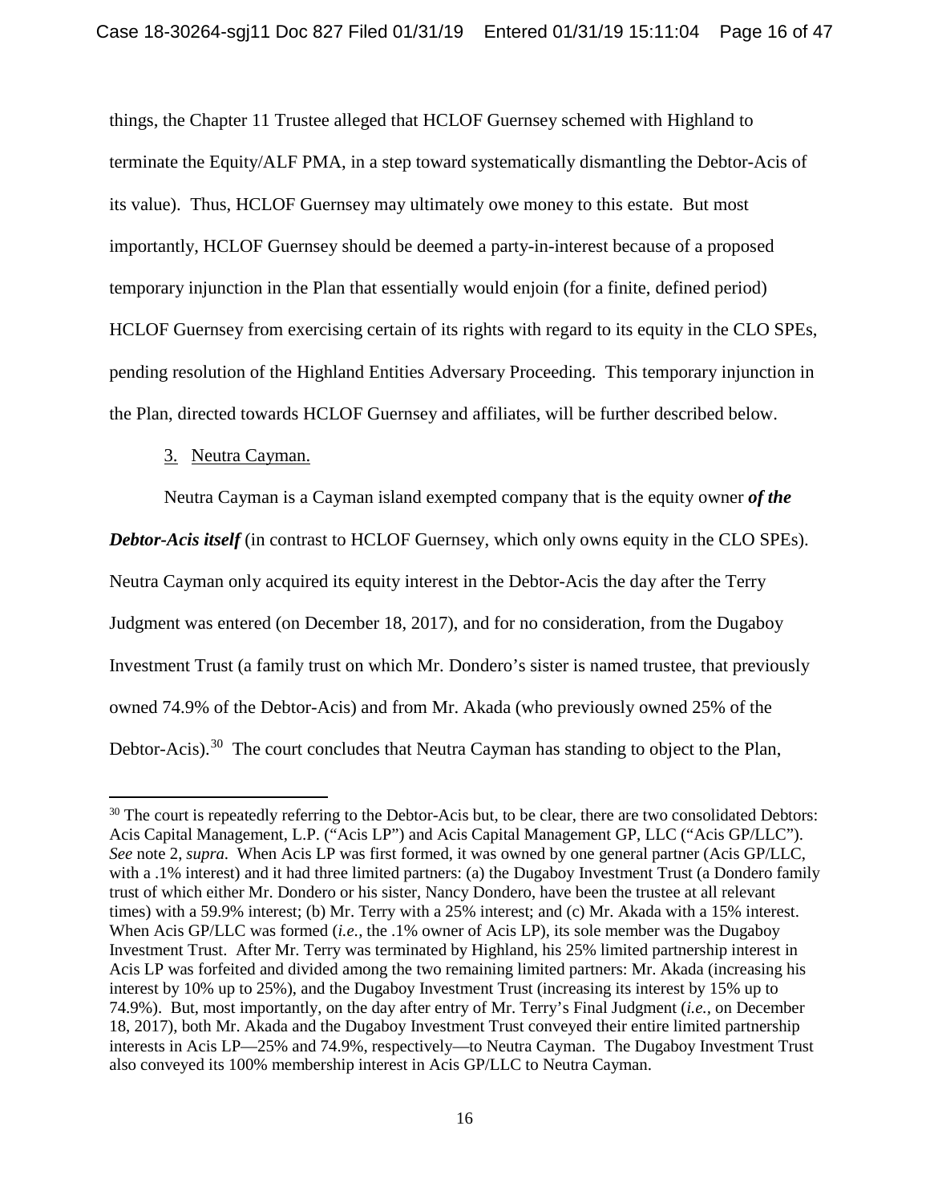things, the Chapter 11 Trustee alleged that HCLOF Guernsey schemed with Highland to terminate the Equity/ALF PMA, in a step toward systematically dismantling the Debtor-Acis of its value). Thus, HCLOF Guernsey may ultimately owe money to this estate. But most importantly, HCLOF Guernsey should be deemed a party-in-interest because of a proposed temporary injunction in the Plan that essentially would enjoin (for a finite, defined period) HCLOF Guernsey from exercising certain of its rights with regard to its equity in the CLO SPEs, pending resolution of the Highland Entities Adversary Proceeding. This temporary injunction in the Plan, directed towards HCLOF Guernsey and affiliates, will be further described below.

3. Neutra Cayman.

Neutra Cayman is a Cayman island exempted company that is the equity owner ***of the Debtor-Acis itself*** (in contrast to HCLOF Guernsey, which only owns equity in the CLO SPEs). Neutra Cayman only acquired its equity interest in the Debtor-Acis the day after the Terry Judgment was entered (on December 18, 2017), and for no consideration, from the Dugaboy Investment Trust (a family trust on which Mr. Dondero's sister is named trustee, that previously owned 74.9% of the Debtor-Acis) and from Mr. Akada (who previously owned 25% of the Debtor-Acis).[30] The court concludes that Neutra Cayman has standing to object to the Plan,

[30] The court is repeatedly referring to the Debtor-Acis but, to be clear, there are two consolidated Debtors: Acis Capital Management, L.P. ("Acis LP") and Acis Capital Management GP, LLC ("Acis GP/LLC"). *See* note 2, *supra*. When Acis LP was first formed, it was owned by one general partner (Acis GP/LLC, with a .1% interest) and it had three limited partners: (a) the Dugaboy Investment Trust (a Dondero family trust of which either Mr. Dondero or his sister, Nancy Dondero, have been the trustee at all relevant times) with a 59.9% interest; (b) Mr. Terry with a 25% interest; and (c) Mr. Akada with a 15% interest. When Acis GP/LLC was formed (*i.e.*, the .1% owner of Acis LP), its sole member was the Dugaboy Investment Trust. After Mr. Terry was terminated by Highland, his 25% limited partnership interest in Acis LP was forfeited and divided among the two remaining limited partners: Mr. Akada (increasing his interest by 10% up to 25%), and the Dugaboy Investment Trust (increasing its interest by 15% up to 74.9%). But, most importantly, on the day after entry of Mr. Terry's Final Judgment (*i.e.*, on December 18, 2017), both Mr. Akada and the Dugaboy Investment Trust conveyed their entire limited partnership interests in Acis LP—25% and 74.9%, respectively—to Neutra Cayman. The Dugaboy Investment Trust also conveyed its 100% membership interest in Acis GP/LLC to Neutra Cayman.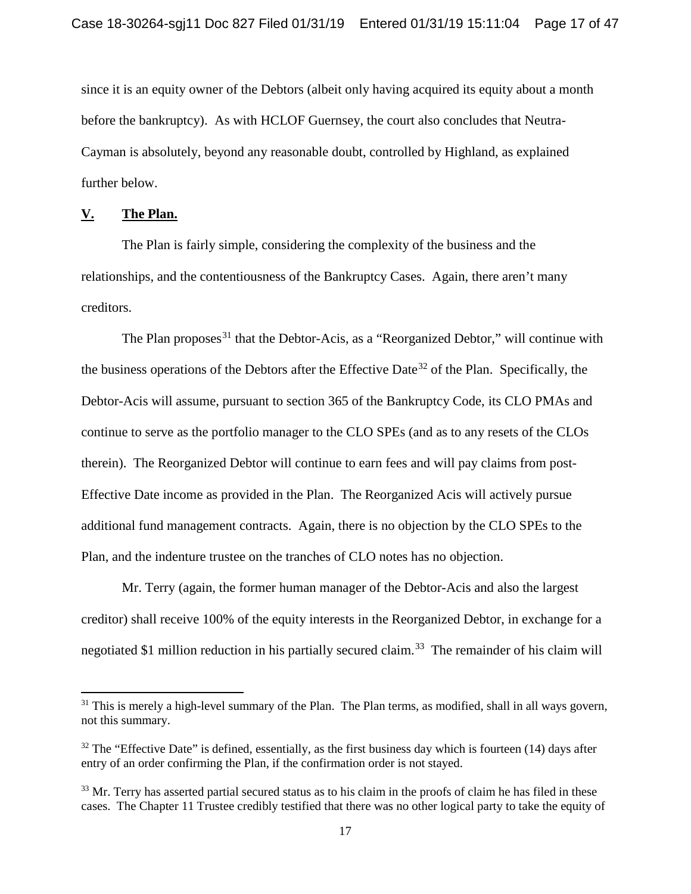since it is an equity owner of the Debtors (albeit only having acquired its equity about a month before the bankruptcy). As with HCLOF Guernsey, the court also concludes that Neutra-Cayman is absolutely, beyond any reasonable doubt, controlled by Highland, as explained further below.

## V. The Plan.

The Plan is fairly simple, considering the complexity of the business and the relationships, and the contentiousness of the Bankruptcy Cases. Again, there aren't many creditors.

The Plan proposes[31] that the Debtor-Acis, as a "Reorganized Debtor," will continue with the business operations of the Debtors after the Effective Date[32] of the Plan. Specifically, the Debtor-Acis will assume, pursuant to section 365 of the Bankruptcy Code, its CLO PMAs and continue to serve as the portfolio manager to the CLO SPEs (and as to any resets of the CLOs therein). The Reorganized Debtor will continue to earn fees and will pay claims from post-Effective Date income as provided in the Plan. The Reorganized Acis will actively pursue additional fund management contracts. Again, there is no objection by the CLO SPEs to the Plan, and the indenture trustee on the tranches of CLO notes has no objection.

Mr. Terry (again, the former human manager of the Debtor-Acis and also the largest creditor) shall receive 100% of the equity interests in the Reorganized Debtor, in exchange for a negotiated $1 million reduction in his partially secured claim.[33] The remainder of his claim will

---

[31] This is merely a high-level summary of the Plan. The Plan terms, as modified, shall in all ways govern, not this summary.

[32] The "Effective Date" is defined, essentially, as the first business day which is fourteen (14) days after entry of an order confirming the Plan, if the confirmation order is not stayed.

[33] Mr. Terry has asserted partial secured status as to his claim in the proofs of claim he has filed in these cases. The Chapter 11 Trustee credibly testified that there was no other logical party to take the equity of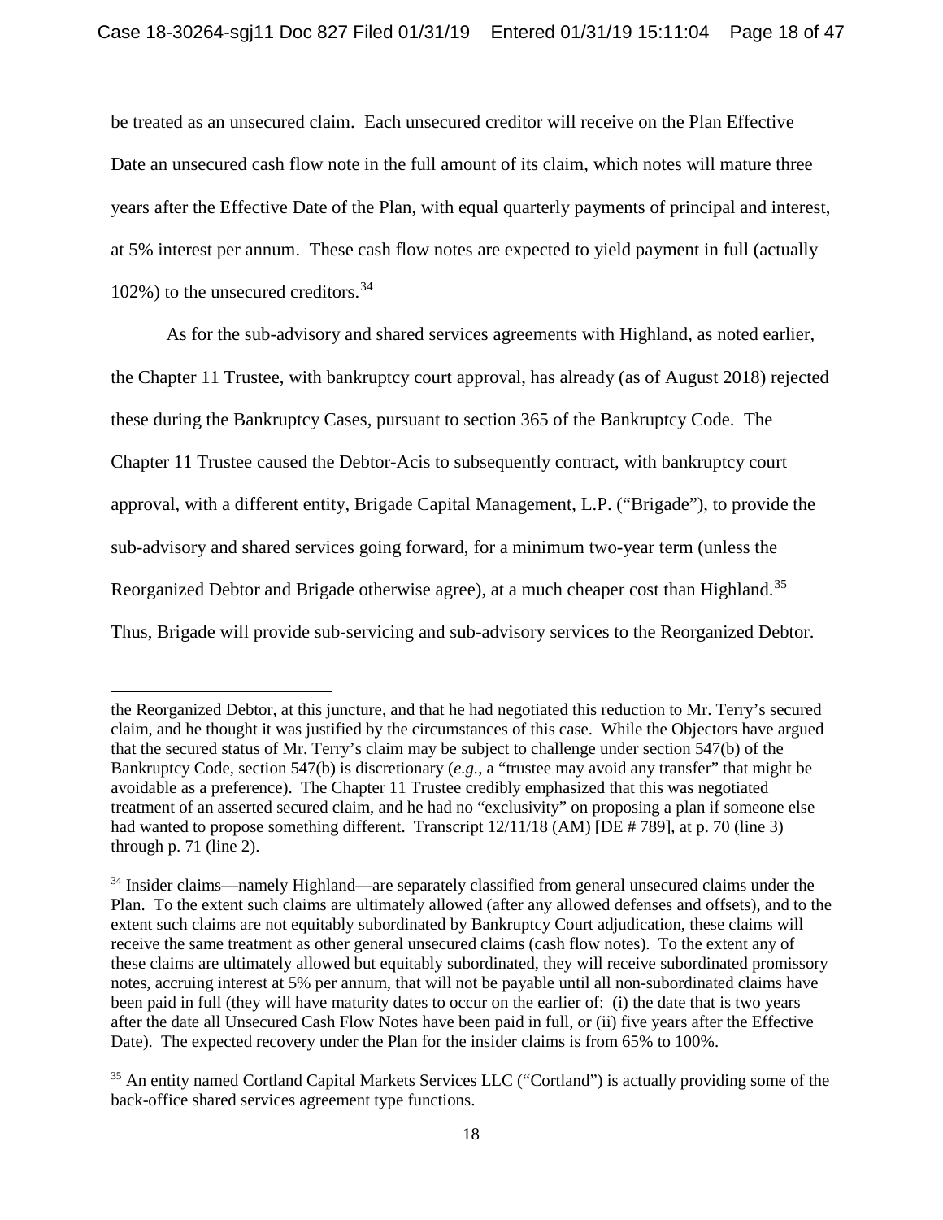be treated as an unsecured claim. Each unsecured creditor will receive on the Plan Effective Date an unsecured cash flow note in the full amount of its claim, which notes will mature three years after the Effective Date of the Plan, with equal quarterly payments of principal and interest, at 5% interest per annum. These cash flow notes are expected to yield payment in full (actually 102%) to the unsecured creditors.[34]

As for the sub-advisory and shared services agreements with Highland, as noted earlier, the Chapter 11 Trustee, with bankruptcy court approval, has already (as of August 2018) rejected these during the Bankruptcy Cases, pursuant to section 365 of the Bankruptcy Code. The Chapter 11 Trustee caused the Debtor-Acis to subsequently contract, with bankruptcy court approval, with a different entity, Brigade Capital Management, L.P. ("Brigade"), to provide the sub-advisory and shared services going forward, for a minimum two-year term (unless the Reorganized Debtor and Brigade otherwise agree), at a much cheaper cost than Highland.[35] Thus, Brigade will provide sub-servicing and sub-advisory services to the Reorganized Debtor.

---

the Reorganized Debtor, at this juncture, and that he had negotiated this reduction to Mr. Terry's secured claim, and he thought it was justified by the circumstances of this case. While the Objectors have argued that the secured status of Mr. Terry's claim may be subject to challenge under section 547(b) of the Bankruptcy Code, section 547(b) is discretionary (*e.g.*, a "trustee may avoid any transfer" that might be avoidable as a preference). The Chapter 11 Trustee credibly emphasized that this was negotiated treatment of an asserted secured claim, and he had no "exclusivity" on proposing a plan if someone else had wanted to propose something different. Transcript 12/11/18 (AM) [DE # 789], at p. 70 (line 3) through p. 71 (line 2).

[34] Insider claims—namely Highland—are separately classified from general unsecured claims under the Plan. To the extent such claims are ultimately allowed (after any allowed defenses and offsets), and to the extent such claims are not equitably subordinated by Bankruptcy Court adjudication, these claims will receive the same treatment as other general unsecured claims (cash flow notes). To the extent any of these claims are ultimately allowed but equitably subordinated, they will receive subordinated promissory notes, accruing interest at 5% per annum, that will not be payable until all non-subordinated claims have been paid in full (they will have maturity dates to occur on the earlier of: (i) the date that is two years after the date all Unsecured Cash Flow Notes have been paid in full, or (ii) five years after the Effective Date). The expected recovery under the Plan for the insider claims is from 65% to 100%.

[35] An entity named Cortland Capital Markets Services LLC ("Cortland") is actually providing some of the back-office shared services agreement type functions.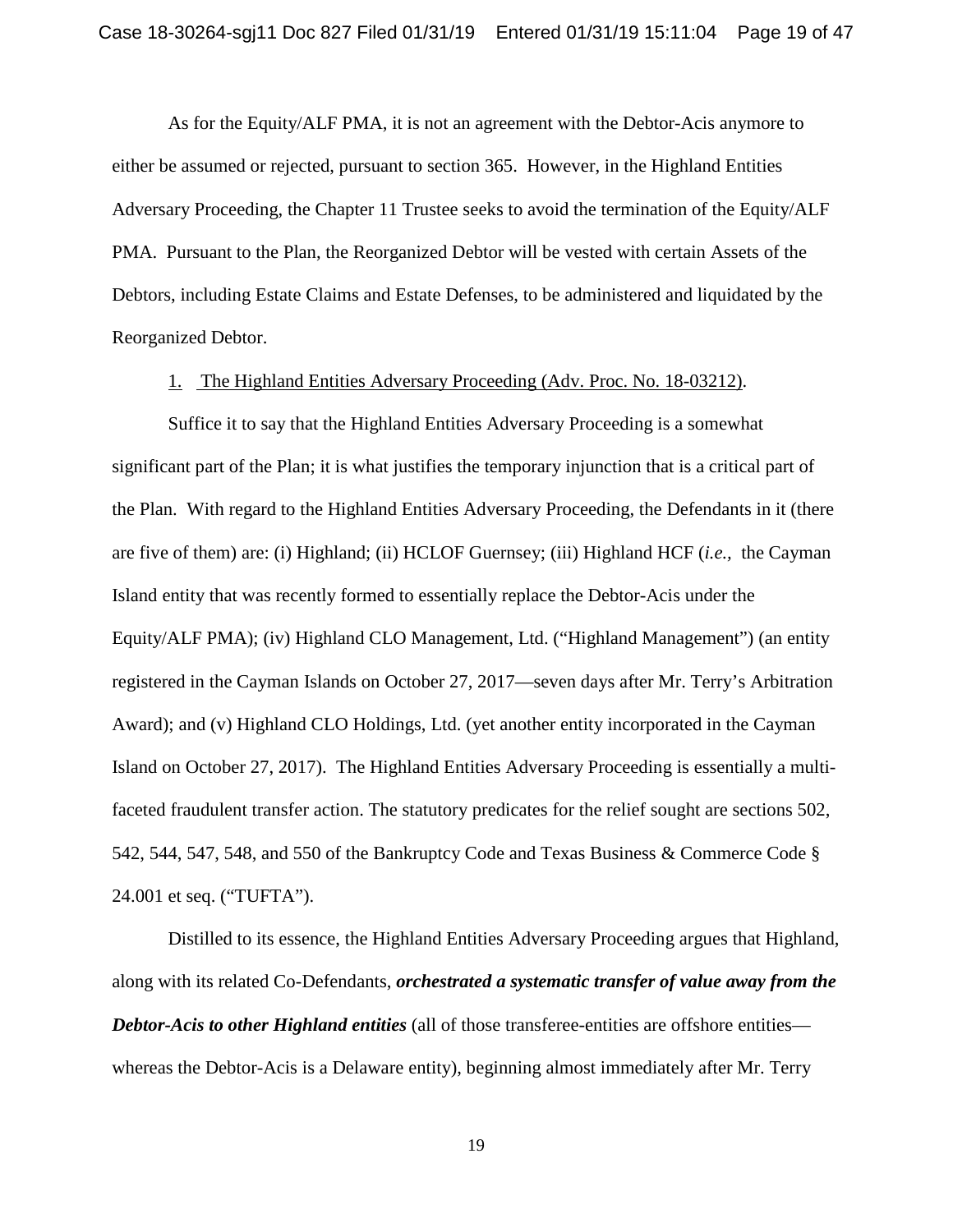As for the Equity/ALF PMA, it is not an agreement with the Debtor-Acis anymore to either be assumed or rejected, pursuant to section 365. However, in the Highland Entities Adversary Proceeding, the Chapter 11 Trustee seeks to avoid the termination of the Equity/ALF PMA. Pursuant to the Plan, the Reorganized Debtor will be vested with certain Assets of the Debtors, including Estate Claims and Estate Defenses, to be administered and liquidated by the Reorganized Debtor.

1. <u>The Highland Entities Adversary Proceeding (Adv. Proc. No. 18-03212)</u>.

Suffice it to say that the Highland Entities Adversary Proceeding is a somewhat significant part of the Plan; it is what justifies the temporary injunction that is a critical part of the Plan. With regard to the Highland Entities Adversary Proceeding, the Defendants in it (there are five of them) are: (i) Highland; (ii) HCLOF Guernsey; (iii) Highland HCF (*i.e.*, the Cayman Island entity that was recently formed to essentially replace the Debtor-Acis under the Equity/ALF PMA); (iv) Highland CLO Management, Ltd. ("Highland Management") (an entity registered in the Cayman Islands on October 27, 2017—seven days after Mr. Terry's Arbitration Award); and (v) Highland CLO Holdings, Ltd. (yet another entity incorporated in the Cayman Island on October 27, 2017). The Highland Entities Adversary Proceeding is essentially a multi-faceted fraudulent transfer action. The statutory predicates for the relief sought are sections 502, 542, 544, 547, 548, and 550 of the Bankruptcy Code and Texas Business & Commerce Code § 24.001 et seq. ("TUFTA").

Distilled to its essence, the Highland Entities Adversary Proceeding argues that Highland, along with its related Co-Defendants, ***orchestrated a systematic transfer of value away from the Debtor-Acis to other Highland entities*** (all of those transferee-entities are offshore entities—whereas the Debtor-Acis is a Delaware entity), beginning almost immediately after Mr. Terry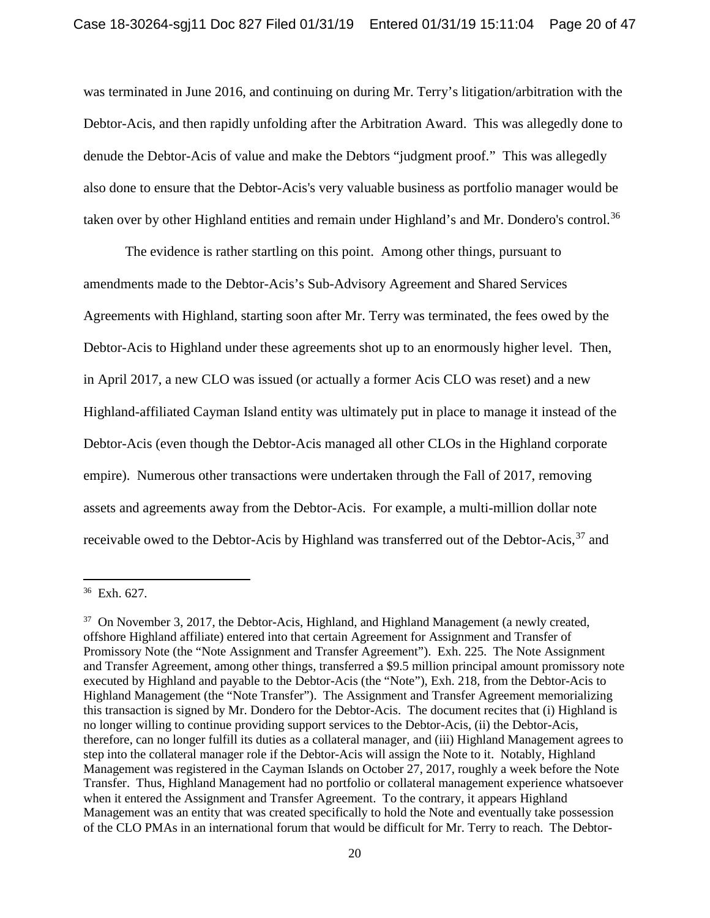was terminated in June 2016, and continuing on during Mr. Terry's litigation/arbitration with the Debtor-Acis, and then rapidly unfolding after the Arbitration Award. This was allegedly done to denude the Debtor-Acis of value and make the Debtors "judgment proof." This was allegedly also done to ensure that the Debtor-Acis's very valuable business as portfolio manager would be taken over by other Highland entities and remain under Highland's and Mr. Dondero's control.[36]

The evidence is rather startling on this point. Among other things, pursuant to amendments made to the Debtor-Acis's Sub-Advisory Agreement and Shared Services Agreements with Highland, starting soon after Mr. Terry was terminated, the fees owed by the Debtor-Acis to Highland under these agreements shot up to an enormously higher level. Then, in April 2017, a new CLO was issued (or actually a former Acis CLO was reset) and a new Highland-affiliated Cayman Island entity was ultimately put in place to manage it instead of the Debtor-Acis (even though the Debtor-Acis managed all other CLOs in the Highland corporate empire). Numerous other transactions were undertaken through the Fall of 2017, removing assets and agreements away from the Debtor-Acis. For example, a multi-million dollar note receivable owed to the Debtor-Acis by Highland was transferred out of the Debtor-Acis,[37] and

---

[36] Exh. 627.

[37] On November 3, 2017, the Debtor-Acis, Highland, and Highland Management (a newly created, offshore Highland affiliate) entered into that certain Agreement for Assignment and Transfer of Promissory Note (the "Note Assignment and Transfer Agreement"). Exh. 225. The Note Assignment and Transfer Agreement, among other things, transferred a $9.5 million principal amount promissory note executed by Highland and payable to the Debtor-Acis (the "Note"), Exh. 218, from the Debtor-Acis to Highland Management (the "Note Transfer"). The Assignment and Transfer Agreement memorializing this transaction is signed by Mr. Dondero for the Debtor-Acis. The document recites that (i) Highland is no longer willing to continue providing support services to the Debtor-Acis, (ii) the Debtor-Acis, therefore, can no longer fulfill its duties as a collateral manager, and (iii) Highland Management agrees to step into the collateral manager role if the Debtor-Acis will assign the Note to it. Notably, Highland Management was registered in the Cayman Islands on October 27, 2017, roughly a week before the Note Transfer. Thus, Highland Management had no portfolio or collateral management experience whatsoever when it entered the Assignment and Transfer Agreement. To the contrary, it appears Highland Management was an entity that was created specifically to hold the Note and eventually take possession of the CLO PMAs in an international forum that would be difficult for Mr. Terry to reach. The Debtor-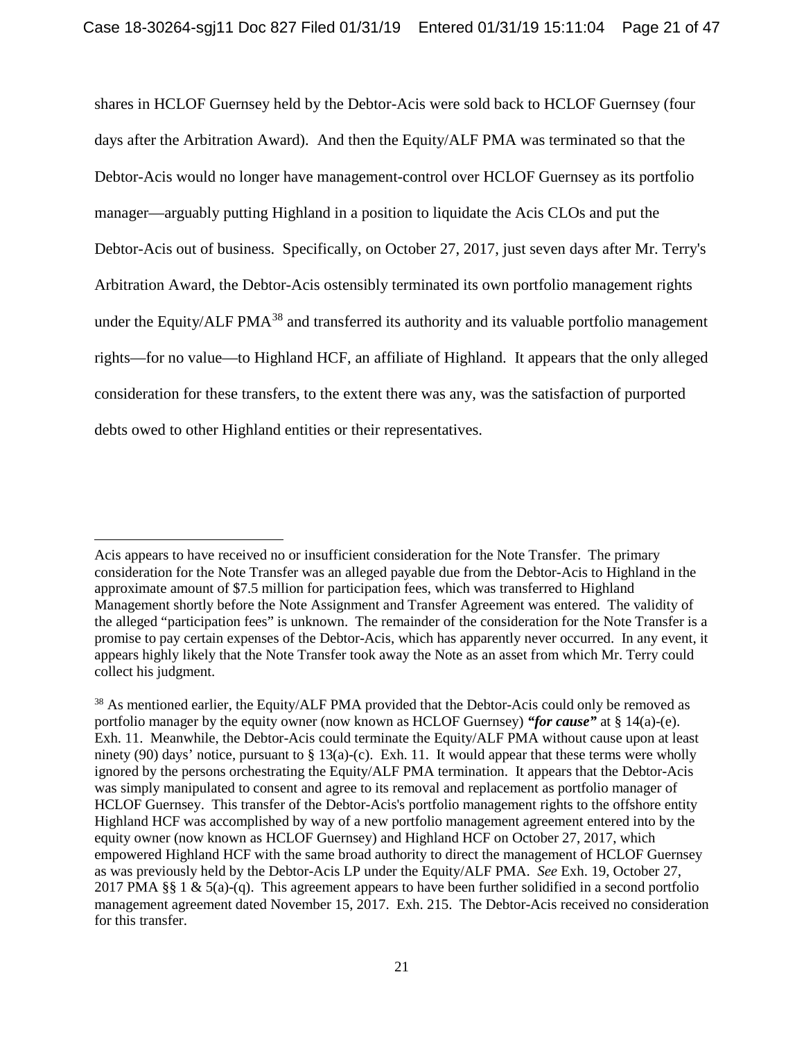shares in HCLOF Guernsey held by the Debtor-Acis were sold back to HCLOF Guernsey (four days after the Arbitration Award). And then the Equity/ALF PMA was terminated so that the Debtor-Acis would no longer have management-control over HCLOF Guernsey as its portfolio manager—arguably putting Highland in a position to liquidate the Acis CLOs and put the Debtor-Acis out of business. Specifically, on October 27, 2017, just seven days after Mr. Terry's Arbitration Award, the Debtor-Acis ostensibly terminated its own portfolio management rights under the Equity/ALF PMA[38] and transferred its authority and its valuable portfolio management rights—for no value—to Highland HCF, an affiliate of Highland. It appears that the only alleged consideration for these transfers, to the extent there was any, was the satisfaction of purported debts owed to other Highland entities or their representatives.

---

Acis appears to have received no or insufficient consideration for the Note Transfer. The primary consideration for the Note Transfer was an alleged payable due from the Debtor-Acis to Highland in the approximate amount of $7.5 million for participation fees, which was transferred to Highland Management shortly before the Note Assignment and Transfer Agreement was entered. The validity of the alleged "participation fees" is unknown. The remainder of the consideration for the Note Transfer is a promise to pay certain expenses of the Debtor-Acis, which has apparently never occurred. In any event, it appears highly likely that the Note Transfer took away the Note as an asset from which Mr. Terry could collect his judgment.

[38] As mentioned earlier, the Equity/ALF PMA provided that the Debtor-Acis could only be removed as portfolio manager by the equity owner (now known as HCLOF Guernsey) ***"for cause"*** at § 14(a)-(e). Exh. 11. Meanwhile, the Debtor-Acis could terminate the Equity/ALF PMA without cause upon at least ninety (90) days' notice, pursuant to § 13(a)-(c). Exh. 11. It would appear that these terms were wholly ignored by the persons orchestrating the Equity/ALF PMA termination. It appears that the Debtor-Acis was simply manipulated to consent and agree to its removal and replacement as portfolio manager of HCLOF Guernsey. This transfer of the Debtor-Acis's portfolio management rights to the offshore entity Highland HCF was accomplished by way of a new portfolio management agreement entered into by the equity owner (now known as HCLOF Guernsey) and Highland HCF on October 27, 2017, which empowered Highland HCF with the same broad authority to direct the management of HCLOF Guernsey as was previously held by the Debtor-Acis LP under the Equity/ALF PMA. *See* Exh. 19, October 27, 2017 PMA §§ 1 & 5(a)-(q). This agreement appears to have been further solidified in a second portfolio management agreement dated November 15, 2017. Exh. 215. The Debtor-Acis received no consideration for this transfer.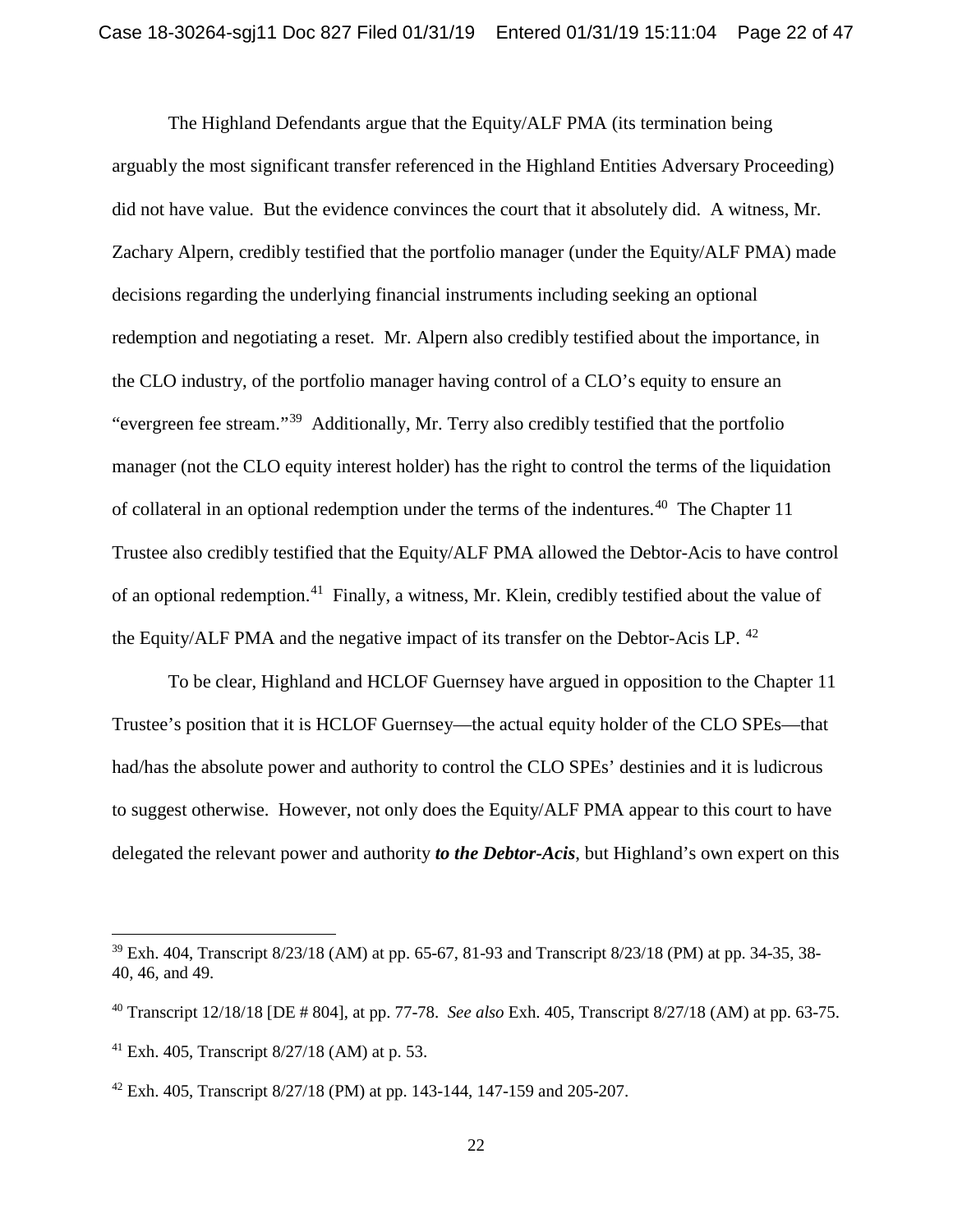The Highland Defendants argue that the Equity/ALF PMA (its termination being arguably the most significant transfer referenced in the Highland Entities Adversary Proceeding) did not have value. But the evidence convinces the court that it absolutely did. A witness, Mr. Zachary Alpern, credibly testified that the portfolio manager (under the Equity/ALF PMA) made decisions regarding the underlying financial instruments including seeking an optional redemption and negotiating a reset. Mr. Alpern also credibly testified about the importance, in the CLO industry, of the portfolio manager having control of a CLO's equity to ensure an "evergreen fee stream."[39] Additionally, Mr. Terry also credibly testified that the portfolio manager (not the CLO equity interest holder) has the right to control the terms of the liquidation of collateral in an optional redemption under the terms of the indentures.[40] The Chapter 11 Trustee also credibly testified that the Equity/ALF PMA allowed the Debtor-Acis to have control of an optional redemption.[41] Finally, a witness, Mr. Klein, credibly testified about the value of the Equity/ALF PMA and the negative impact of its transfer on the Debtor-Acis LP.[42]

To be clear, Highland and HCLOF Guernsey have argued in opposition to the Chapter 11 Trustee's position that it is HCLOF Guernsey—the actual equity holder of the CLO SPEs—that had/has the absolute power and authority to control the CLO SPEs' destinies and it is ludicrous to suggest otherwise. However, not only does the Equity/ALF PMA appear to this court to have delegated the relevant power and authority ***to the Debtor-Acis***, but Highland's own expert on this

---

[39] Exh. 404, Transcript 8/23/18 (AM) at pp. 65-67, 81-93 and Transcript 8/23/18 (PM) at pp. 34-35, 38-40, 46, and 49.

[40] Transcript 12/18/18 [DE # 804], at pp. 77-78. *See also* Exh. 405, Transcript 8/27/18 (AM) at pp. 63-75.

[41] Exh. 405, Transcript 8/27/18 (AM) at p. 53.

[42] Exh. 405, Transcript 8/27/18 (PM) at pp. 143-144, 147-159 and 205-207.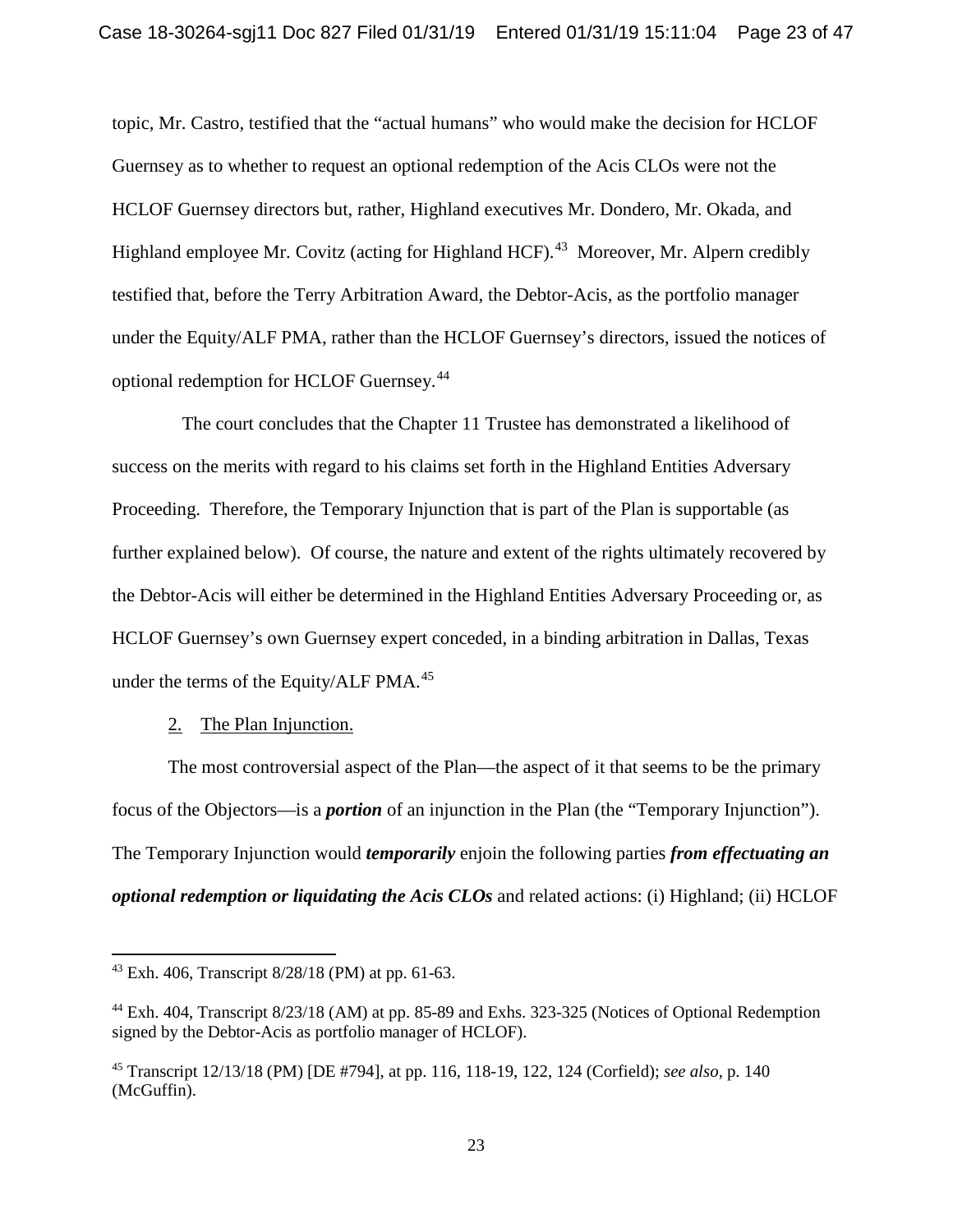topic, Mr. Castro, testified that the "actual humans" who would make the decision for HCLOF Guernsey as to whether to request an optional redemption of the Acis CLOs were not the HCLOF Guernsey directors but, rather, Highland executives Mr. Dondero, Mr. Okada, and Highland employee Mr. Covitz (acting for Highland HCF).[43] Moreover, Mr. Alpern credibly testified that, before the Terry Arbitration Award, the Debtor-Acis, as the portfolio manager under the Equity/ALF PMA, rather than the HCLOF Guernsey's directors, issued the notices of optional redemption for HCLOF Guernsey.[44]

The court concludes that the Chapter 11 Trustee has demonstrated a likelihood of success on the merits with regard to his claims set forth in the Highland Entities Adversary Proceeding. Therefore, the Temporary Injunction that is part of the Plan is supportable (as further explained below). Of course, the nature and extent of the rights ultimately recovered by the Debtor-Acis will either be determined in the Highland Entities Adversary Proceeding or, as HCLOF Guernsey's own Guernsey expert conceded, in a binding arbitration in Dallas, Texas under the terms of the Equity/ALF PMA.[45]

2. The Plan Injunction.

The most controversial aspect of the Plan—the aspect of it that seems to be the primary focus of the Objectors—is a ***portion*** of an injunction in the Plan (the "Temporary Injunction"). The Temporary Injunction would ***temporarily*** enjoin the following parties ***from effectuating an optional redemption or liquidating the Acis CLOs*** and related actions: (i) Highland; (ii) HCLOF

---

[43] Exh. 406, Transcript 8/28/18 (PM) at pp. 61-63.

[44] Exh. 404, Transcript 8/23/18 (AM) at pp. 85-89 and Exhs. 323-325 (Notices of Optional Redemption signed by the Debtor-Acis as portfolio manager of HCLOF).

[45] Transcript 12/13/18 (PM) [DE #794], at pp. 116, 118-19, 122, 124 (Corfield); *see also*, p. 140 (McGuffin).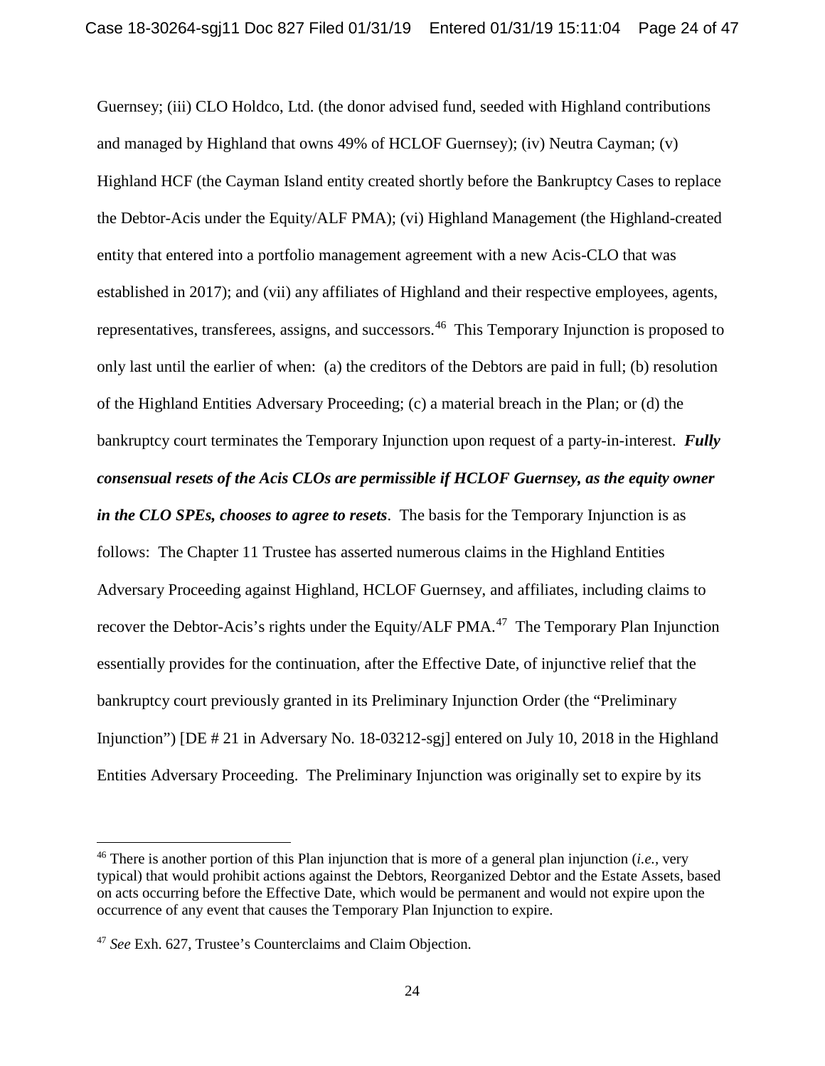Guernsey; (iii) CLO Holdco, Ltd. (the donor advised fund, seeded with Highland contributions and managed by Highland that owns 49% of HCLOF Guernsey); (iv) Neutra Cayman; (v) Highland HCF (the Cayman Island entity created shortly before the Bankruptcy Cases to replace the Debtor-Acis under the Equity/ALF PMA); (vi) Highland Management (the Highland-created entity that entered into a portfolio management agreement with a new Acis-CLO that was established in 2017); and (vii) any affiliates of Highland and their respective employees, agents, representatives, transferees, assigns, and successors.[46] This Temporary Injunction is proposed to only last until the earlier of when: (a) the creditors of the Debtors are paid in full; (b) resolution of the Highland Entities Adversary Proceeding; (c) a material breach in the Plan; or (d) the bankruptcy court terminates the Temporary Injunction upon request of a party-in-interest. ***Fully consensual resets of the Acis CLOs are permissible if HCLOF Guernsey, as the equity owner in the CLO SPEs, chooses to agree to resets***. The basis for the Temporary Injunction is as follows: The Chapter 11 Trustee has asserted numerous claims in the Highland Entities Adversary Proceeding against Highland, HCLOF Guernsey, and affiliates, including claims to recover the Debtor-Acis's rights under the Equity/ALF PMA.[47] The Temporary Plan Injunction essentially provides for the continuation, after the Effective Date, of injunctive relief that the bankruptcy court previously granted in its Preliminary Injunction Order (the "Preliminary Injunction") [DE # 21 in Adversary No. 18-03212-sgj] entered on July 10, 2018 in the Highland Entities Adversary Proceeding. The Preliminary Injunction was originally set to expire by its

---

[46] There is another portion of this Plan injunction that is more of a general plan injunction (*i.e.*, very typical) that would prohibit actions against the Debtors, Reorganized Debtor and the Estate Assets, based on acts occurring before the Effective Date, which would be permanent and would not expire upon the occurrence of any event that causes the Temporary Plan Injunction to expire.

[47] *See* Exh. 627, Trustee's Counterclaims and Claim Objection.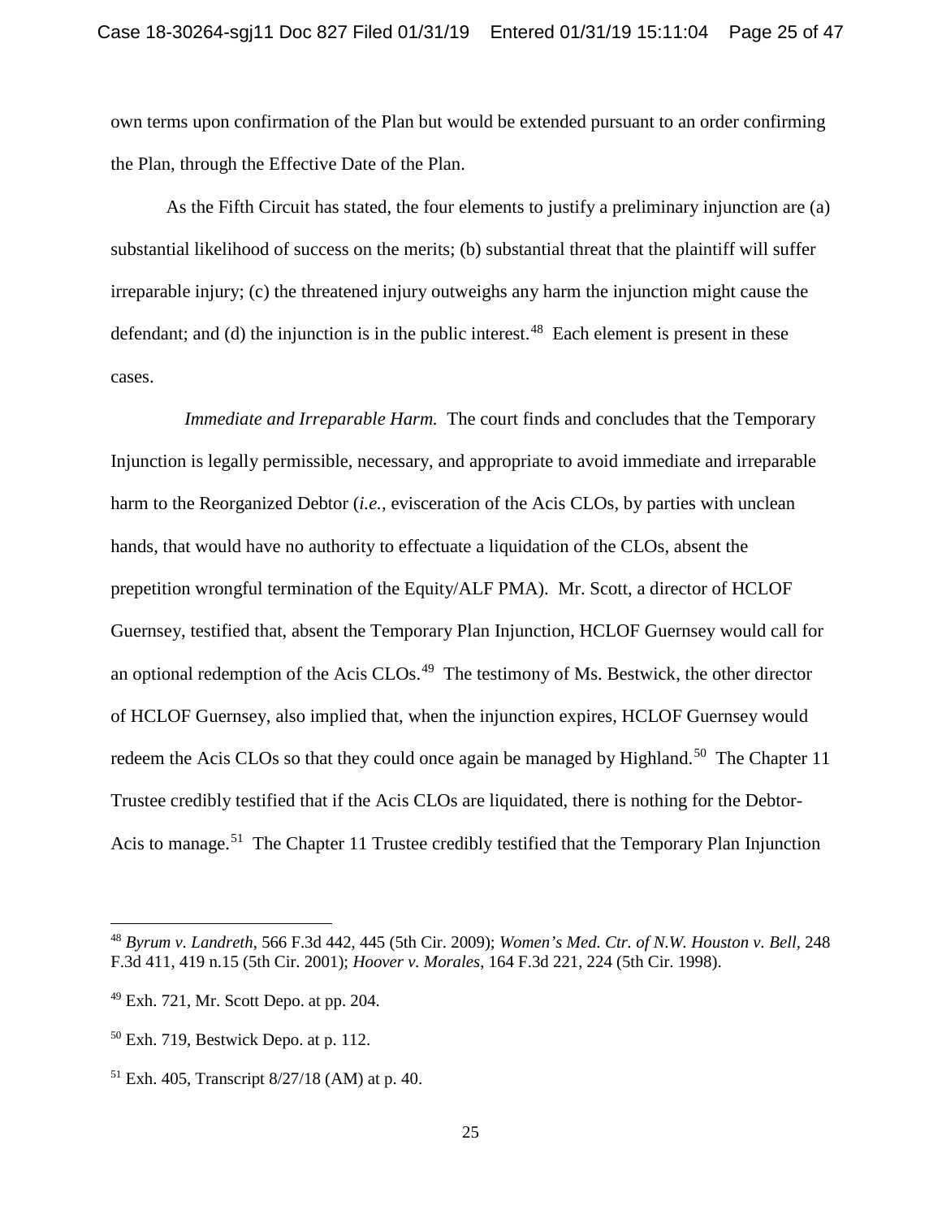own terms upon confirmation of the Plan but would be extended pursuant to an order confirming the Plan, through the Effective Date of the Plan.

As the Fifth Circuit has stated, the four elements to justify a preliminary injunction are (a) substantial likelihood of success on the merits; (b) substantial threat that the plaintiff will suffer irreparable injury; (c) the threatened injury outweighs any harm the injunction might cause the defendant; and (d) the injunction is in the public interest.[48] Each element is present in these cases.

*Immediate and Irreparable Harm.* The court finds and concludes that the Temporary Injunction is legally permissible, necessary, and appropriate to avoid immediate and irreparable harm to the Reorganized Debtor (*i.e.,* evisceration of the Acis CLOs, by parties with unclean hands, that would have no authority to effectuate a liquidation of the CLOs, absent the prepetition wrongful termination of the Equity/ALF PMA). Mr. Scott, a director of HCLOF Guernsey, testified that, absent the Temporary Plan Injunction, HCLOF Guernsey would call for an optional redemption of the Acis CLOs.[49] The testimony of Ms. Bestwick, the other director of HCLOF Guernsey, also implied that, when the injunction expires, HCLOF Guernsey would redeem the Acis CLOs so that they could once again be managed by Highland.[50] The Chapter 11 Trustee credibly testified that if the Acis CLOs are liquidated, there is nothing for the Debtor-Acis to manage.[51] The Chapter 11 Trustee credibly testified that the Temporary Plan Injunction

---

[48] *Byrum v. Landreth*, 566 F.3d 442, 445 (5th Cir. 2009); *Women's Med. Ctr. of N.W. Houston v. Bell*, 248 F.3d 411, 419 n.15 (5th Cir. 2001); *Hoover v. Morales*, 164 F.3d 221, 224 (5th Cir. 1998).

[49] Exh. 721, Mr. Scott Depo. at pp. 204.

[50] Exh. 719, Bestwick Depo. at p. 112.

[51] Exh. 405, Transcript 8/27/18 (AM) at p. 40.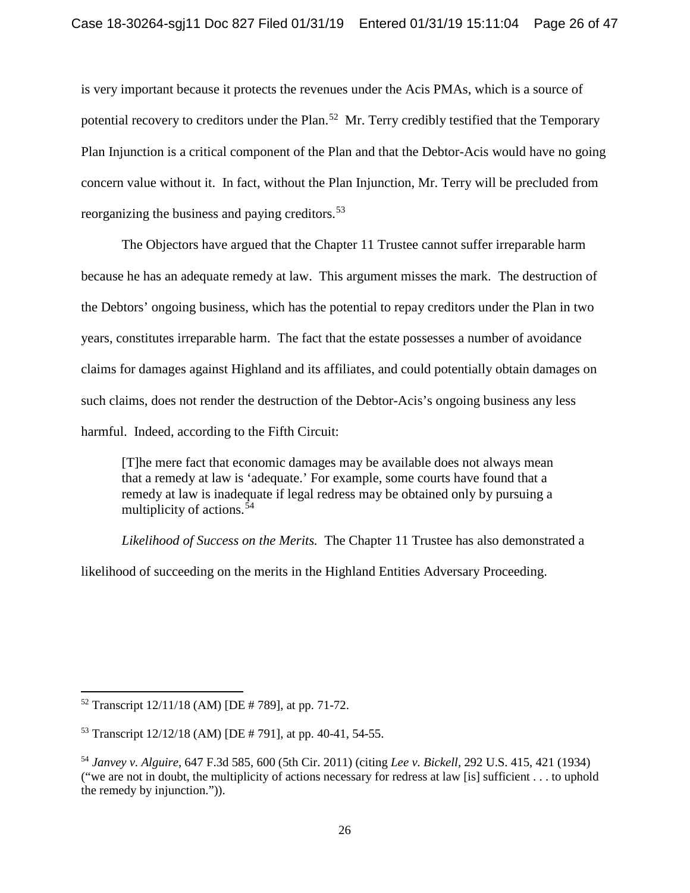is very important because it protects the revenues under the Acis PMAs, which is a source of potential recovery to creditors under the Plan.[52] Mr. Terry credibly testified that the Temporary Plan Injunction is a critical component of the Plan and that the Debtor-Acis would have no going concern value without it. In fact, without the Plan Injunction, Mr. Terry will be precluded from reorganizing the business and paying creditors.[53]

The Objectors have argued that the Chapter 11 Trustee cannot suffer irreparable harm because he has an adequate remedy at law. This argument misses the mark. The destruction of the Debtors' ongoing business, which has the potential to repay creditors under the Plan in two years, constitutes irreparable harm. The fact that the estate possesses a number of avoidance claims for damages against Highland and its affiliates, and could potentially obtain damages on such claims, does not render the destruction of the Debtor-Acis's ongoing business any less harmful. Indeed, according to the Fifth Circuit:

> [T]he mere fact that economic damages may be available does not always mean that a remedy at law is 'adequate.' For example, some courts have found that a remedy at law is inadequate if legal redress may be obtained only by pursuing a multiplicity of actions.[54]

*Likelihood of Success on the Merits.* The Chapter 11 Trustee has also demonstrated a likelihood of succeeding on the merits in the Highland Entities Adversary Proceeding.

---

[52] Transcript 12/11/18 (AM) [DE # 789], at pp. 71-72.

[53] Transcript 12/12/18 (AM) [DE # 791], at pp. 40-41, 54-55.

[54] *Janvey v. Alguire*, 647 F.3d 585, 600 (5th Cir. 2011) (citing *Lee v. Bickell*, 292 U.S. 415, 421 (1934) ("we are not in doubt, the multiplicity of actions necessary for redress at law [is] sufficient . . . to uphold the remedy by injunction.")).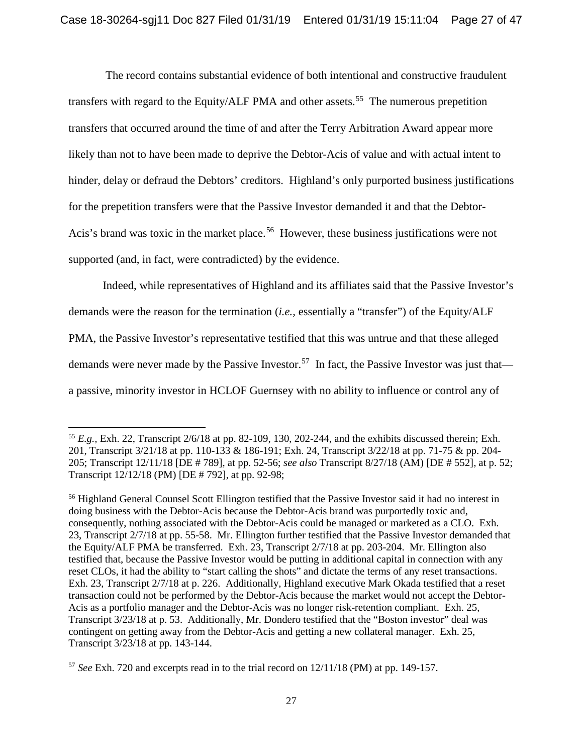The record contains substantial evidence of both intentional and constructive fraudulent transfers with regard to the Equity/ALF PMA and other assets.[55] The numerous prepetition transfers that occurred around the time of and after the Terry Arbitration Award appear more likely than not to have been made to deprive the Debtor-Acis of value and with actual intent to hinder, delay or defraud the Debtors' creditors. Highland's only purported business justifications for the prepetition transfers were that the Passive Investor demanded it and that the Debtor-Acis's brand was toxic in the market place.[56] However, these business justifications were not supported (and, in fact, were contradicted) by the evidence.

Indeed, while representatives of Highland and its affiliates said that the Passive Investor's demands were the reason for the termination (*i.e.,* essentially a "transfer") of the Equity/ALF PMA, the Passive Investor's representative testified that this was untrue and that these alleged demands were never made by the Passive Investor.[57] In fact, the Passive Investor was just that—a passive, minority investor in HCLOF Guernsey with no ability to influence or control any of

---

[55] *E.g.,* Exh. 22, Transcript 2/6/18 at pp. 82-109, 130, 202-244, and the exhibits discussed therein; Exh. 201, Transcript 3/21/18 at pp. 110-133 & 186-191; Exh. 24, Transcript 3/22/18 at pp. 71-75 & pp. 204-205; Transcript 12/11/18 [DE # 789], at pp. 52-56; *see also* Transcript 8/27/18 (AM) [DE # 552], at p. 52; Transcript 12/12/18 (PM) [DE # 792], at pp. 92-98;

[56] Highland General Counsel Scott Ellington testified that the Passive Investor said it had no interest in doing business with the Debtor-Acis because the Debtor-Acis brand was purportedly toxic and, consequently, nothing associated with the Debtor-Acis could be managed or marketed as a CLO. Exh. 23, Transcript 2/7/18 at pp. 55-58. Mr. Ellington further testified that the Passive Investor demanded that the Equity/ALF PMA be transferred. Exh. 23, Transcript 2/7/18 at pp. 203-204. Mr. Ellington also testified that, because the Passive Investor would be putting in additional capital in connection with any reset CLOs, it had the ability to "start calling the shots" and dictate the terms of any reset transactions. Exh. 23, Transcript 2/7/18 at p. 226. Additionally, Highland executive Mark Okada testified that a reset transaction could not be performed by the Debtor-Acis because the market would not accept the Debtor-Acis as a portfolio manager and the Debtor-Acis was no longer risk-retention compliant. Exh. 25, Transcript 3/23/18 at p. 53. Additionally, Mr. Dondero testified that the "Boston investor" deal was contingent on getting away from the Debtor-Acis and getting a new collateral manager. Exh. 25, Transcript 3/23/18 at pp. 143-144.

[57] *See* Exh. 720 and excerpts read in to the trial record on 12/11/18 (PM) at pp. 149-157.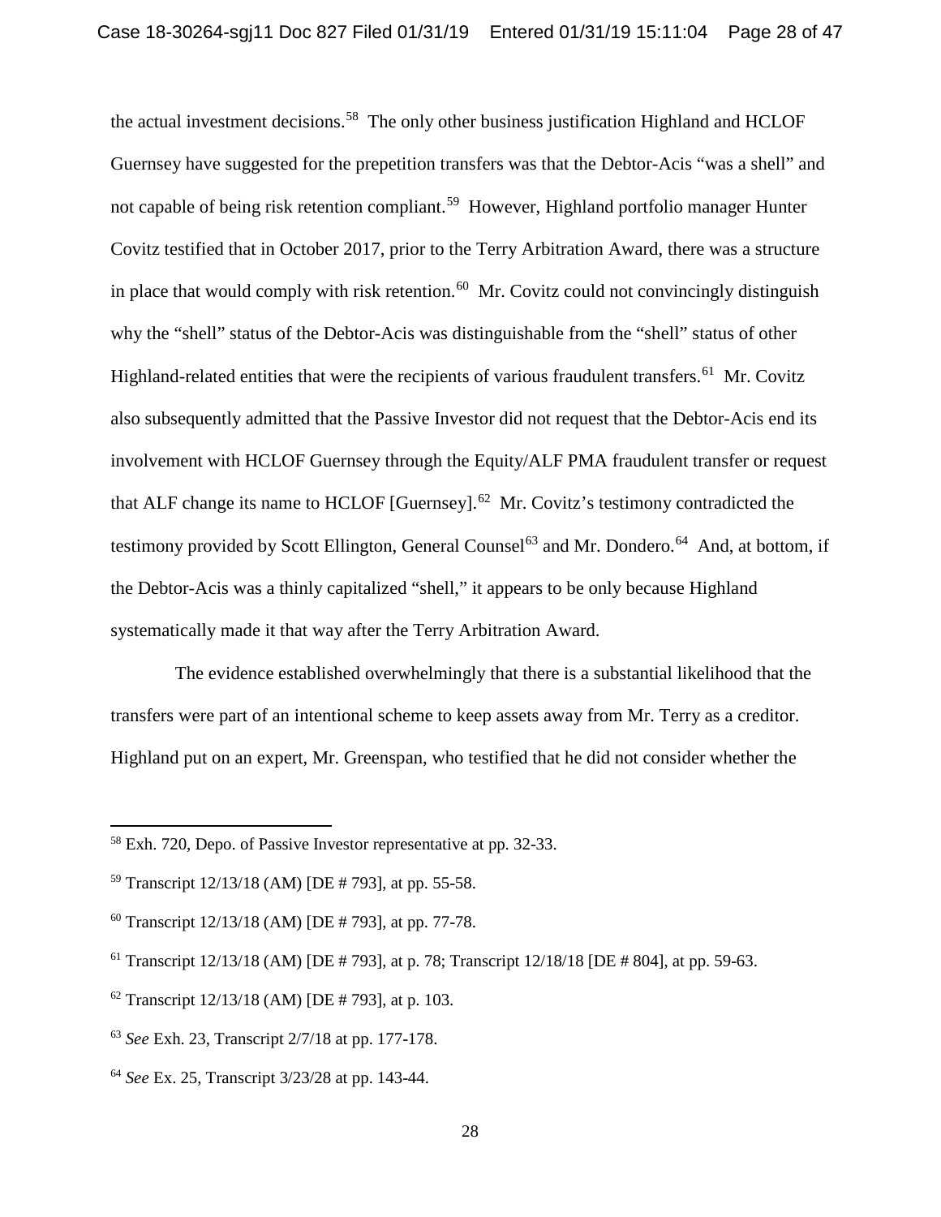the actual investment decisions.[58] The only other business justification Highland and HCLOF Guernsey have suggested for the prepetition transfers was that the Debtor-Acis "was a shell" and not capable of being risk retention compliant.[59] However, Highland portfolio manager Hunter Covitz testified that in October 2017, prior to the Terry Arbitration Award, there was a structure in place that would comply with risk retention.[60] Mr. Covitz could not convincingly distinguish why the "shell" status of the Debtor-Acis was distinguishable from the "shell" status of other Highland-related entities that were the recipients of various fraudulent transfers.[61] Mr. Covitz also subsequently admitted that the Passive Investor did not request that the Debtor-Acis end its involvement with HCLOF Guernsey through the Equity/ALF PMA fraudulent transfer or request that ALF change its name to HCLOF [Guernsey].[62] Mr. Covitz's testimony contradicted the testimony provided by Scott Ellington, General Counsel[63] and Mr. Dondero.[64] And, at bottom, if the Debtor-Acis was a thinly capitalized "shell," it appears to be only because Highland systematically made it that way after the Terry Arbitration Award.

The evidence established overwhelmingly that there is a substantial likelihood that the transfers were part of an intentional scheme to keep assets away from Mr. Terry as a creditor. Highland put on an expert, Mr. Greenspan, who testified that he did not consider whether the

---

[58] Exh. 720, Depo. of Passive Investor representative at pp. 32-33.

[59] Transcript 12/13/18 (AM) [DE # 793], at pp. 55-58.

[60] Transcript 12/13/18 (AM) [DE # 793], at pp. 77-78.

[61] Transcript 12/13/18 (AM) [DE # 793], at p. 78; Transcript 12/18/18 [DE # 804], at pp. 59-63.

[62] Transcript 12/13/18 (AM) [DE # 793], at p. 103.

[63] *See* Exh. 23, Transcript 2/7/18 at pp. 177-178.

[64] *See* Ex. 25, Transcript 3/23/28 at pp. 143-44.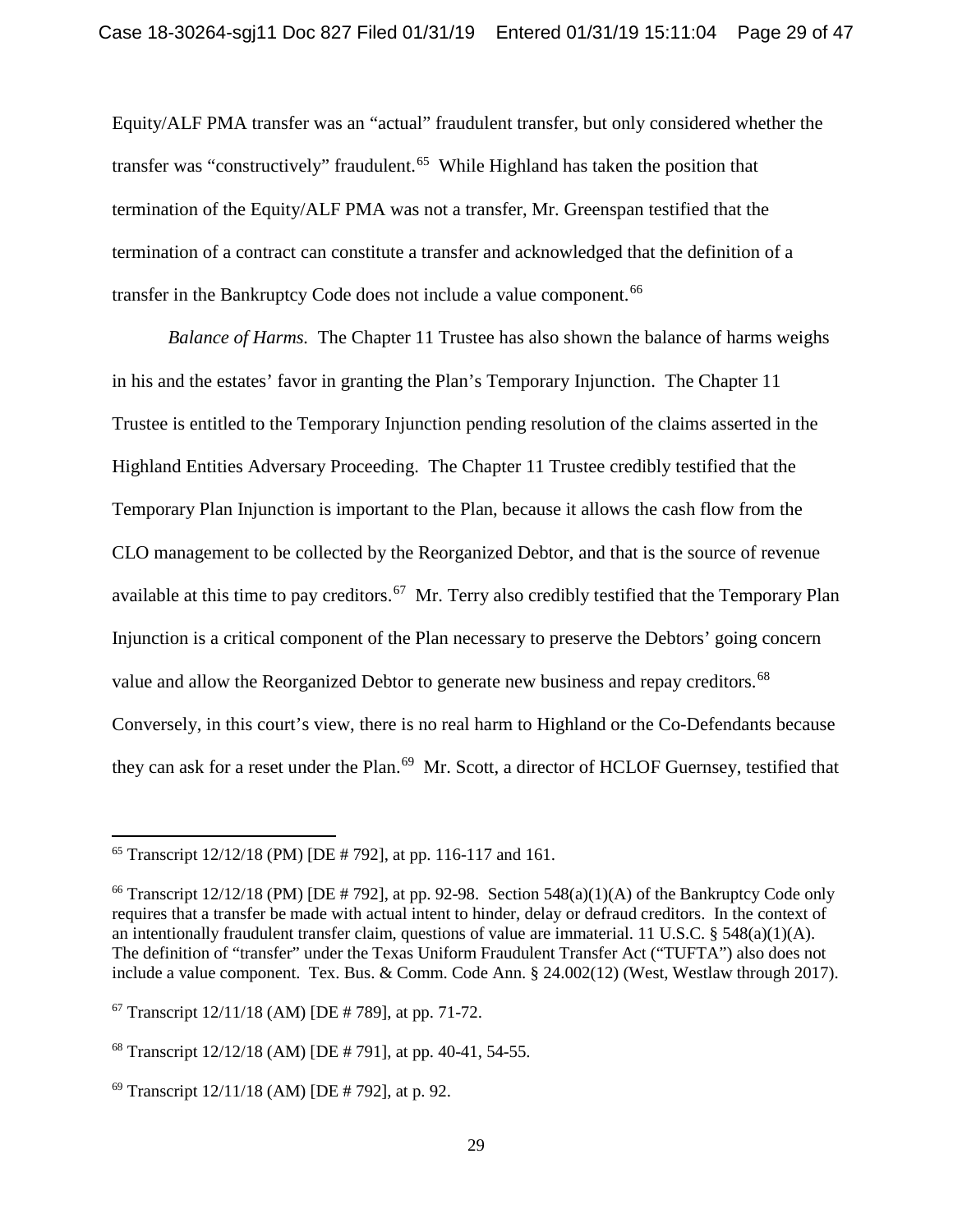Equity/ALF PMA transfer was an "actual" fraudulent transfer, but only considered whether the transfer was "constructively" fraudulent.[65] While Highland has taken the position that termination of the Equity/ALF PMA was not a transfer, Mr. Greenspan testified that the termination of a contract can constitute a transfer and acknowledged that the definition of a transfer in the Bankruptcy Code does not include a value component.[66]

*Balance of Harms.* The Chapter 11 Trustee has also shown the balance of harms weighs in his and the estates' favor in granting the Plan's Temporary Injunction. The Chapter 11 Trustee is entitled to the Temporary Injunction pending resolution of the claims asserted in the Highland Entities Adversary Proceeding. The Chapter 11 Trustee credibly testified that the Temporary Plan Injunction is important to the Plan, because it allows the cash flow from the CLO management to be collected by the Reorganized Debtor, and that is the source of revenue available at this time to pay creditors.[67] Mr. Terry also credibly testified that the Temporary Plan Injunction is a critical component of the Plan necessary to preserve the Debtors' going concern value and allow the Reorganized Debtor to generate new business and repay creditors.[68] Conversely, in this court's view, there is no real harm to Highland or the Co-Defendants because they can ask for a reset under the Plan.[69] Mr. Scott, a director of HCLOF Guernsey, testified that

---

[65] Transcript 12/12/18 (PM) [DE # 792], at pp. 116-117 and 161.

[66] Transcript 12/12/18 (PM) [DE # 792], at pp. 92-98. Section 548(a)(1)(A) of the Bankruptcy Code only requires that a transfer be made with actual intent to hinder, delay or defraud creditors. In the context of an intentionally fraudulent transfer claim, questions of value are immaterial. 11 U.S.C. § 548(a)(1)(A). The definition of "transfer" under the Texas Uniform Fraudulent Transfer Act ("TUFTA") also does not include a value component. Tex. Bus. & Comm. Code Ann. § 24.002(12) (West, Westlaw through 2017).

[67] Transcript 12/11/18 (AM) [DE # 789], at pp. 71-72.

[68] Transcript 12/12/18 (AM) [DE # 791], at pp. 40-41, 54-55.

[69] Transcript 12/11/18 (AM) [DE # 792], at p. 92.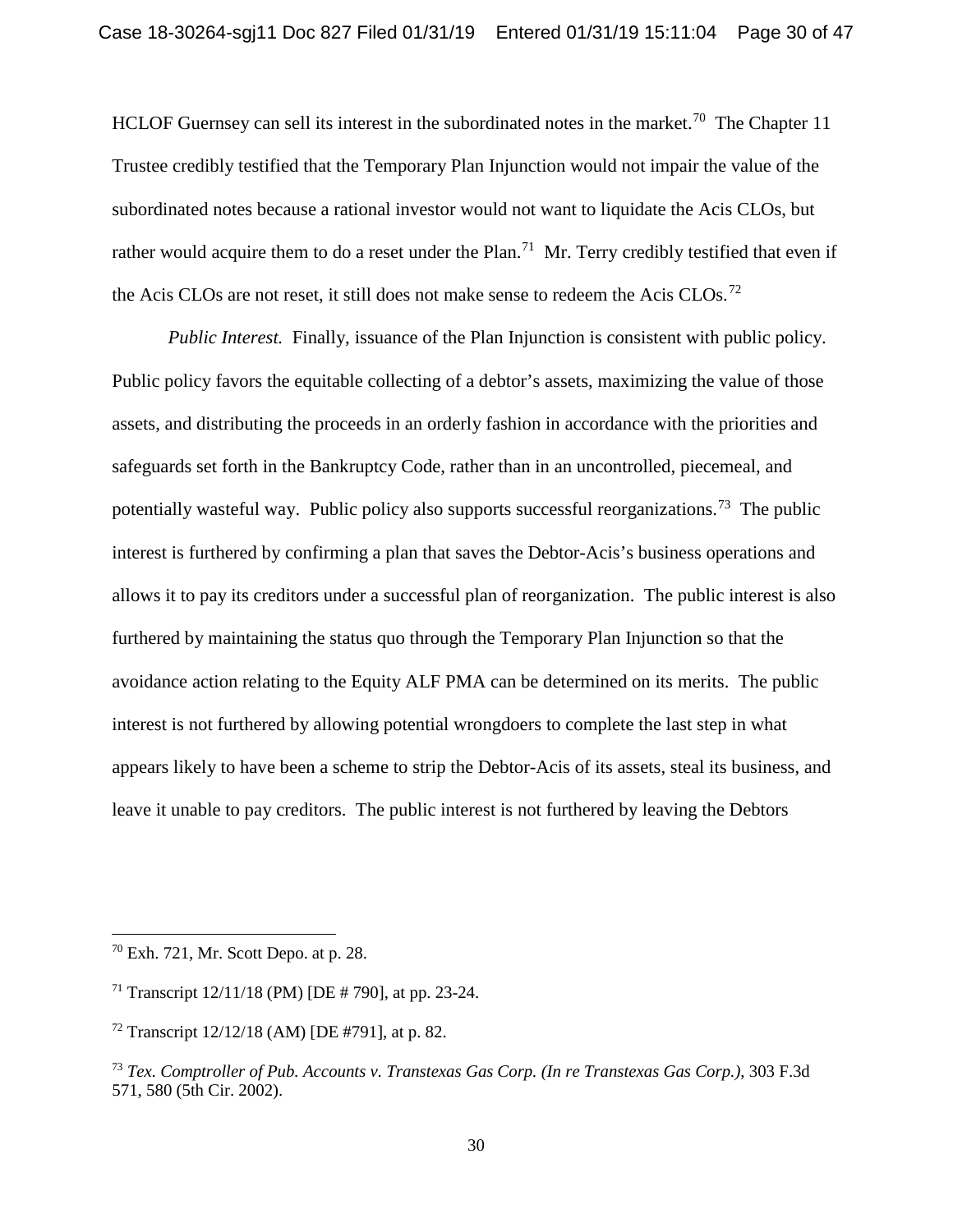HCLOF Guernsey can sell its interest in the subordinated notes in the market.[70] The Chapter 11 Trustee credibly testified that the Temporary Plan Injunction would not impair the value of the subordinated notes because a rational investor would not want to liquidate the Acis CLOs, but rather would acquire them to do a reset under the Plan.[71] Mr. Terry credibly testified that even if the Acis CLOs are not reset, it still does not make sense to redeem the Acis CLOs.[72]

*Public Interest.* Finally, issuance of the Plan Injunction is consistent with public policy. Public policy favors the equitable collecting of a debtor's assets, maximizing the value of those assets, and distributing the proceeds in an orderly fashion in accordance with the priorities and safeguards set forth in the Bankruptcy Code, rather than in an uncontrolled, piecemeal, and potentially wasteful way. Public policy also supports successful reorganizations.[73] The public interest is furthered by confirming a plan that saves the Debtor-Acis's business operations and allows it to pay its creditors under a successful plan of reorganization. The public interest is also furthered by maintaining the status quo through the Temporary Plan Injunction so that the avoidance action relating to the Equity ALF PMA can be determined on its merits. The public interest is not furthered by allowing potential wrongdoers to complete the last step in what appears likely to have been a scheme to strip the Debtor-Acis of its assets, steal its business, and leave it unable to pay creditors. The public interest is not furthered by leaving the Debtors

---

[70] Exh. 721, Mr. Scott Depo. at p. 28.

[71] Transcript 12/11/18 (PM) [DE # 790], at pp. 23-24.

[72] Transcript 12/12/18 (AM) [DE #791], at p. 82.

[73] *Tex. Comptroller of Pub. Accounts v. Transtexas Gas Corp. (In re Transtexas Gas Corp.)*, 303 F.3d 571, 580 (5th Cir. 2002).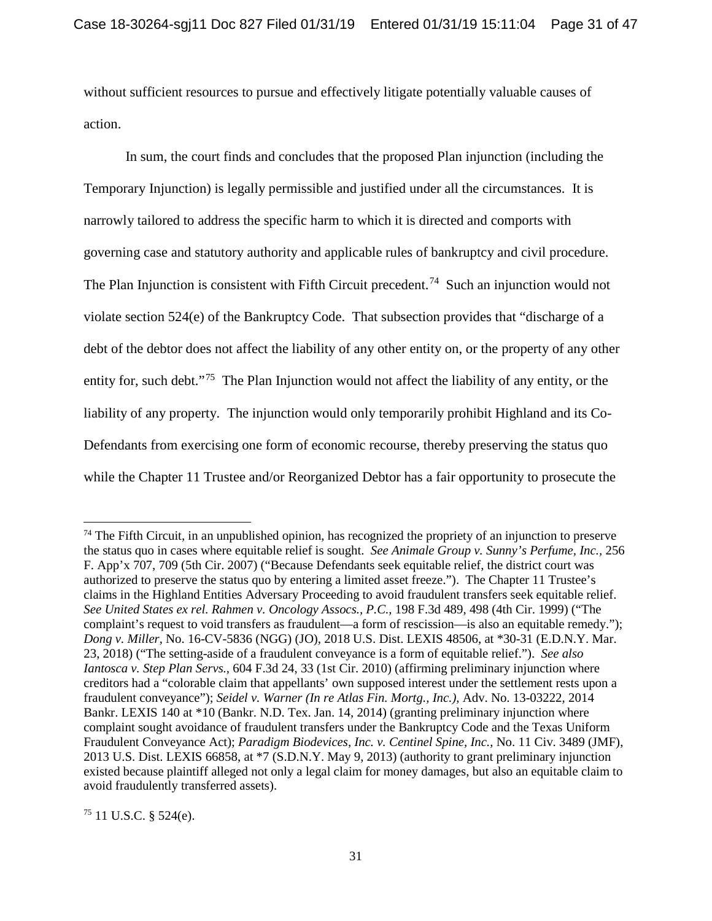without sufficient resources to pursue and effectively litigate potentially valuable causes of action.

In sum, the court finds and concludes that the proposed Plan injunction (including the Temporary Injunction) is legally permissible and justified under all the circumstances. It is narrowly tailored to address the specific harm to which it is directed and comports with governing case and statutory authority and applicable rules of bankruptcy and civil procedure. The Plan Injunction is consistent with Fifth Circuit precedent.[74] Such an injunction would not violate section 524(e) of the Bankruptcy Code. That subsection provides that "discharge of a debt of the debtor does not affect the liability of any other entity on, or the property of any other entity for, such debt."[75] The Plan Injunction would not affect the liability of any entity, or the liability of any property. The injunction would only temporarily prohibit Highland and its Co-Defendants from exercising one form of economic recourse, thereby preserving the status quo while the Chapter 11 Trustee and/or Reorganized Debtor has a fair opportunity to prosecute the

---

[74] The Fifth Circuit, in an unpublished opinion, has recognized the propriety of an injunction to preserve the status quo in cases where equitable relief is sought. *See Animale Group v. Sunny's Perfume, Inc.*, 256 F. App'x 707, 709 (5th Cir. 2007) ("Because Defendants seek equitable relief, the district court was authorized to preserve the status quo by entering a limited asset freeze."). The Chapter 11 Trustee's claims in the Highland Entities Adversary Proceeding to avoid fraudulent transfers seek equitable relief. *See United States ex rel. Rahmen v. Oncology Assocs., P.C.*, 198 F.3d 489, 498 (4th Cir. 1999) ("The complaint's request to void transfers as fraudulent—a form of rescission—is also an equitable remedy."); *Dong v. Miller*, No. 16-CV-5836 (NGG) (JO), 2018 U.S. Dist. LEXIS 48506, at *30-31 (E.D.N.Y. Mar. 23, 2018) ("The setting-aside of a fraudulent conveyance is a form of equitable relief."). *See also Iantosca v. Step Plan Servs.*, 604 F.3d 24, 33 (1st Cir. 2010) (affirming preliminary injunction where creditors had a "colorable claim that appellants' own supposed interest under the settlement rests upon a fraudulent conveyance"); *Seidel v. Warner (In re Atlas Fin. Mortg., Inc.)*, Adv. No. 13-03222, 2014 Bankr. LEXIS 140 at *10 (Bankr. N.D. Tex. Jan. 14, 2014) (granting preliminary injunction where complaint sought avoidance of fraudulent transfers under the Bankruptcy Code and the Texas Uniform Fraudulent Conveyance Act); *Paradigm Biodevices, Inc. v. Centinel Spine, Inc.*, No. 11 Civ. 3489 (JMF), 2013 U.S. Dist. LEXIS 66858, at *7 (S.D.N.Y. May 9, 2013) (authority to grant preliminary injunction existed because plaintiff alleged not only a legal claim for money damages, but also an equitable claim to avoid fraudulently transferred assets).

[75] 11 U.S.C. § 524(e).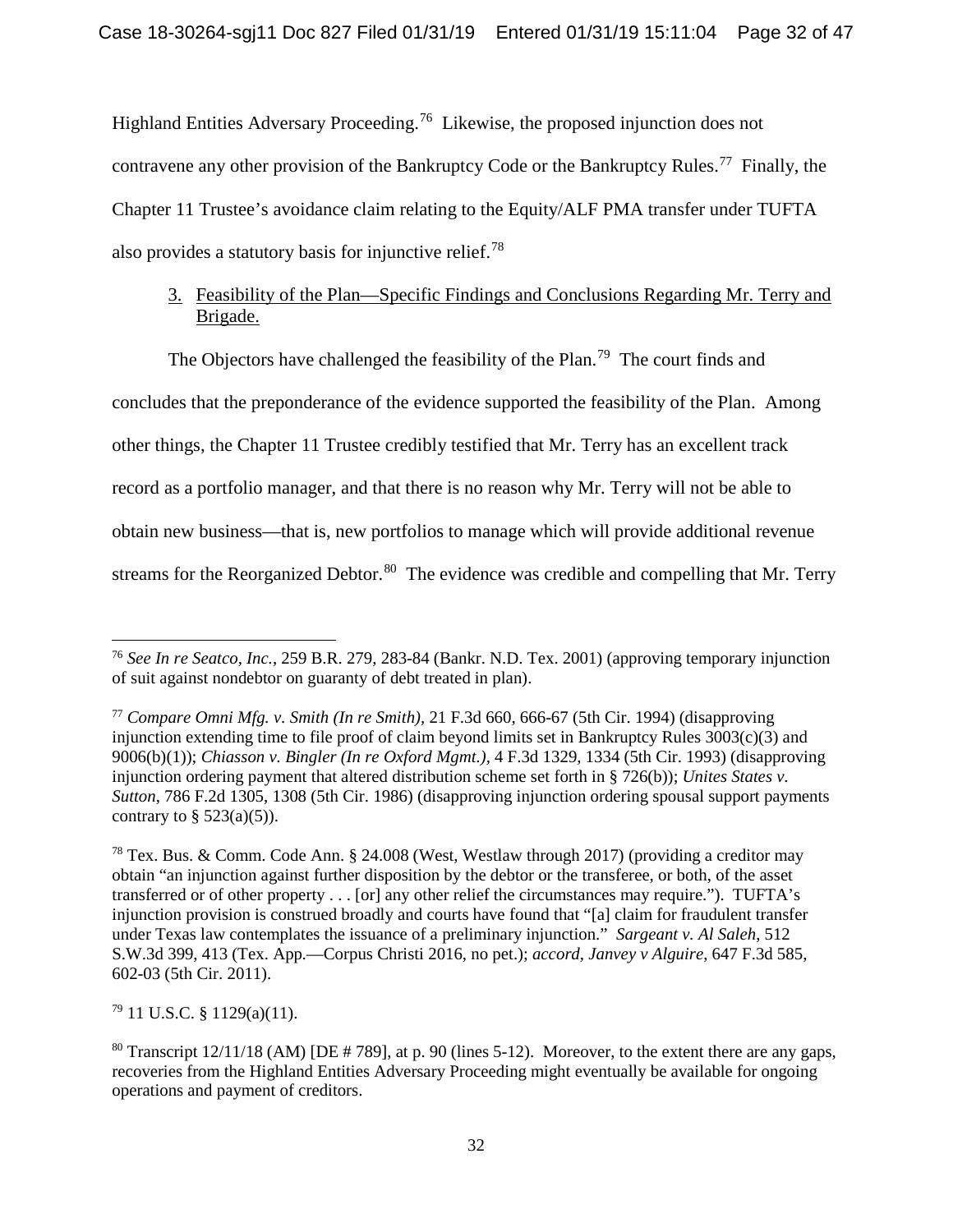Highland Entities Adversary Proceeding.[76] Likewise, the proposed injunction does not contravene any other provision of the Bankruptcy Code or the Bankruptcy Rules.[77] Finally, the Chapter 11 Trustee's avoidance claim relating to the Equity/ALF PMA transfer under TUFTA also provides a statutory basis for injunctive relief.[78]

3. Feasibility of the Plan—Specific Findings and Conclusions Regarding Mr. Terry and Brigade.

The Objectors have challenged the feasibility of the Plan.[79] The court finds and concludes that the preponderance of the evidence supported the feasibility of the Plan. Among other things, the Chapter 11 Trustee credibly testified that Mr. Terry has an excellent track record as a portfolio manager, and that there is no reason why Mr. Terry will not be able to obtain new business—that is, new portfolios to manage which will provide additional revenue streams for the Reorganized Debtor.[80] The evidence was credible and compelling that Mr. Terry

---

[76] *See In re Seatco, Inc.*, 259 B.R. 279, 283-84 (Bankr. N.D. Tex. 2001) (approving temporary injunction of suit against nondebtor on guaranty of debt treated in plan).

[77] *Compare Omni Mfg. v. Smith (In re Smith)*, 21 F.3d 660, 666-67 (5th Cir. 1994) (disapproving injunction extending time to file proof of claim beyond limits set in Bankruptcy Rules 3003(c)(3) and 9006(b)(1)); *Chiasson v. Bingler (In re Oxford Mgmt.)*, 4 F.3d 1329, 1334 (5th Cir. 1993) (disapproving injunction ordering payment that altered distribution scheme set forth in § 726(b)); *Unites States v. Sutton*, 786 F.2d 1305, 1308 (5th Cir. 1986) (disapproving injunction ordering spousal support payments contrary to § 523(a)(5)).

[78] Tex. Bus. & Comm. Code Ann. § 24.008 (West, Westlaw through 2017) (providing a creditor may obtain "an injunction against further disposition by the debtor or the transferee, or both, of the asset transferred or of other property . . . [or] any other relief the circumstances may require."). TUFTA's injunction provision is construed broadly and courts have found that "[a] claim for fraudulent transfer under Texas law contemplates the issuance of a preliminary injunction." *Sargeant v. Al Saleh*, 512 S.W.3d 399, 413 (Tex. App.—Corpus Christi 2016, no pet.); *accord*, *Janvey v Alguire*, 647 F.3d 585, 602-03 (5th Cir. 2011).

[79] 11 U.S.C. § 1129(a)(11).

[80] Transcript 12/11/18 (AM) [DE # 789], at p. 90 (lines 5-12). Moreover, to the extent there are any gaps, recoveries from the Highland Entities Adversary Proceeding might eventually be available for ongoing operations and payment of creditors.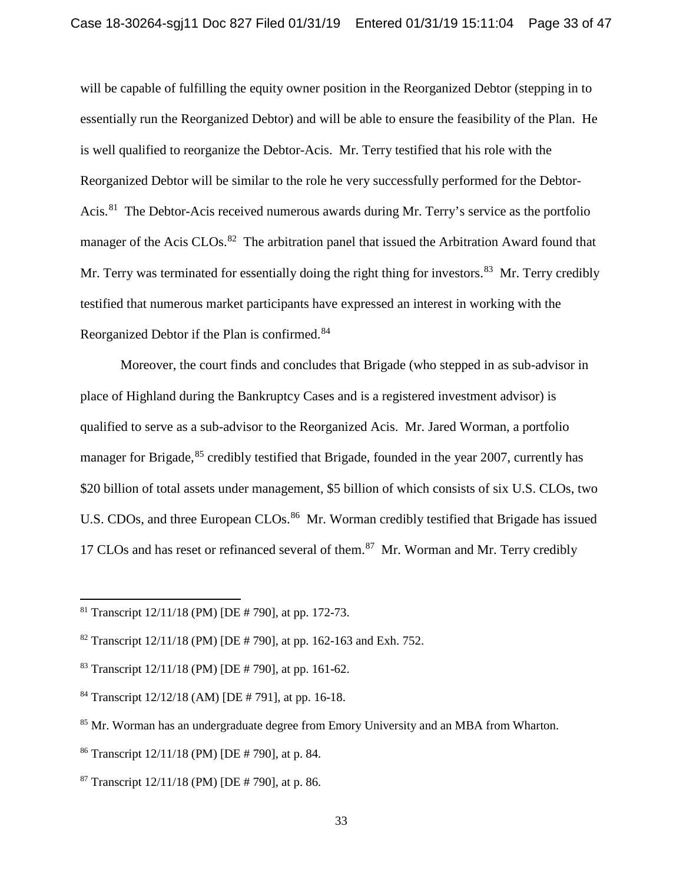will be capable of fulfilling the equity owner position in the Reorganized Debtor (stepping in to essentially run the Reorganized Debtor) and will be able to ensure the feasibility of the Plan. He is well qualified to reorganize the Debtor-Acis. Mr. Terry testified that his role with the Reorganized Debtor will be similar to the role he very successfully performed for the Debtor-Acis.[81] The Debtor-Acis received numerous awards during Mr. Terry's service as the portfolio manager of the Acis CLOs.[82] The arbitration panel that issued the Arbitration Award found that Mr. Terry was terminated for essentially doing the right thing for investors.[83] Mr. Terry credibly testified that numerous market participants have expressed an interest in working with the Reorganized Debtor if the Plan is confirmed.[84]

Moreover, the court finds and concludes that Brigade (who stepped in as sub-advisor in place of Highland during the Bankruptcy Cases and is a registered investment advisor) is qualified to serve as a sub-advisor to the Reorganized Acis. Mr. Jared Worman, a portfolio manager for Brigade,[85] credibly testified that Brigade, founded in the year 2007, currently has $20 billion of total assets under management, $5 billion of which consists of six U.S. CLOs, two U.S. CDOs, and three European CLOs.[86] Mr. Worman credibly testified that Brigade has issued 17 CLOs and has reset or refinanced several of them.[87] Mr. Worman and Mr. Terry credibly

---

[81] Transcript 12/11/18 (PM) [DE # 790], at pp. 172-73.

[82] Transcript 12/11/18 (PM) [DE # 790], at pp. 162-163 and Exh. 752.

[83] Transcript 12/11/18 (PM) [DE # 790], at pp. 161-62.

[84] Transcript 12/12/18 (AM) [DE # 791], at pp. 16-18.

[85] Mr. Worman has an undergraduate degree from Emory University and an MBA from Wharton.

[86] Transcript 12/11/18 (PM) [DE # 790], at p. 84.

[87] Transcript 12/11/18 (PM) [DE # 790], at p. 86.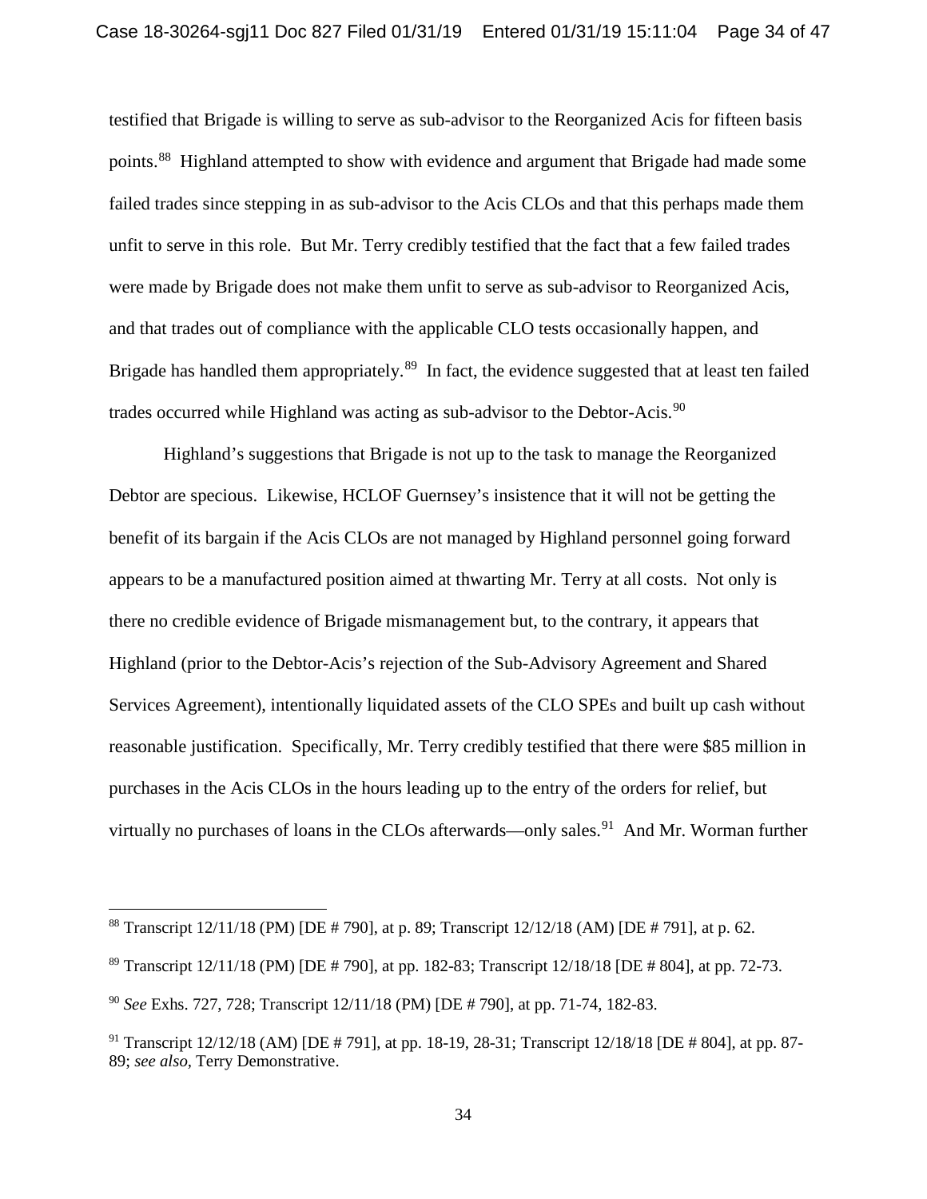testified that Brigade is willing to serve as sub-advisor to the Reorganized Acis for fifteen basis points.[88] Highland attempted to show with evidence and argument that Brigade had made some failed trades since stepping in as sub-advisor to the Acis CLOs and that this perhaps made them unfit to serve in this role. But Mr. Terry credibly testified that the fact that a few failed trades were made by Brigade does not make them unfit to serve as sub-advisor to Reorganized Acis, and that trades out of compliance with the applicable CLO tests occasionally happen, and Brigade has handled them appropriately.[89] In fact, the evidence suggested that at least ten failed trades occurred while Highland was acting as sub-advisor to the Debtor-Acis.[90]

Highland's suggestions that Brigade is not up to the task to manage the Reorganized Debtor are specious. Likewise, HCLOF Guernsey's insistence that it will not be getting the benefit of its bargain if the Acis CLOs are not managed by Highland personnel going forward appears to be a manufactured position aimed at thwarting Mr. Terry at all costs. Not only is there no credible evidence of Brigade mismanagement but, to the contrary, it appears that Highland (prior to the Debtor-Acis's rejection of the Sub-Advisory Agreement and Shared Services Agreement), intentionally liquidated assets of the CLO SPEs and built up cash without reasonable justification. Specifically, Mr. Terry credibly testified that there were $85 million in purchases in the Acis CLOs in the hours leading up to the entry of the orders for relief, but virtually no purchases of loans in the CLOs afterwards—only sales.[91] And Mr. Worman further

---

[88] Transcript 12/11/18 (PM) [DE # 790], at p. 89; Transcript 12/12/18 (AM) [DE # 791], at p. 62.

[89] Transcript 12/11/18 (PM) [DE # 790], at pp. 182-83; Transcript 12/18/18 [DE # 804], at pp. 72-73.

[90] *See* Exhs. 727, 728; Transcript 12/11/18 (PM) [DE # 790], at pp. 71-74, 182-83.

[91] Transcript 12/12/18 (AM) [DE # 791], at pp. 18-19, 28-31; Transcript 12/18/18 [DE # 804], at pp. 87-89; *see also*, Terry Demonstrative.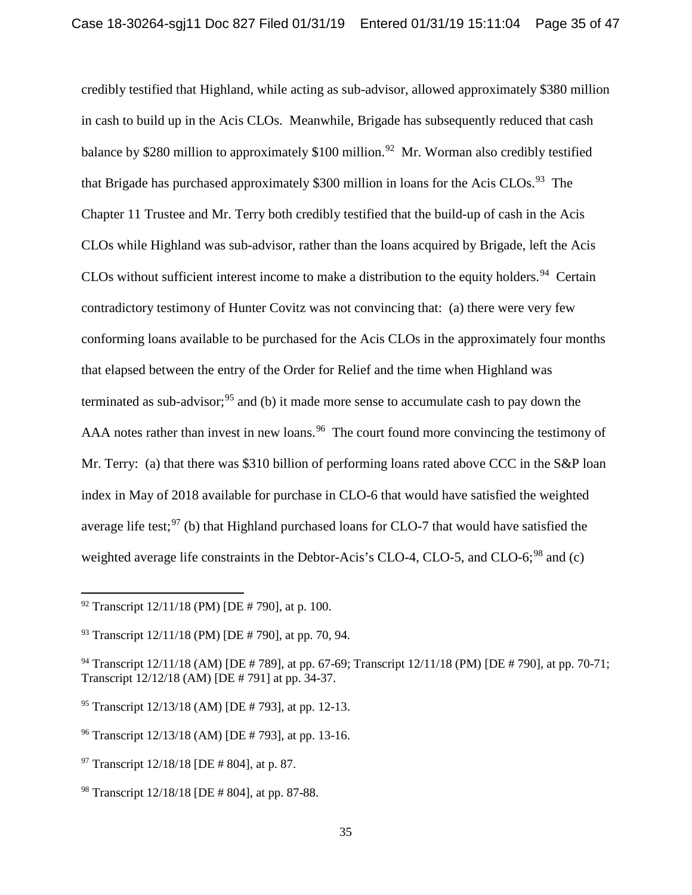credibly testified that Highland, while acting as sub-advisor, allowed approximately $380 million in cash to build up in the Acis CLOs. Meanwhile, Brigade has subsequently reduced that cash balance by $280 million to approximately $100 million.[92] Mr. Worman also credibly testified that Brigade has purchased approximately $300 million in loans for the Acis CLOs.[93] The Chapter 11 Trustee and Mr. Terry both credibly testified that the build-up of cash in the Acis CLOs while Highland was sub-advisor, rather than the loans acquired by Brigade, left the Acis CLOs without sufficient interest income to make a distribution to the equity holders.[94] Certain contradictory testimony of Hunter Covitz was not convincing that: (a) there were very few conforming loans available to be purchased for the Acis CLOs in the approximately four months that elapsed between the entry of the Order for Relief and the time when Highland was terminated as sub-advisor;[95] and (b) it made more sense to accumulate cash to pay down the AAA notes rather than invest in new loans.[96] The court found more convincing the testimony of Mr. Terry: (a) that there was $310 billion of performing loans rated above CCC in the S&P loan index in May of 2018 available for purchase in CLO-6 that would have satisfied the weighted average life test;[97] (b) that Highland purchased loans for CLO-7 that would have satisfied the weighted average life constraints in the Debtor-Acis's CLO-4, CLO-5, and CLO-6;[98] and (c)

---

[92] Transcript 12/11/18 (PM) [DE # 790], at p. 100.

[93] Transcript 12/11/18 (PM) [DE # 790], at pp. 70, 94.

[94] Transcript 12/11/18 (AM) [DE # 789], at pp. 67-69; Transcript 12/11/18 (PM) [DE # 790], at pp. 70-71; Transcript 12/12/18 (AM) [DE # 791] at pp. 34-37.

[95] Transcript 12/13/18 (AM) [DE # 793], at pp. 12-13.

[96] Transcript 12/13/18 (AM) [DE # 793], at pp. 13-16.

[97] Transcript 12/18/18 [DE # 804], at p. 87.

[98] Transcript 12/18/18 [DE # 804], at pp. 87-88.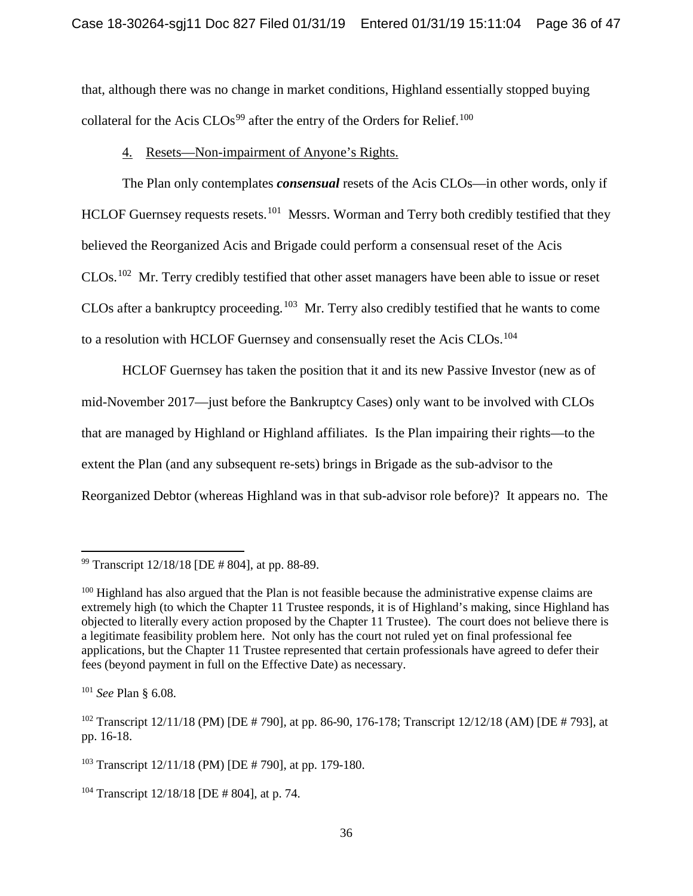that, although there was no change in market conditions, Highland essentially stopped buying collateral for the Acis CLOs[99] after the entry of the Orders for Relief.[100]

4. Resets—Non-impairment of Anyone's Rights.

The Plan only contemplates ***consensual*** resets of the Acis CLOs—in other words, only if HCLOF Guernsey requests resets.[101] Messrs. Worman and Terry both credibly testified that they believed the Reorganized Acis and Brigade could perform a consensual reset of the Acis CLOs.[102] Mr. Terry credibly testified that other asset managers have been able to issue or reset CLOs after a bankruptcy proceeding.[103] Mr. Terry also credibly testified that he wants to come to a resolution with HCLOF Guernsey and consensually reset the Acis CLOs.[104]

HCLOF Guernsey has taken the position that it and its new Passive Investor (new as of mid-November 2017—just before the Bankruptcy Cases) only want to be involved with CLOs that are managed by Highland or Highland affiliates. Is the Plan impairing their rights—to the extent the Plan (and any subsequent re-sets) brings in Brigade as the sub-advisor to the Reorganized Debtor (whereas Highland was in that sub-advisor role before)? It appears no. The

---

[99] Transcript 12/18/18 [DE # 804], at pp. 88-89.

[100] Highland has also argued that the Plan is not feasible because the administrative expense claims are extremely high (to which the Chapter 11 Trustee responds, it is of Highland's making, since Highland has objected to literally every action proposed by the Chapter 11 Trustee). The court does not believe there is a legitimate feasibility problem here. Not only has the court not ruled yet on final professional fee applications, but the Chapter 11 Trustee represented that certain professionals have agreed to defer their fees (beyond payment in full on the Effective Date) as necessary.

[101] *See* Plan § 6.08.

[102] Transcript 12/11/18 (PM) [DE # 790], at pp. 86-90, 176-178; Transcript 12/12/18 (AM) [DE # 793], at pp. 16-18.

[103] Transcript 12/11/18 (PM) [DE # 790], at pp. 179-180.

[104] Transcript 12/18/18 [DE # 804], at p. 74.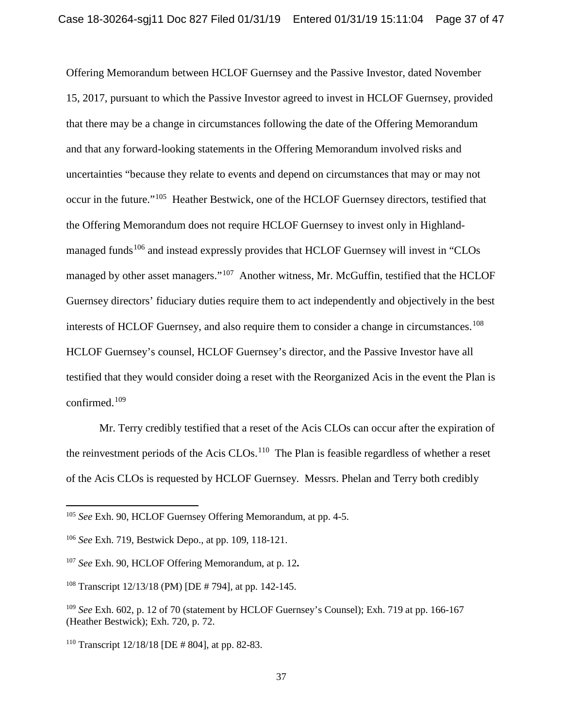Offering Memorandum between HCLOF Guernsey and the Passive Investor, dated November 15, 2017, pursuant to which the Passive Investor agreed to invest in HCLOF Guernsey, provided that there may be a change in circumstances following the date of the Offering Memorandum and that any forward-looking statements in the Offering Memorandum involved risks and uncertainties "because they relate to events and depend on circumstances that may or may not occur in the future."[105] Heather Bestwick, one of the HCLOF Guernsey directors, testified that the Offering Memorandum does not require HCLOF Guernsey to invest only in Highland-managed funds[106] and instead expressly provides that HCLOF Guernsey will invest in "CLOs managed by other asset managers."[107] Another witness, Mr. McGuffin, testified that the HCLOF Guernsey directors' fiduciary duties require them to act independently and objectively in the best interests of HCLOF Guernsey, and also require them to consider a change in circumstances.[108] HCLOF Guernsey's counsel, HCLOF Guernsey's director, and the Passive Investor have all testified that they would consider doing a reset with the Reorganized Acis in the event the Plan is confirmed.[109]

Mr. Terry credibly testified that a reset of the Acis CLOs can occur after the expiration of the reinvestment periods of the Acis CLOs.[110] The Plan is feasible regardless of whether a reset of the Acis CLOs is requested by HCLOF Guernsey. Messrs. Phelan and Terry both credibly

---

[105] *See* Exh. 90, HCLOF Guernsey Offering Memorandum, at pp. 4-5.

[106] *See* Exh. 719, Bestwick Depo., at pp. 109, 118-121.

[107] *See* Exh. 90, HCLOF Offering Memorandum, at p. 12**.**

[108] Transcript 12/13/18 (PM) [DE # 794], at pp. 142-145.

[109] *See* Exh. 602, p. 12 of 70 (statement by HCLOF Guernsey's Counsel); Exh. 719 at pp. 166-167 (Heather Bestwick); Exh. 720, p. 72.

[110] Transcript 12/18/18 [DE # 804], at pp. 82-83.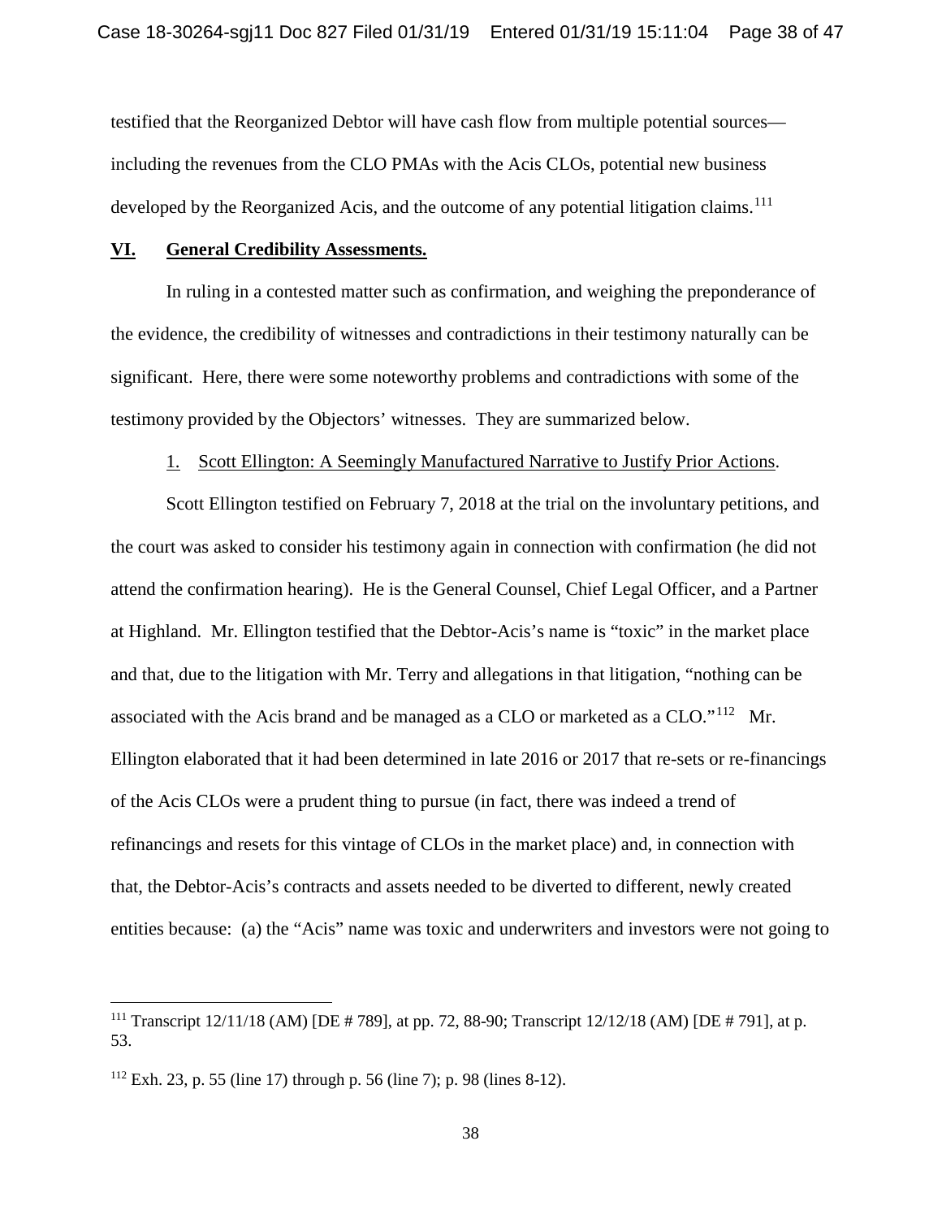testified that the Reorganized Debtor will have cash flow from multiple potential sources—including the revenues from the CLO PMAs with the Acis CLOs, potential new business developed by the Reorganized Acis, and the outcome of any potential litigation claims.[111]

## VI. General Credibility Assessments.

In ruling in a contested matter such as confirmation, and weighing the preponderance of the evidence, the credibility of witnesses and contradictions in their testimony naturally can be significant. Here, there were some noteworthy problems and contradictions with some of the testimony provided by the Objectors' witnesses. They are summarized below.

1. Scott Ellington: A Seemingly Manufactured Narrative to Justify Prior Actions.

Scott Ellington testified on February 7, 2018 at the trial on the involuntary petitions, and the court was asked to consider his testimony again in connection with confirmation (he did not attend the confirmation hearing). He is the General Counsel, Chief Legal Officer, and a Partner at Highland. Mr. Ellington testified that the Debtor-Acis's name is "toxic" in the market place and that, due to the litigation with Mr. Terry and allegations in that litigation, "nothing can be associated with the Acis brand and be managed as a CLO or marketed as a CLO."[112] Mr. Ellington elaborated that it had been determined in late 2016 or 2017 that re-sets or re-financings of the Acis CLOs were a prudent thing to pursue (in fact, there was indeed a trend of refinancings and resets for this vintage of CLOs in the market place) and, in connection with that, the Debtor-Acis's contracts and assets needed to be diverted to different, newly created entities because: (a) the "Acis" name was toxic and underwriters and investors were not going to

---

[111] Transcript 12/11/18 (AM) [DE # 789], at pp. 72, 88-90; Transcript 12/12/18 (AM) [DE # 791], at p. 53.

[112] Exh. 23, p. 55 (line 17) through p. 56 (line 7); p. 98 (lines 8-12).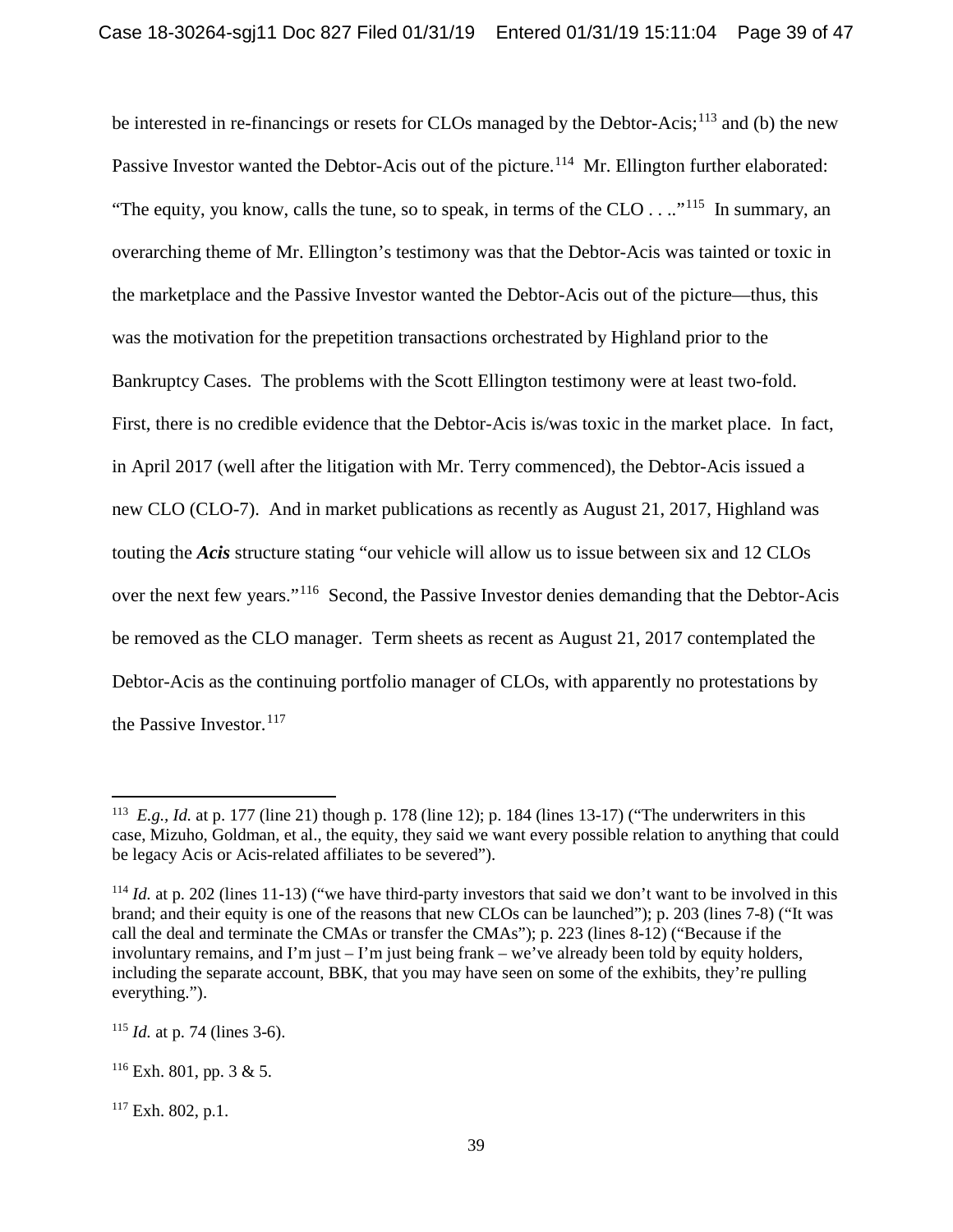be interested in re-financings or resets for CLOs managed by the Debtor-Acis;[113] and (b) the new Passive Investor wanted the Debtor-Acis out of the picture.[114] Mr. Ellington further elaborated: "The equity, you know, calls the tune, so to speak, in terms of the CLO . . .."[115] In summary, an overarching theme of Mr. Ellington's testimony was that the Debtor-Acis was tainted or toxic in the marketplace and the Passive Investor wanted the Debtor-Acis out of the picture—thus, this was the motivation for the prepetition transactions orchestrated by Highland prior to the Bankruptcy Cases. The problems with the Scott Ellington testimony were at least two-fold. First, there is no credible evidence that the Debtor-Acis is/was toxic in the market place. In fact, in April 2017 (well after the litigation with Mr. Terry commenced), the Debtor-Acis issued a new CLO (CLO-7). And in market publications as recently as August 21, 2017, Highland was touting the ***Acis*** structure stating "our vehicle will allow us to issue between six and 12 CLOs over the next few years."[116] Second, the Passive Investor denies demanding that the Debtor-Acis be removed as the CLO manager. Term sheets as recent as August 21, 2017 contemplated the Debtor-Acis as the continuing portfolio manager of CLOs, with apparently no protestations by the Passive Investor.[117]

---

[113] *E.g.*, *Id.* at p. 177 (line 21) though p. 178 (line 12); p. 184 (lines 13-17) ("The underwriters in this case, Mizuho, Goldman, et al., the equity, they said we want every possible relation to anything that could be legacy Acis or Acis-related affiliates to be severed").

[114] *Id.* at p. 202 (lines 11-13) ("we have third-party investors that said we don't want to be involved in this brand; and their equity is one of the reasons that new CLOs can be launched"); p. 203 (lines 7-8) ("It was call the deal and terminate the CMAs or transfer the CMAs"); p. 223 (lines 8-12) ("Because if the involuntary remains, and I'm just – I'm just being frank – we've already been told by equity holders, including the separate account, BBK, that you may have seen on some of the exhibits, they're pulling everything.").

[115] *Id.* at p. 74 (lines 3-6).

[116] Exh. 801, pp. 3 & 5.

[117] Exh. 802, p.1.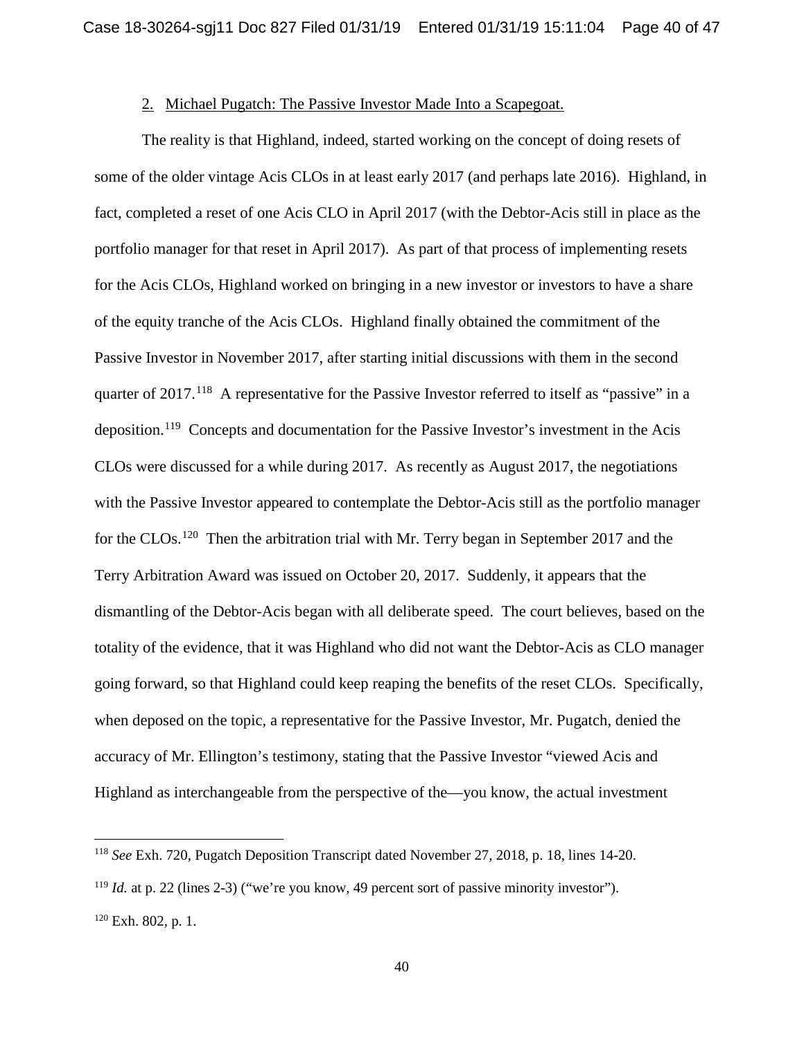2. Michael Pugatch: The Passive Investor Made Into a Scapegoat.

The reality is that Highland, indeed, started working on the concept of doing resets of some of the older vintage Acis CLOs in at least early 2017 (and perhaps late 2016). Highland, in fact, completed a reset of one Acis CLO in April 2017 (with the Debtor-Acis still in place as the portfolio manager for that reset in April 2017). As part of that process of implementing resets for the Acis CLOs, Highland worked on bringing in a new investor or investors to have a share of the equity tranche of the Acis CLOs. Highland finally obtained the commitment of the Passive Investor in November 2017, after starting initial discussions with them in the second quarter of 2017.[118] A representative for the Passive Investor referred to itself as "passive" in a deposition.[119] Concepts and documentation for the Passive Investor's investment in the Acis CLOs were discussed for a while during 2017. As recently as August 2017, the negotiations with the Passive Investor appeared to contemplate the Debtor-Acis still as the portfolio manager for the CLOs.[120] Then the arbitration trial with Mr. Terry began in September 2017 and the Terry Arbitration Award was issued on October 20, 2017. Suddenly, it appears that the dismantling of the Debtor-Acis began with all deliberate speed. The court believes, based on the totality of the evidence, that it was Highland who did not want the Debtor-Acis as CLO manager going forward, so that Highland could keep reaping the benefits of the reset CLOs. Specifically, when deposed on the topic, a representative for the Passive Investor, Mr. Pugatch, denied the accuracy of Mr. Ellington's testimony, stating that the Passive Investor "viewed Acis and Highland as interchangeable from the perspective of the—you know, the actual investment

---

[118] *See* Exh. 720, Pugatch Deposition Transcript dated November 27, 2018, p. 18, lines 14-20.

[119] *Id.* at p. 22 (lines 2-3) ("we're you know, 49 percent sort of passive minority investor").

[120] Exh. 802, p. 1.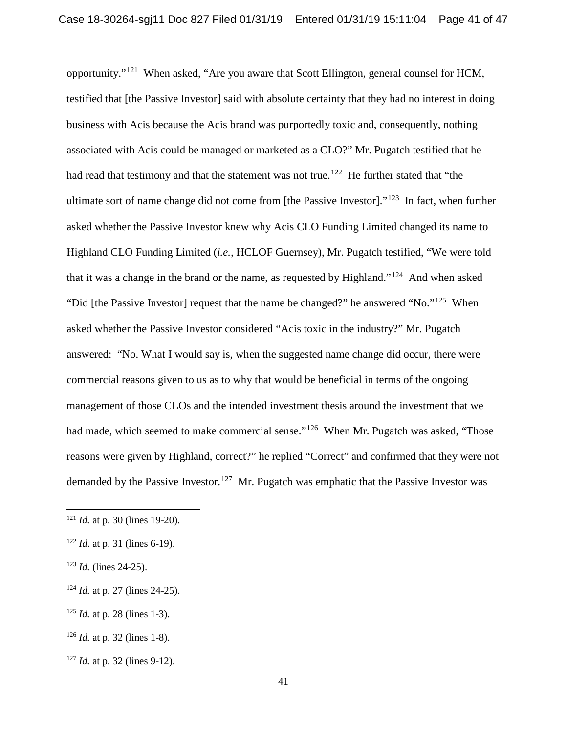opportunity."[121] When asked, "Are you aware that Scott Ellington, general counsel for HCM, testified that [the Passive Investor] said with absolute certainty that they had no interest in doing business with Acis because the Acis brand was purportedly toxic and, consequently, nothing associated with Acis could be managed or marketed as a CLO?" Mr. Pugatch testified that he had read that testimony and that the statement was not true.[122] He further stated that "the ultimate sort of name change did not come from [the Passive Investor]."[123] In fact, when further asked whether the Passive Investor knew why Acis CLO Funding Limited changed its name to Highland CLO Funding Limited (*i.e.*, HCLOF Guernsey), Mr. Pugatch testified, "We were told that it was a change in the brand or the name, as requested by Highland."[124] And when asked "Did [the Passive Investor] request that the name be changed?" he answered "No."[125] When asked whether the Passive Investor considered "Acis toxic in the industry?" Mr. Pugatch answered: "No. What I would say is, when the suggested name change did occur, there were commercial reasons given to us as to why that would be beneficial in terms of the ongoing management of those CLOs and the intended investment thesis around the investment that we had made, which seemed to make commercial sense."[126] When Mr. Pugatch was asked, "Those reasons were given by Highland, correct?" he replied "Correct" and confirmed that they were not demanded by the Passive Investor.[127] Mr. Pugatch was emphatic that the Passive Investor was

---

[121] *Id.* at p. 30 (lines 19-20).

[122] *Id*. at p. 31 (lines 6-19).

[123] *Id.* (lines 24-25).

[124] *Id.* at p. 27 (lines 24-25).

[125] *Id.* at p. 28 (lines 1-3).

[126] *Id.* at p. 32 (lines 1-8).

[127] *Id.* at p. 32 (lines 9-12).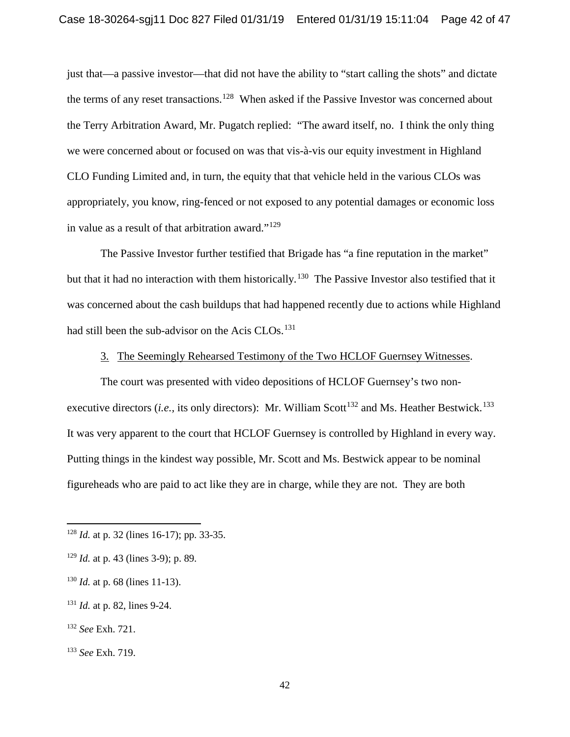just that—a passive investor—that did not have the ability to "start calling the shots" and dictate the terms of any reset transactions.[128] When asked if the Passive Investor was concerned about the Terry Arbitration Award, Mr. Pugatch replied: "The award itself, no. I think the only thing we were concerned about or focused on was that vis-à-vis our equity investment in Highland CLO Funding Limited and, in turn, the equity that that vehicle held in the various CLOs was appropriately, you know, ring-fenced or not exposed to any potential damages or economic loss in value as a result of that arbitration award."[129]

The Passive Investor further testified that Brigade has "a fine reputation in the market" but that it had no interaction with them historically.[130] The Passive Investor also testified that it was concerned about the cash buildups that had happened recently due to actions while Highland had still been the sub-advisor on the Acis CLOs.[131]

3. <u>The Seemingly Rehearsed Testimony of the Two HCLOF Guernsey Witnesses</u>.

The court was presented with video depositions of HCLOF Guernsey's two non-executive directors (*i.e.*, its only directors): Mr. William Scott[132] and Ms. Heather Bestwick.[133] It was very apparent to the court that HCLOF Guernsey is controlled by Highland in every way. Putting things in the kindest way possible, Mr. Scott and Ms. Bestwick appear to be nominal figureheads who are paid to act like they are in charge, while they are not. They are both

---

[128] *Id.* at p. 32 (lines 16-17); pp. 33-35.

[129] *Id.* at p. 43 (lines 3-9); p. 89.

[130] *Id.* at p. 68 (lines 11-13).

[131] *Id.* at p. 82, lines 9-24.

[132] *See* Exh. 721.

[133] *See* Exh. 719.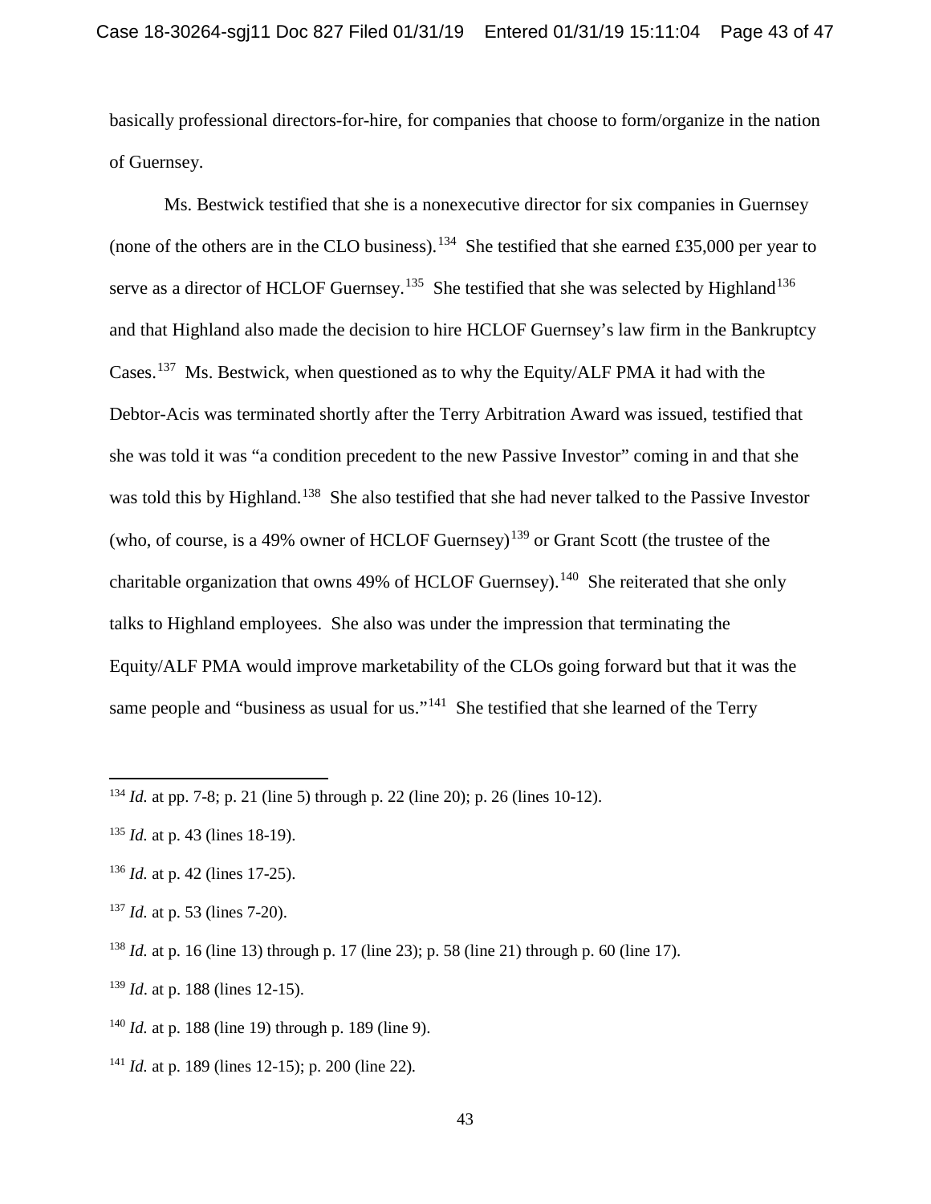basically professional directors-for-hire, for companies that choose to form/organize in the nation of Guernsey.

Ms. Bestwick testified that she is a nonexecutive director for six companies in Guernsey (none of the others are in the CLO business).[134] She testified that she earned £35,000 per year to serve as a director of HCLOF Guernsey.[135] She testified that she was selected by Highland[136] and that Highland also made the decision to hire HCLOF Guernsey's law firm in the Bankruptcy Cases.[137] Ms. Bestwick, when questioned as to why the Equity/ALF PMA it had with the Debtor-Acis was terminated shortly after the Terry Arbitration Award was issued, testified that she was told it was "a condition precedent to the new Passive Investor" coming in and that she was told this by Highland.[138] She also testified that she had never talked to the Passive Investor (who, of course, is a 49% owner of HCLOF Guernsey)[139] or Grant Scott (the trustee of the charitable organization that owns 49% of HCLOF Guernsey).[140] She reiterated that she only talks to Highland employees. She also was under the impression that terminating the Equity/ALF PMA would improve marketability of the CLOs going forward but that it was the same people and "business as usual for us."[141] She testified that she learned of the Terry

---

[134] *Id.* at pp. 7-8; p. 21 (line 5) through p. 22 (line 20); p. 26 (lines 10-12).

[135] *Id.* at p. 43 (lines 18-19).

[136] *Id.* at p. 42 (lines 17-25).

[137] *Id.* at p. 53 (lines 7-20).

[138] *Id.* at p. 16 (line 13) through p. 17 (line 23); p. 58 (line 21) through p. 60 (line 17).

[139] *Id*. at p. 188 (lines 12-15).

[140] *Id.* at p. 188 (line 19) through p. 189 (line 9).

[141] *Id.* at p. 189 (lines 12-15); p. 200 (line 22).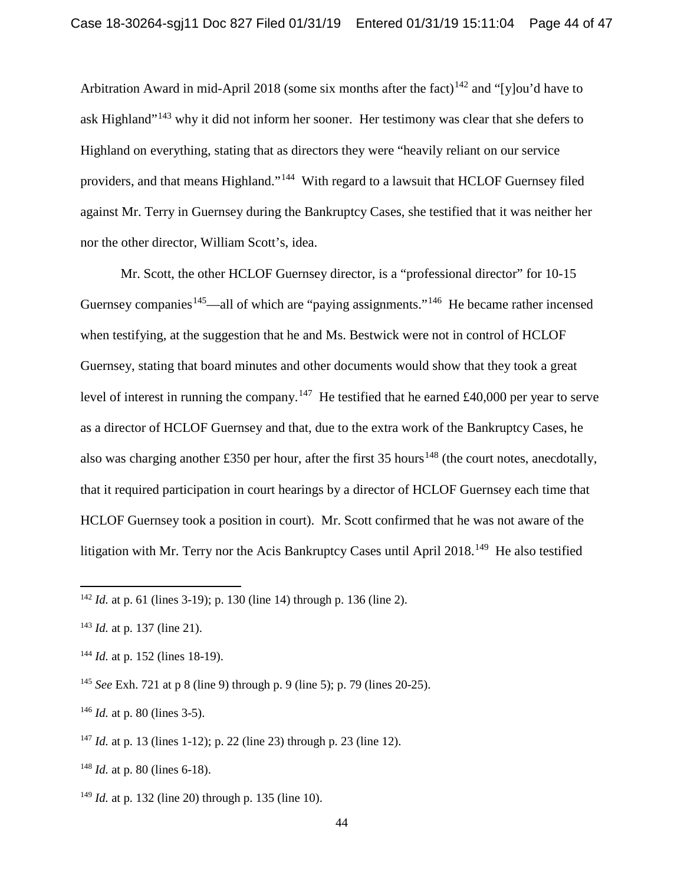Arbitration Award in mid-April 2018 (some six months after the fact)[142] and "[y]ou'd have to ask Highland"[143] why it did not inform her sooner. Her testimony was clear that she defers to Highland on everything, stating that as directors they were "heavily reliant on our service providers, and that means Highland."[144] With regard to a lawsuit that HCLOF Guernsey filed against Mr. Terry in Guernsey during the Bankruptcy Cases, she testified that it was neither her nor the other director, William Scott's, idea.

Mr. Scott, the other HCLOF Guernsey director, is a "professional director" for 10-15 Guernsey companies[145]—all of which are "paying assignments."[146] He became rather incensed when testifying, at the suggestion that he and Ms. Bestwick were not in control of HCLOF Guernsey, stating that board minutes and other documents would show that they took a great level of interest in running the company.[147] He testified that he earned £40,000 per year to serve as a director of HCLOF Guernsey and that, due to the extra work of the Bankruptcy Cases, he also was charging another £350 per hour, after the first 35 hours[148] (the court notes, anecdotally, that it required participation in court hearings by a director of HCLOF Guernsey each time that HCLOF Guernsey took a position in court). Mr. Scott confirmed that he was not aware of the litigation with Mr. Terry nor the Acis Bankruptcy Cases until April 2018.[149] He also testified

---

[142] *Id.* at p. 61 (lines 3-19); p. 130 (line 14) through p. 136 (line 2).

[143] *Id.* at p. 137 (line 21).

[144] *Id.* at p. 152 (lines 18-19).

[145] *See* Exh. 721 at p 8 (line 9) through p. 9 (line 5); p. 79 (lines 20-25).

[146] *Id.* at p. 80 (lines 3-5).

[147] *Id.* at p. 13 (lines 1-12); p. 22 (line 23) through p. 23 (line 12).

[148] *Id.* at p. 80 (lines 6-18).

[149] *Id.* at p. 132 (line 20) through p. 135 (line 10).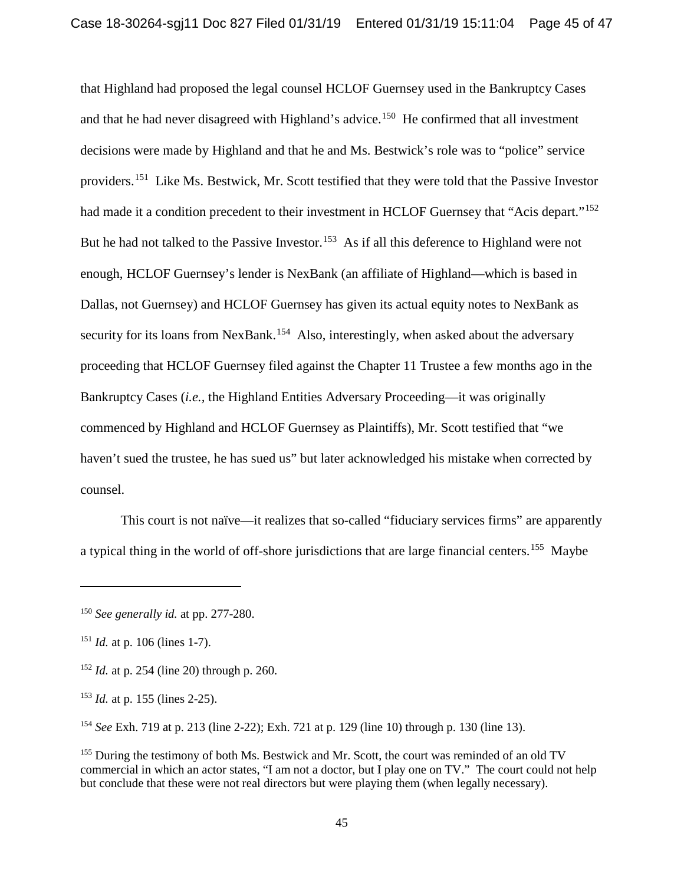that Highland had proposed the legal counsel HCLOF Guernsey used in the Bankruptcy Cases and that he had never disagreed with Highland's advice.[150] He confirmed that all investment decisions were made by Highland and that he and Ms. Bestwick's role was to "police" service providers.[151] Like Ms. Bestwick, Mr. Scott testified that they were told that the Passive Investor had made it a condition precedent to their investment in HCLOF Guernsey that "Acis depart."[152] But he had not talked to the Passive Investor.[153] As if all this deference to Highland were not enough, HCLOF Guernsey's lender is NexBank (an affiliate of Highland—which is based in Dallas, not Guernsey) and HCLOF Guernsey has given its actual equity notes to NexBank as security for its loans from NexBank.[154] Also, interestingly, when asked about the adversary proceeding that HCLOF Guernsey filed against the Chapter 11 Trustee a few months ago in the Bankruptcy Cases (*i.e.*, the Highland Entities Adversary Proceeding—it was originally commenced by Highland and HCLOF Guernsey as Plaintiffs), Mr. Scott testified that "we haven't sued the trustee, he has sued us" but later acknowledged his mistake when corrected by counsel.

This court is not naïve—it realizes that so-called "fiduciary services firms" are apparently a typical thing in the world of off-shore jurisdictions that are large financial centers.[155] Maybe

---

[150] *See generally id.* at pp. 277-280.

[151] *Id.* at p. 106 (lines 1-7).

[152] *Id.* at p. 254 (line 20) through p. 260.

[153] *Id.* at p. 155 (lines 2-25).

[154] *See* Exh. 719 at p. 213 (line 2-22); Exh. 721 at p. 129 (line 10) through p. 130 (line 13).

[155] During the testimony of both Ms. Bestwick and Mr. Scott, the court was reminded of an old TV commercial in which an actor states, "I am not a doctor, but I play one on TV." The court could not help but conclude that these were not real directors but were playing them (when legally necessary).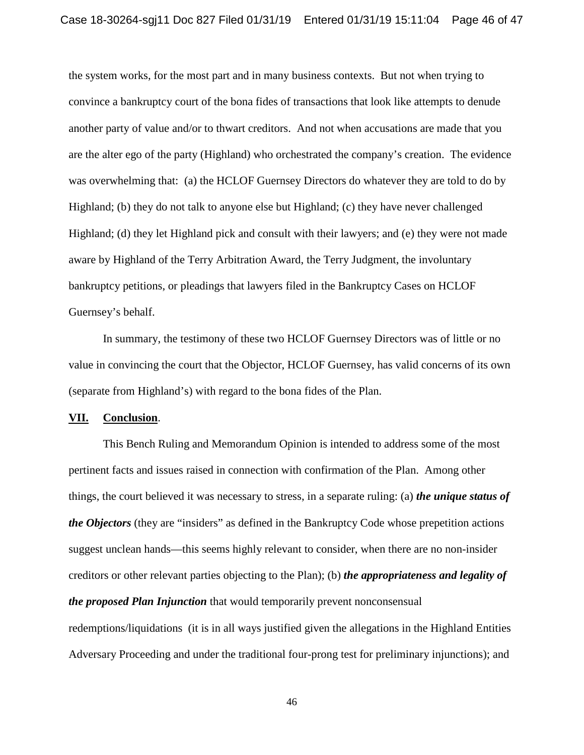the system works, for the most part and in many business contexts. But not when trying to convince a bankruptcy court of the bona fides of transactions that look like attempts to denude another party of value and/or to thwart creditors. And not when accusations are made that you are the alter ego of the party (Highland) who orchestrated the company's creation. The evidence was overwhelming that: (a) the HCLOF Guernsey Directors do whatever they are told to do by Highland; (b) they do not talk to anyone else but Highland; (c) they have never challenged Highland; (d) they let Highland pick and consult with their lawyers; and (e) they were not made aware by Highland of the Terry Arbitration Award, the Terry Judgment, the involuntary bankruptcy petitions, or pleadings that lawyers filed in the Bankruptcy Cases on HCLOF Guernsey's behalf.

In summary, the testimony of these two HCLOF Guernsey Directors was of little or no value in convincing the court that the Objector, HCLOF Guernsey, has valid concerns of its own (separate from Highland's) with regard to the bona fides of the Plan.

## **VII. Conclusion**.

This Bench Ruling and Memorandum Opinion is intended to address some of the most pertinent facts and issues raised in connection with confirmation of the Plan. Among other things, the court believed it was necessary to stress, in a separate ruling: (a) ***the unique status of the Objectors*** (they are "insiders" as defined in the Bankruptcy Code whose prepetition actions suggest unclean hands—this seems highly relevant to consider, when there are no non-insider creditors or other relevant parties objecting to the Plan); (b) ***the appropriateness and legality of the proposed Plan Injunction*** that would temporarily prevent nonconsensual redemptions/liquidations (it is in all ways justified given the allegations in the Highland Entities Adversary Proceeding and under the traditional four-prong test for preliminary injunctions); and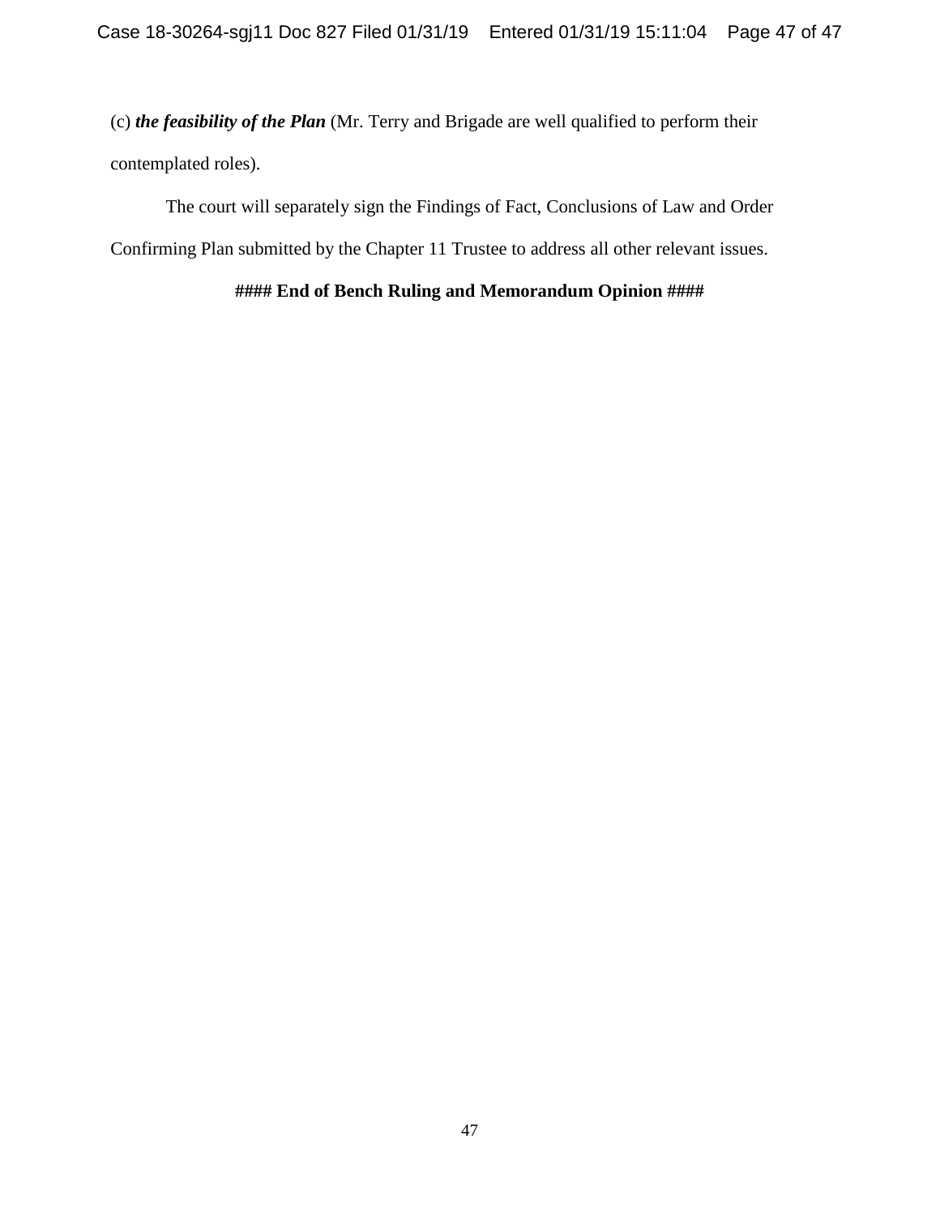(c) ***the feasibility of the Plan*** (Mr. Terry and Brigade are well qualified to perform their contemplated roles).

The court will separately sign the Findings of Fact, Conclusions of Law and Order Confirming Plan submitted by the Chapter 11 Trustee to address all other relevant issues.

**#### End of Bench Ruling and Memorandum Opinion ####**